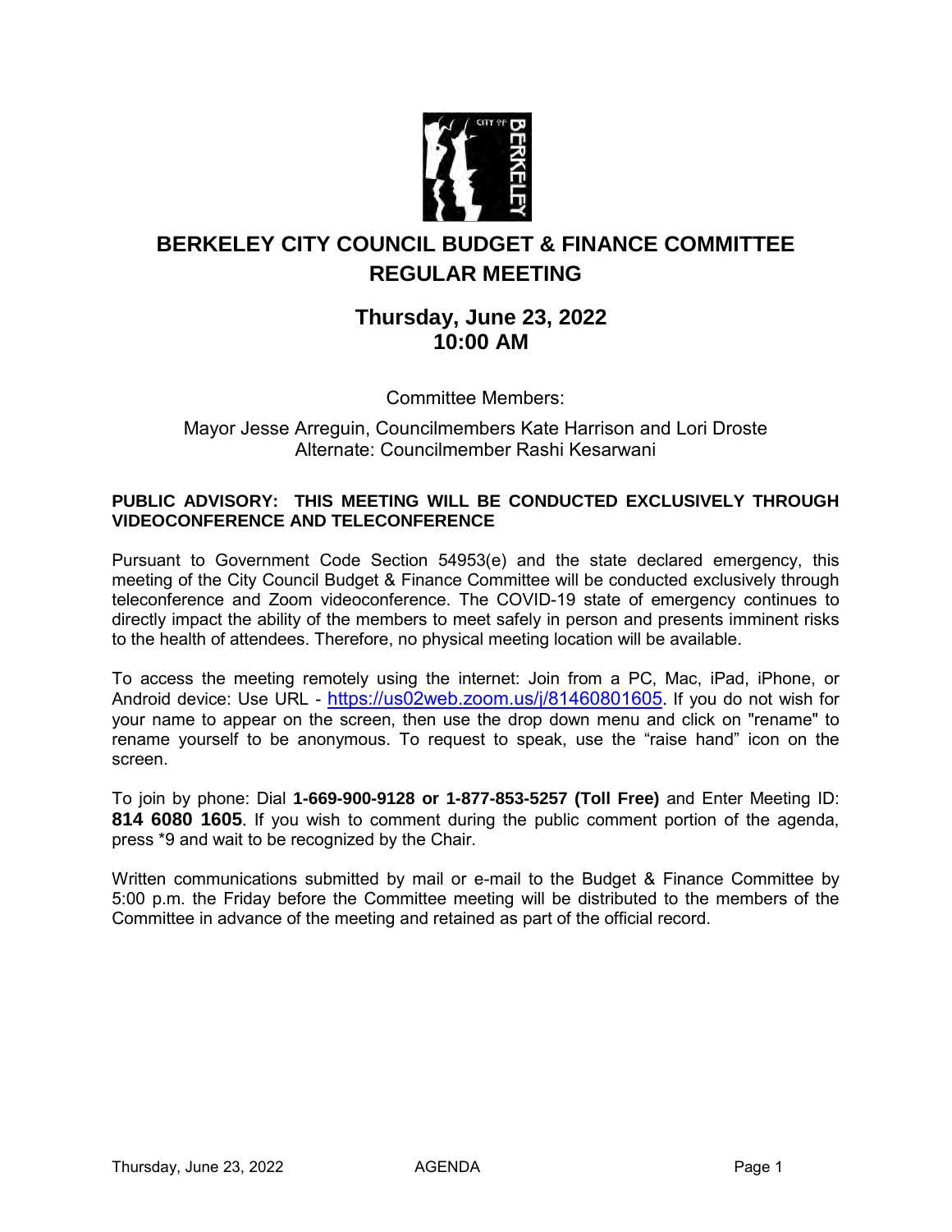# BERKELEY CITY COUNCIL BUDGET & FINANCE COMMITTEE REGULAR MEETING

## Thursday, June 23, 2022
## 10:00 AM

Committee Members:

Mayor Jesse Arreguin, Councilmembers Kate Harrison and Lori Droste
Alternate: Councilmember Rashi Kesarwani

**PUBLIC ADVISORY: THIS MEETING WILL BE CONDUCTED EXCLUSIVELY THROUGH VIDEOCONFERENCE AND TELECONFERENCE**

Pursuant to Government Code Section 54953(e) and the state declared emergency, this meeting of the City Council Budget & Finance Committee will be conducted exclusively through teleconference and Zoom videoconference. The COVID-19 state of emergency continues to directly impact the ability of the members to meet safely in person and presents imminent risks to the health of attendees. Therefore, no physical meeting location will be available.

To access the meeting remotely using the internet: Join from a PC, Mac, iPad, iPhone, or Android device: Use URL - https://us02web.zoom.us/j/81460801605. If you do not wish for your name to appear on the screen, then use the drop down menu and click on "rename" to rename yourself to be anonymous. To request to speak, use the "raise hand" icon on the screen.

To join by phone: Dial **1-669-900-9128 or 1-877-853-5257 (Toll Free)** and Enter Meeting ID: **814 6080 1605**. If you wish to comment during the public comment portion of the agenda, press *9 and wait to be recognized by the Chair.

Written communications submitted by mail or e-mail to the Budget & Finance Committee by 5:00 p.m. the Friday before the Committee meeting will be distributed to the members of the Committee in advance of the meeting and retained as part of the official record.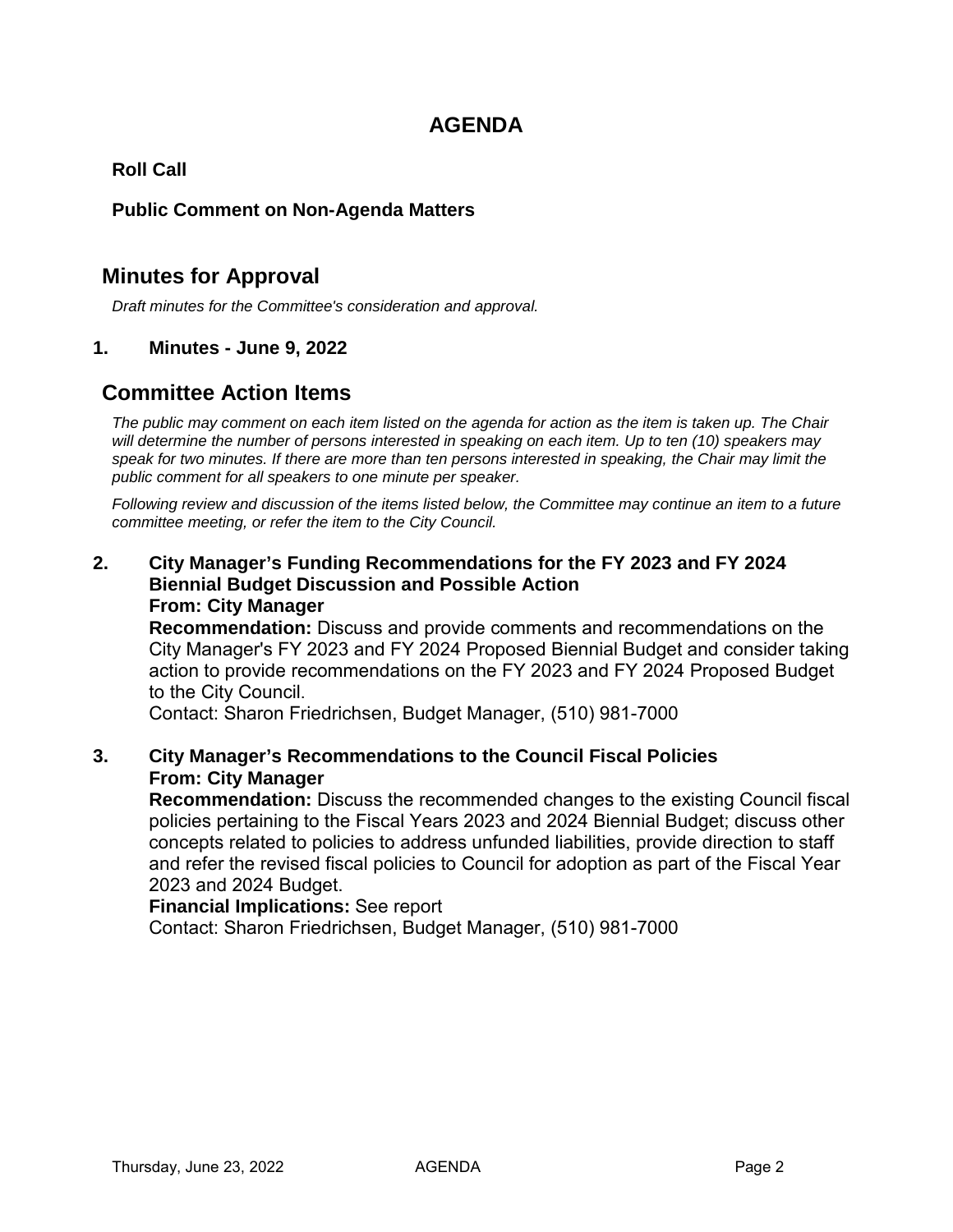# AGENDA

**Roll Call**

**Public Comment on Non-Agenda Matters**

## Minutes for Approval

*Draft minutes for the Committee's consideration and approval.*

**1. Minutes - June 9, 2022**

## Committee Action Items

*The public may comment on each item listed on the agenda for action as the item is taken up. The Chair will determine the number of persons interested in speaking on each item. Up to ten (10) speakers may speak for two minutes. If there are more than ten persons interested in speaking, the Chair may limit the public comment for all speakers to one minute per speaker.*

*Following review and discussion of the items listed below, the Committee may continue an item to a future committee meeting, or refer the item to the City Council.*

**2. City Manager's Funding Recommendations for the FY 2023 and FY 2024 Biennial Budget Discussion and Possible Action**
**From: City Manager**
**Recommendation:** Discuss and provide comments and recommendations on the City Manager's FY 2023 and FY 2024 Proposed Biennial Budget and consider taking action to provide recommendations on the FY 2023 and FY 2024 Proposed Budget to the City Council.
Contact: Sharon Friedrichsen, Budget Manager, (510) 981-7000

**3. City Manager's Recommendations to the Council Fiscal Policies**
**From: City Manager**
**Recommendation:** Discuss the recommended changes to the existing Council fiscal policies pertaining to the Fiscal Years 2023 and 2024 Biennial Budget; discuss other concepts related to policies to address unfunded liabilities, provide direction to staff and refer the revised fiscal policies to Council for adoption as part of the Fiscal Year 2023 and 2024 Budget.
**Financial Implications:** See report
Contact: Sharon Friedrichsen, Budget Manager, (510) 981-7000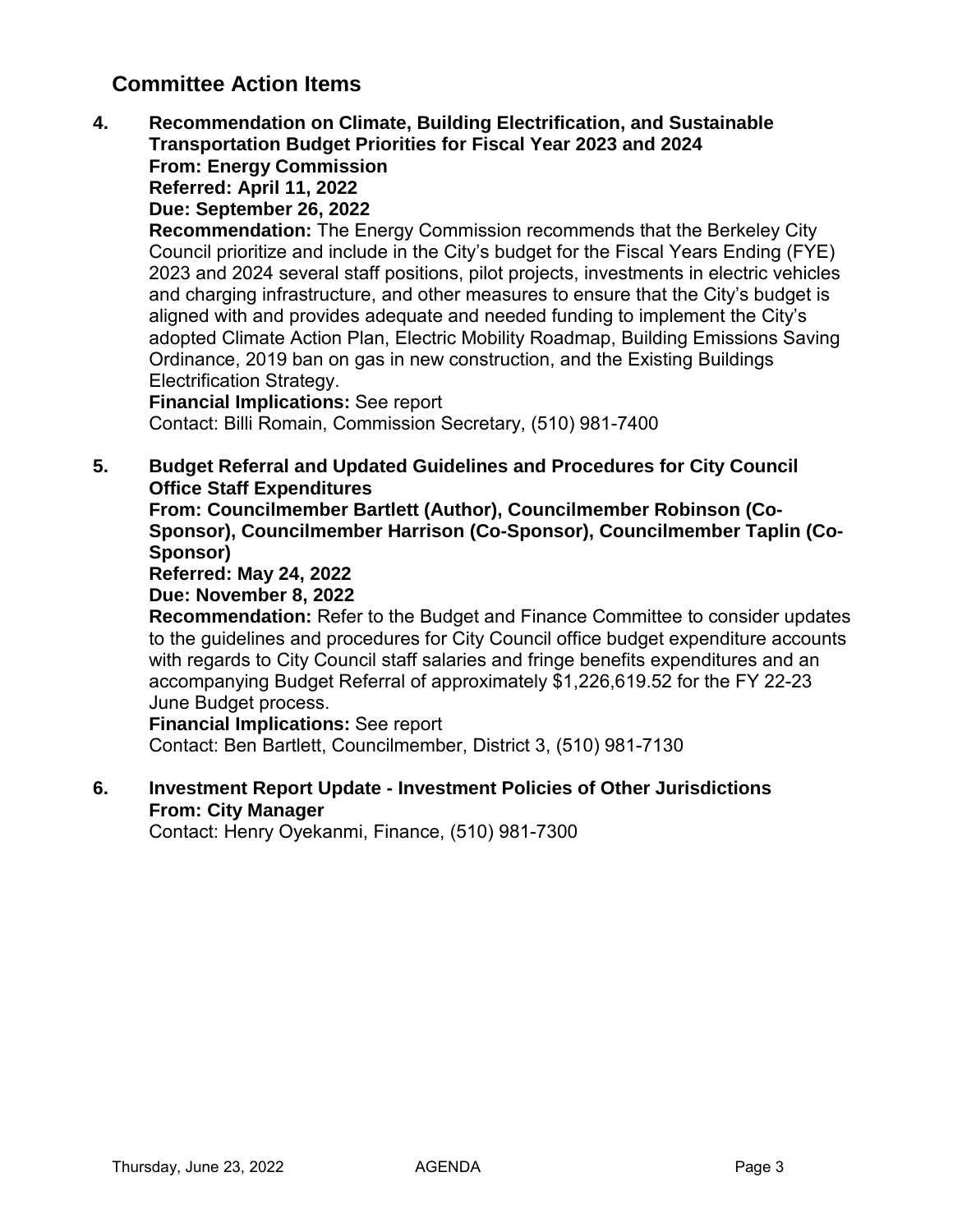## Committee Action Items

**4. Recommendation on Climate, Building Electrification, and Sustainable Transportation Budget Priorities for Fiscal Year 2023 and 2024**
**From: Energy Commission**
**Referred: April 11, 2022**
**Due: September 26, 2022**
**Recommendation:** The Energy Commission recommends that the Berkeley City Council prioritize and include in the City's budget for the Fiscal Years Ending (FYE) 2023 and 2024 several staff positions, pilot projects, investments in electric vehicles and charging infrastructure, and other measures to ensure that the City's budget is aligned with and provides adequate and needed funding to implement the City's adopted Climate Action Plan, Electric Mobility Roadmap, Building Emissions Saving Ordinance, 2019 ban on gas in new construction, and the Existing Buildings Electrification Strategy.
**Financial Implications:** See report
Contact: Billi Romain, Commission Secretary, (510) 981-7400

**5. Budget Referral and Updated Guidelines and Procedures for City Council Office Staff Expenditures**
**From: Councilmember Bartlett (Author), Councilmember Robinson (Co-Sponsor), Councilmember Harrison (Co-Sponsor), Councilmember Taplin (Co-Sponsor)**
**Referred: May 24, 2022**
**Due: November 8, 2022**
**Recommendation:** Refer to the Budget and Finance Committee to consider updates to the guidelines and procedures for City Council office budget expenditure accounts with regards to City Council staff salaries and fringe benefits expenditures and an accompanying Budget Referral of approximately $1,226,619.52 for the FY 22-23 June Budget process.
**Financial Implications:** See report
Contact: Ben Bartlett, Councilmember, District 3, (510) 981-7130

**6. Investment Report Update - Investment Policies of Other Jurisdictions**
**From: City Manager**
Contact: Henry Oyekanmi, Finance, (510) 981-7300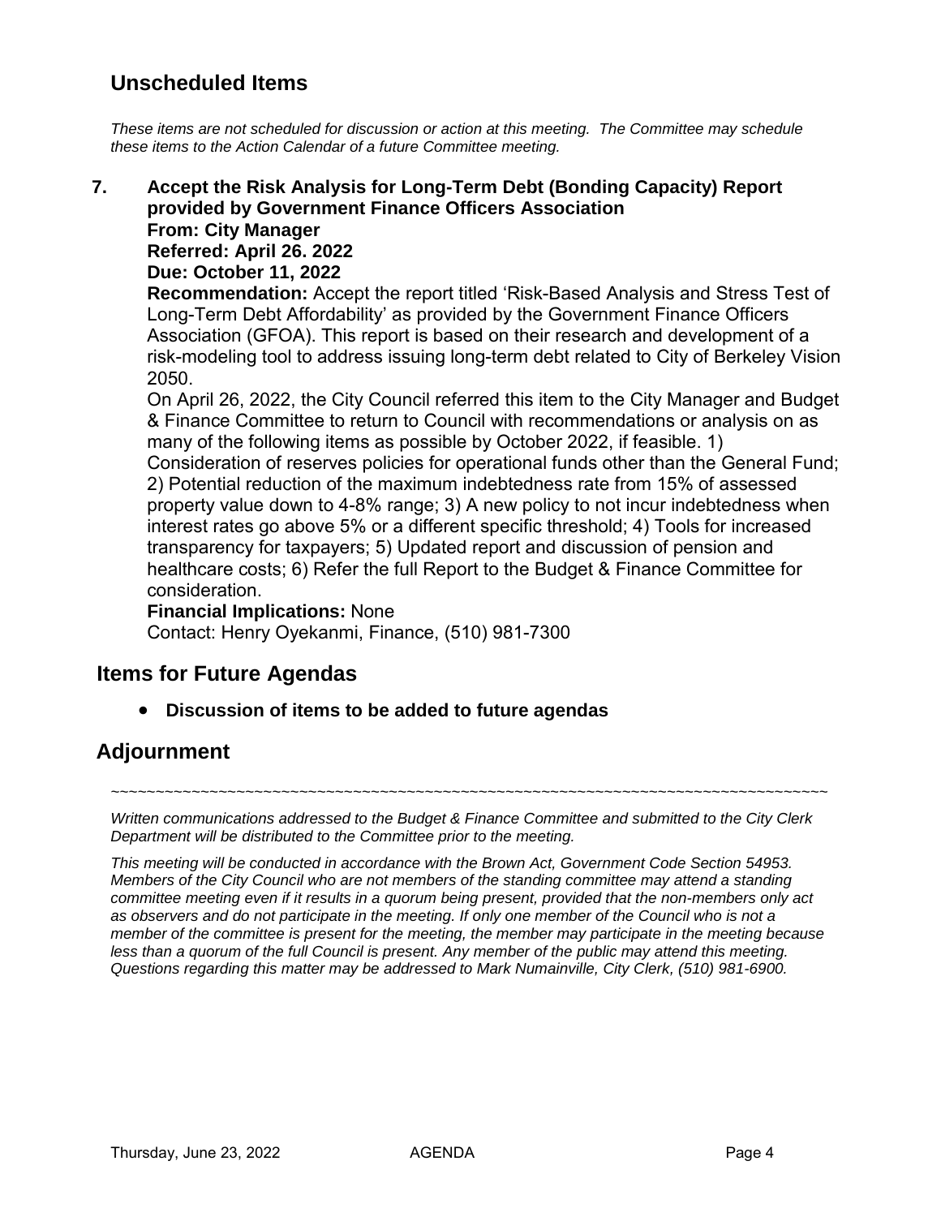## Unscheduled Items

*These items are not scheduled for discussion or action at this meeting. The Committee may schedule these items to the Action Calendar of a future Committee meeting.*

**7. Accept the Risk Analysis for Long-Term Debt (Bonding Capacity) Report provided by Government Finance Officers Association**
**From: City Manager**
**Referred: April 26. 2022**
**Due: October 11, 2022**

**Recommendation:** Accept the report titled 'Risk-Based Analysis and Stress Test of Long-Term Debt Affordability' as provided by the Government Finance Officers Association (GFOA). This report is based on their research and development of a risk-modeling tool to address issuing long-term debt related to City of Berkeley Vision 2050.

On April 26, 2022, the City Council referred this item to the City Manager and Budget & Finance Committee to return to Council with recommendations or analysis on as many of the following items as possible by October 2022, if feasible. 1) Consideration of reserves policies for operational funds other than the General Fund; 2) Potential reduction of the maximum indebtedness rate from 15% of assessed property value down to 4-8% range; 3) A new policy to not incur indebtedness when interest rates go above 5% or a different specific threshold; 4) Tools for increased transparency for taxpayers; 5) Updated report and discussion of pension and healthcare costs; 6) Refer the full Report to the Budget & Finance Committee for consideration.

**Financial Implications:** None

Contact: Henry Oyekanmi, Finance, (510) 981-7300

## Items for Future Agendas

- **Discussion of items to be added to future agendas**

## Adjournment

~~~~~~~~~~~~~~~~~~~~~~~~~~~~~~~~~~~~~~~~~~~~~~~~~~~~~~~~~~~~~~~~~~~~~~~~~~~~~~~~~~~~

*Written communications addressed to the Budget & Finance Committee and submitted to the City Clerk Department will be distributed to the Committee prior to the meeting.*

*This meeting will be conducted in accordance with the Brown Act, Government Code Section 54953. Members of the City Council who are not members of the standing committee may attend a standing committee meeting even if it results in a quorum being present, provided that the non-members only act as observers and do not participate in the meeting. If only one member of the Council who is not a member of the committee is present for the meeting, the member may participate in the meeting because less than a quorum of the full Council is present. Any member of the public may attend this meeting. Questions regarding this matter may be addressed to Mark Numainville, City Clerk, (510) 981-6900.*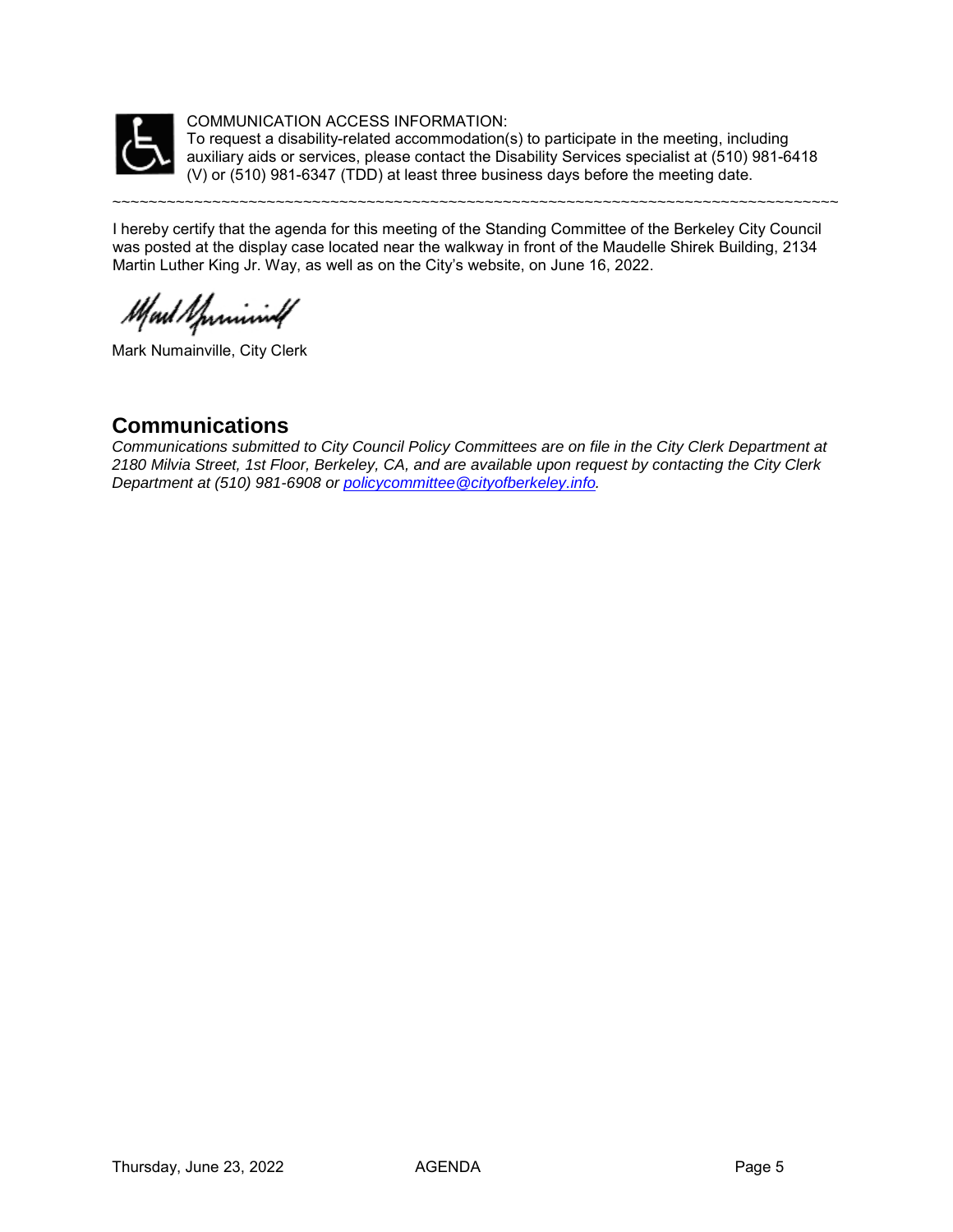COMMUNICATION ACCESS INFORMATION:
To request a disability-related accommodation(s) to participate in the meeting, including auxiliary aids or services, please contact the Disability Services specialist at (510) 981-6418 (V) or (510) 981-6347 (TDD) at least three business days before the meeting date.

~~~~~~~~~~~~~~~~~~~~~~~~~~~~~~~~~~~~~~~~~~~~~~~~~~~~~~~~~~~~~~~~~~~~~~~~~~~~~~

I hereby certify that the agenda for this meeting of the Standing Committee of the Berkeley City Council was posted at the display case located near the walkway in front of the Maudelle Shirek Building, 2134 Martin Luther King Jr. Way, as well as on the City's website, on June 16, 2022.

Mark Numainville, City Clerk

## Communications

*Communications submitted to City Council Policy Committees are on file in the City Clerk Department at 2180 Milvia Street, 1st Floor, Berkeley, CA, and are available upon request by contacting the City Clerk Department at (510) 981-6908 or policycommittee@cityofberkeley.info.*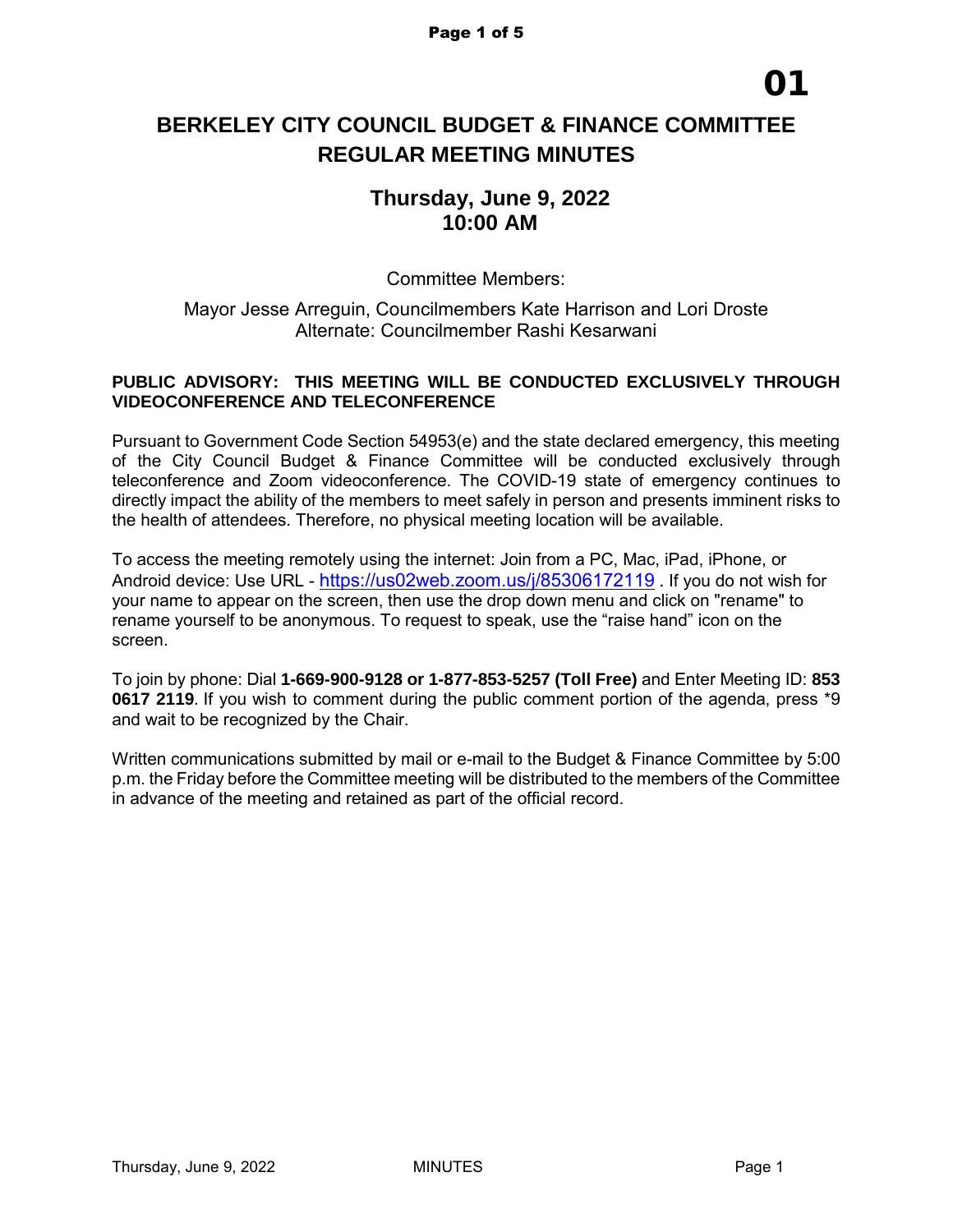# 01

## BERKELEY CITY COUNCIL BUDGET & FINANCE COMMITTEE REGULAR MEETING MINUTES

### Thursday, June 9, 2022
### 10:00 AM

Committee Members:

Mayor Jesse Arreguin, Councilmembers Kate Harrison and Lori Droste
Alternate: Councilmember Rashi Kesarwani

**PUBLIC ADVISORY: THIS MEETING WILL BE CONDUCTED EXCLUSIVELY THROUGH VIDEOCONFERENCE AND TELECONFERENCE**

Pursuant to Government Code Section 54953(e) and the state declared emergency, this meeting of the City Council Budget & Finance Committee will be conducted exclusively through teleconference and Zoom videoconference. The COVID-19 state of emergency continues to directly impact the ability of the members to meet safely in person and presents imminent risks to the health of attendees. Therefore, no physical meeting location will be available.

To access the meeting remotely using the internet: Join from a PC, Mac, iPad, iPhone, or Android device: Use URL - https://us02web.zoom.us/j/85306172119 . If you do not wish for your name to appear on the screen, then use the drop down menu and click on "rename" to rename yourself to be anonymous. To request to speak, use the "raise hand" icon on the screen.

To join by phone: Dial **1-669-900-9128 or 1-877-853-5257 (Toll Free)** and Enter Meeting ID: **853 0617 2119**. If you wish to comment during the public comment portion of the agenda, press *9 and wait to be recognized by the Chair.

Written communications submitted by mail or e-mail to the Budget & Finance Committee by 5:00 p.m. the Friday before the Committee meeting will be distributed to the members of the Committee in advance of the meeting and retained as part of the official record.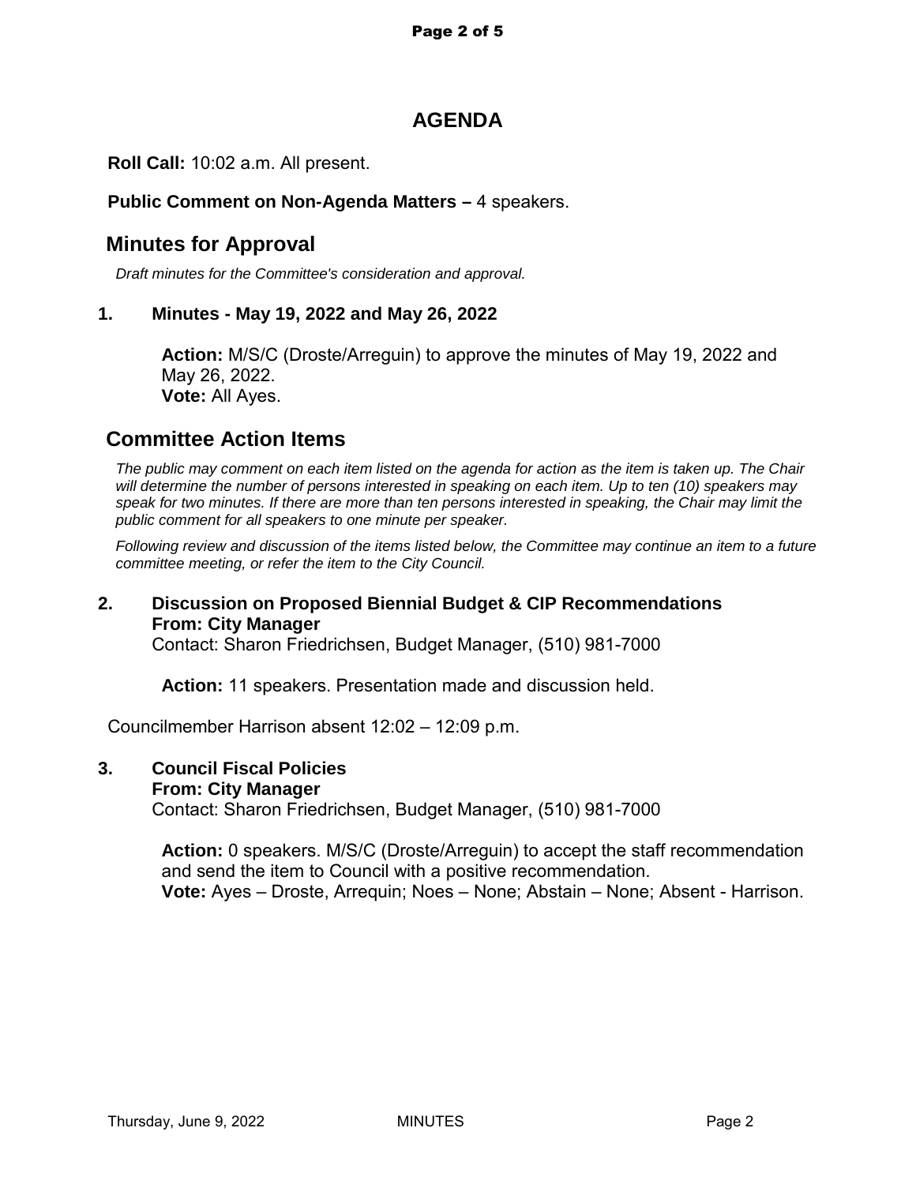# AGENDA

**Roll Call:** 10:02 a.m. All present.

**Public Comment on Non-Agenda Matters –** 4 speakers.

## Minutes for Approval

*Draft minutes for the Committee's consideration and approval.*

**1. Minutes - May 19, 2022 and May 26, 2022**

**Action:** M/S/C (Droste/Arreguin) to approve the minutes of May 19, 2022 and May 26, 2022.
**Vote:** All Ayes.

## Committee Action Items

*The public may comment on each item listed on the agenda for action as the item is taken up. The Chair will determine the number of persons interested in speaking on each item. Up to ten (10) speakers may speak for two minutes. If there are more than ten persons interested in speaking, the Chair may limit the public comment for all speakers to one minute per speaker.*

*Following review and discussion of the items listed below, the Committee may continue an item to a future committee meeting, or refer the item to the City Council.*

**2. Discussion on Proposed Biennial Budget & CIP Recommendations**
**From: City Manager**
Contact: Sharon Friedrichsen, Budget Manager, (510) 981-7000

**Action:** 11 speakers. Presentation made and discussion held.

Councilmember Harrison absent 12:02 – 12:09 p.m.

**3. Council Fiscal Policies**
**From: City Manager**
Contact: Sharon Friedrichsen, Budget Manager, (510) 981-7000

**Action:** 0 speakers. M/S/C (Droste/Arreguin) to accept the staff recommendation and send the item to Council with a positive recommendation.
**Vote:** Ayes – Droste, Arrequin; Noes – None; Abstain – None; Absent - Harrison.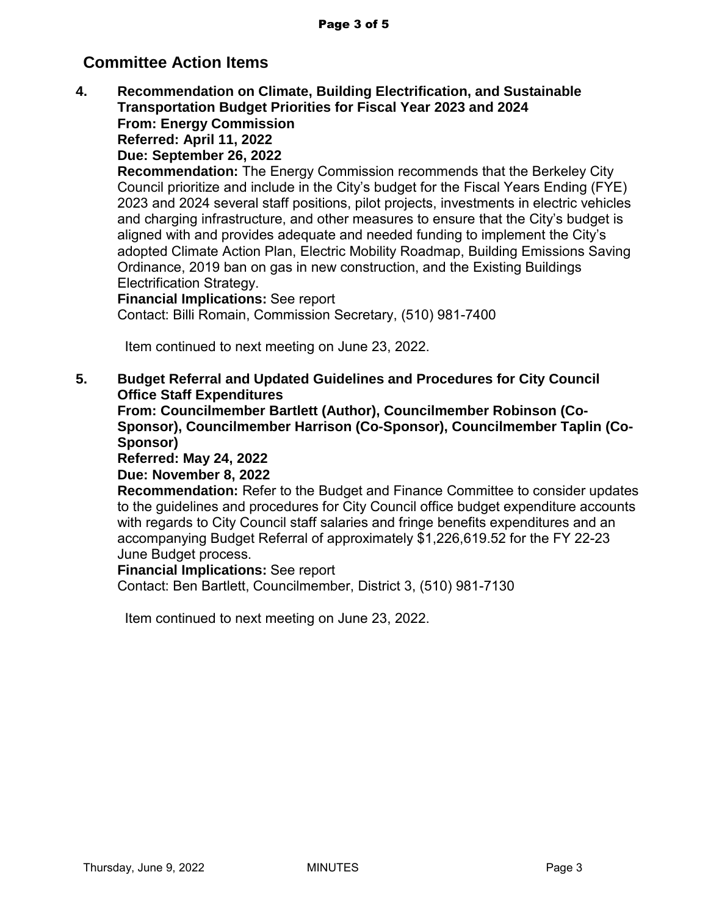## Committee Action Items

**4. Recommendation on Climate, Building Electrification, and Sustainable Transportation Budget Priorities for Fiscal Year 2023 and 2024**
**From: Energy Commission**
**Referred: April 11, 2022**
**Due: September 26, 2022**
**Recommendation:** The Energy Commission recommends that the Berkeley City Council prioritize and include in the City's budget for the Fiscal Years Ending (FYE) 2023 and 2024 several staff positions, pilot projects, investments in electric vehicles and charging infrastructure, and other measures to ensure that the City's budget is aligned with and provides adequate and needed funding to implement the City's adopted Climate Action Plan, Electric Mobility Roadmap, Building Emissions Saving Ordinance, 2019 ban on gas in new construction, and the Existing Buildings Electrification Strategy.
**Financial Implications:** See report
Contact: Billi Romain, Commission Secretary, (510) 981-7400

Item continued to next meeting on June 23, 2022.

**5. Budget Referral and Updated Guidelines and Procedures for City Council Office Staff Expenditures**
**From: Councilmember Bartlett (Author), Councilmember Robinson (Co-Sponsor), Councilmember Harrison (Co-Sponsor), Councilmember Taplin (Co-Sponsor)**
**Referred: May 24, 2022**
**Due: November 8, 2022**
**Recommendation:** Refer to the Budget and Finance Committee to consider updates to the guidelines and procedures for City Council office budget expenditure accounts with regards to City Council staff salaries and fringe benefits expenditures and an accompanying Budget Referral of approximately $1,226,619.52 for the FY 22-23 June Budget process.
**Financial Implications:** See report
Contact: Ben Bartlett, Councilmember, District 3, (510) 981-7130

Item continued to next meeting on June 23, 2022.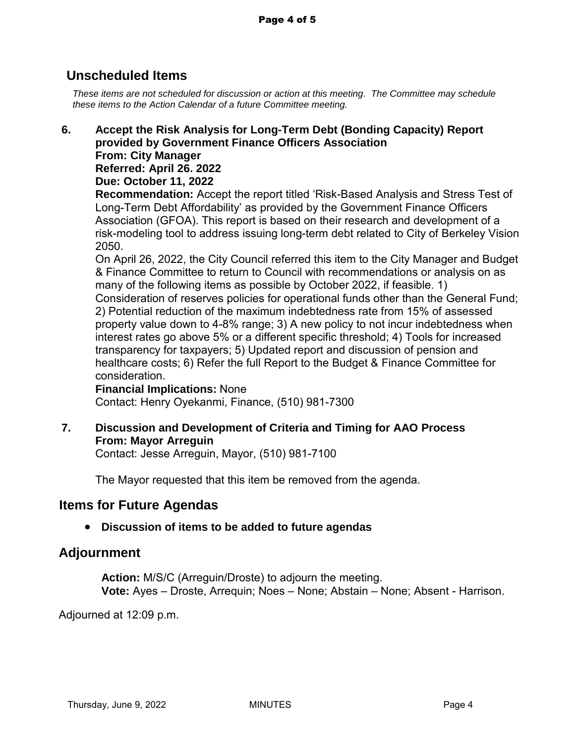## Unscheduled Items

*These items are not scheduled for discussion or action at this meeting. The Committee may schedule these items to the Action Calendar of a future Committee meeting.*

**6. Accept the Risk Analysis for Long-Term Debt (Bonding Capacity) Report provided by Government Finance Officers Association**
**From: City Manager**
**Referred: April 26. 2022**
**Due: October 11, 2022**
**Recommendation:** Accept the report titled 'Risk-Based Analysis and Stress Test of Long-Term Debt Affordability' as provided by the Government Finance Officers Association (GFOA). This report is based on their research and development of a risk-modeling tool to address issuing long-term debt related to City of Berkeley Vision 2050.
On April 26, 2022, the City Council referred this item to the City Manager and Budget & Finance Committee to return to Council with recommendations or analysis on as many of the following items as possible by October 2022, if feasible. 1) Consideration of reserves policies for operational funds other than the General Fund; 2) Potential reduction of the maximum indebtedness rate from 15% of assessed property value down to 4-8% range; 3) A new policy to not incur indebtedness when interest rates go above 5% or a different specific threshold; 4) Tools for increased transparency for taxpayers; 5) Updated report and discussion of pension and healthcare costs; 6) Refer the full Report to the Budget & Finance Committee for consideration.
**Financial Implications:** None
Contact: Henry Oyekanmi, Finance, (510) 981-7300

**7. Discussion and Development of Criteria and Timing for AAO Process**
**From: Mayor Arreguin**
Contact: Jesse Arreguin, Mayor, (510) 981-7100

The Mayor requested that this item be removed from the agenda.

## Items for Future Agendas

- **Discussion of items to be added to future agendas**

## Adjournment

**Action:** M/S/C (Arreguin/Droste) to adjourn the meeting.
**Vote:** Ayes – Droste, Arrequin; Noes – None; Abstain – None; Absent - Harrison.

Adjourned at 12:09 p.m.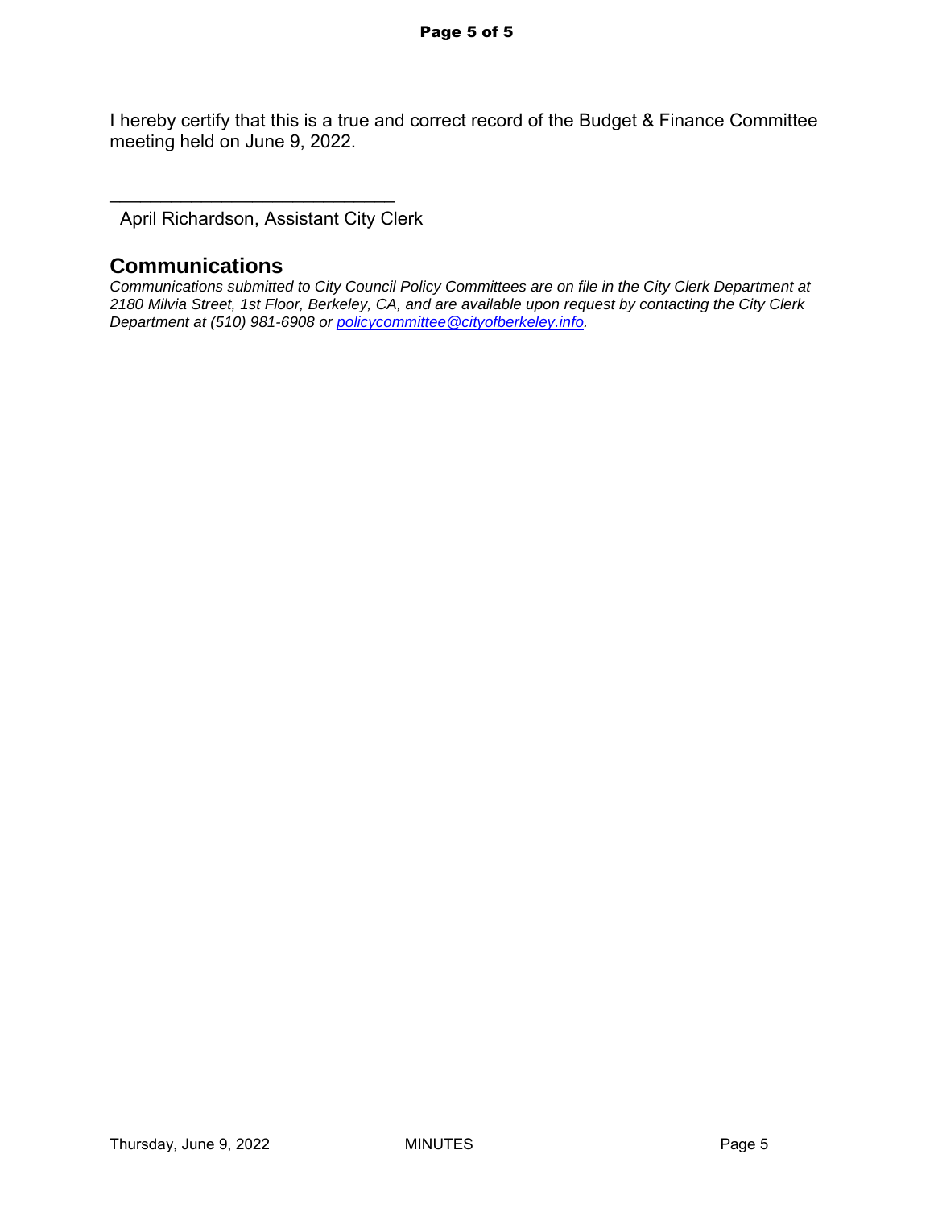I hereby certify that this is a true and correct record of the Budget & Finance Committee meeting held on June 9, 2022.

\_\_\_\_\_\_\_\_\_\_\_\_\_\_\_\_\_\_\_\_\_\_\_\_\_\_\_\_\_\_\_\_

April Richardson, Assistant City Clerk

## Communications

*Communications submitted to City Council Policy Committees are on file in the City Clerk Department at 2180 Milvia Street, 1st Floor, Berkeley, CA, and are available upon request by contacting the City Clerk Department at (510) 981-6908 or [policycommittee@cityofberkeley.info](mailto:policycommittee@cityofberkeley.info).*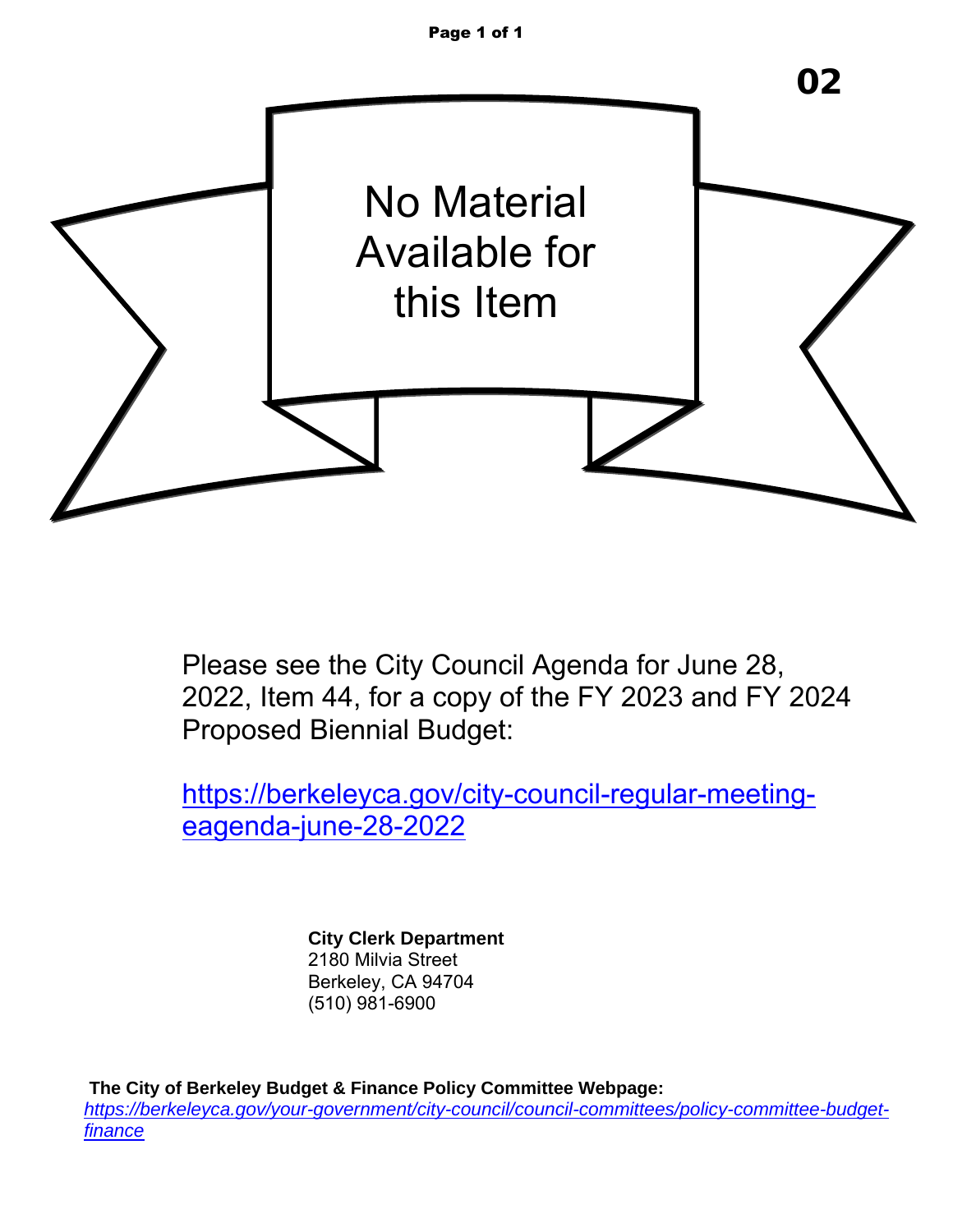02

# No Material Available for this Item

Please see the City Council Agenda for June 28, 2022, Item 44, for a copy of the FY 2023 and FY 2024 Proposed Biennial Budget:

[https://berkeleyca.gov/city-council-regular-meeting-eagenda-june-28-2022](https://berkeleyca.gov/city-council-regular-meeting-eagenda-june-28-2022)

**City Clerk Department**
2180 Milvia Street
Berkeley, CA 94704
(510) 981-6900

**The City of Berkeley Budget & Finance Policy Committee Webpage:**
*[https://berkeleyca.gov/your-government/city-council/council-committees/policy-committee-budget-finance](https://berkeleyca.gov/your-government/city-council/council-committees/policy-committee-budget-finance)*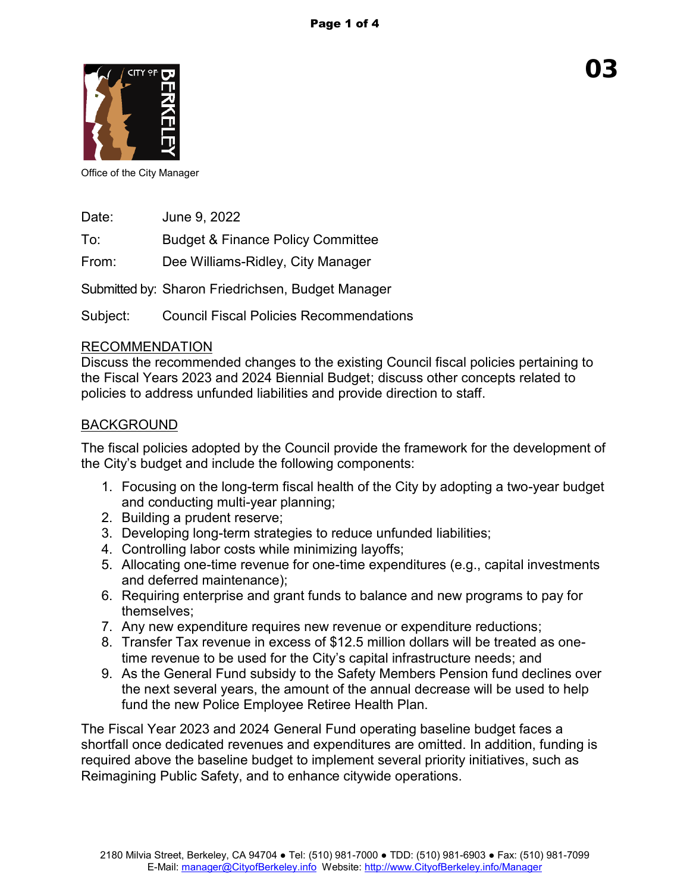03

Office of the City Manager

Date: June 9, 2022

To: Budget & Finance Policy Committee

From: Dee Williams-Ridley, City Manager

Submitted by: Sharon Friedrichsen, Budget Manager

Subject: Council Fiscal Policies Recommendations

## RECOMMENDATION

Discuss the recommended changes to the existing Council fiscal policies pertaining to the Fiscal Years 2023 and 2024 Biennial Budget; discuss other concepts related to policies to address unfunded liabilities and provide direction to staff.

## BACKGROUND

The fiscal policies adopted by the Council provide the framework for the development of the City's budget and include the following components:

1. Focusing on the long-term fiscal health of the City by adopting a two-year budget and conducting multi-year planning;
2. Building a prudent reserve;
3. Developing long-term strategies to reduce unfunded liabilities;
4. Controlling labor costs while minimizing layoffs;
5. Allocating one-time revenue for one-time expenditures (e.g., capital investments and deferred maintenance);
6. Requiring enterprise and grant funds to balance and new programs to pay for themselves;
7. Any new expenditure requires new revenue or expenditure reductions;
8. Transfer Tax revenue in excess of $12.5 million dollars will be treated as one-time revenue to be used for the City's capital infrastructure needs; and
9. As the General Fund subsidy to the Safety Members Pension fund declines over the next several years, the amount of the annual decrease will be used to help fund the new Police Employee Retiree Health Plan.

The Fiscal Year 2023 and 2024 General Fund operating baseline budget faces a shortfall once dedicated revenues and expenditures are omitted. In addition, funding is required above the baseline budget to implement several priority initiatives, such as Reimagining Public Safety, and to enhance citywide operations.

2180 Milvia Street, Berkeley, CA 94704 ● Tel: (510) 981-7000 ● TDD: (510) 981-6903 ● Fax: (510) 981-7099
E-Mail: manager@CityofBerkeley.info Website: http://www.CityofBerkeley.info/Manager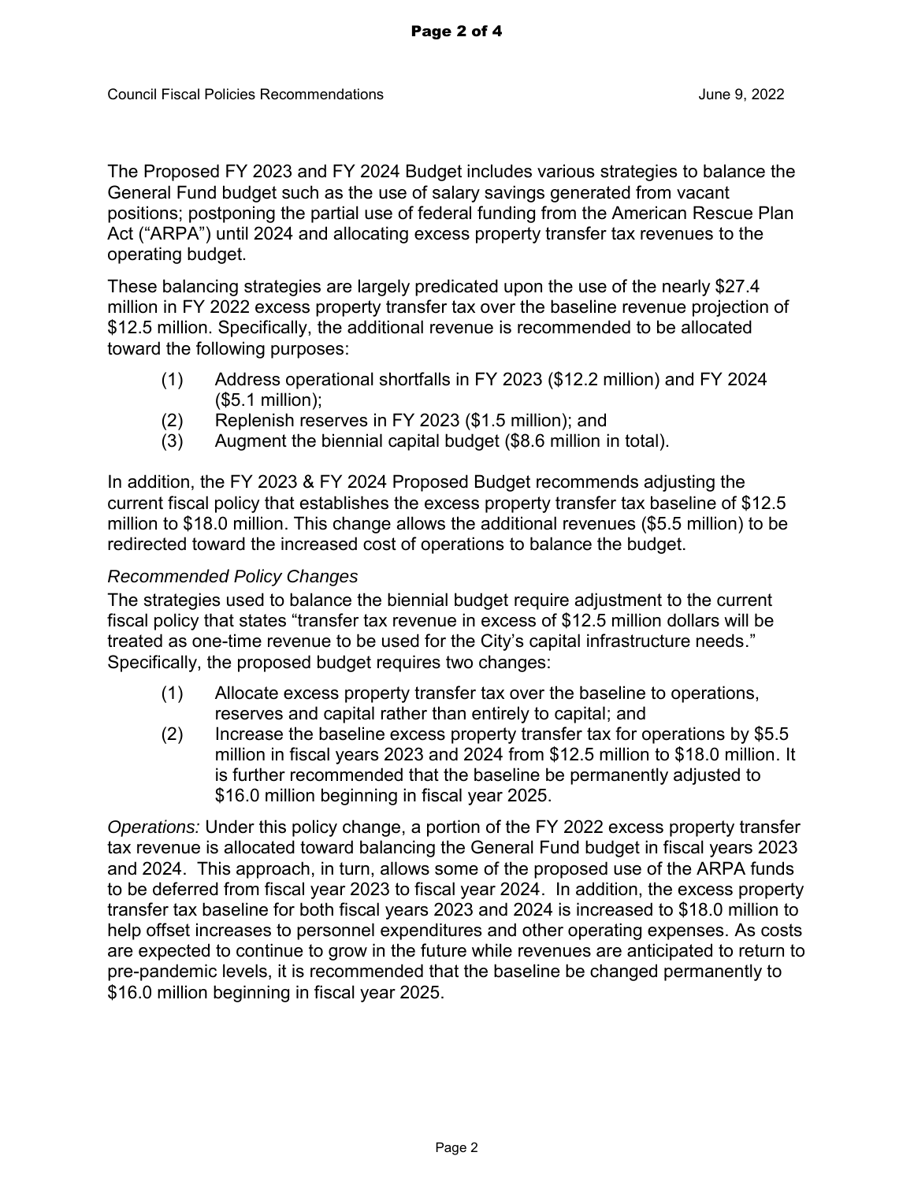The Proposed FY 2023 and FY 2024 Budget includes various strategies to balance the General Fund budget such as the use of salary savings generated from vacant positions; postponing the partial use of federal funding from the American Rescue Plan Act ("ARPA") until 2024 and allocating excess property transfer tax revenues to the operating budget.

These balancing strategies are largely predicated upon the use of the nearly $27.4 million in FY 2022 excess property transfer tax over the baseline revenue projection of $12.5 million. Specifically, the additional revenue is recommended to be allocated toward the following purposes:

(1) Address operational shortfalls in FY 2023 ($12.2 million) and FY 2024 ($5.1 million);
(2) Replenish reserves in FY 2023 ($1.5 million); and
(3) Augment the biennial capital budget ($8.6 million in total).

In addition, the FY 2023 & FY 2024 Proposed Budget recommends adjusting the current fiscal policy that establishes the excess property transfer tax baseline of $12.5 million to $18.0 million. This change allows the additional revenues ($5.5 million) to be redirected toward the increased cost of operations to balance the budget.

*Recommended Policy Changes*

The strategies used to balance the biennial budget require adjustment to the current fiscal policy that states "transfer tax revenue in excess of $12.5 million dollars will be treated as one-time revenue to be used for the City's capital infrastructure needs." Specifically, the proposed budget requires two changes:

(1) Allocate excess property transfer tax over the baseline to operations, reserves and capital rather than entirely to capital; and
(2) Increase the baseline excess property transfer tax for operations by $5.5 million in fiscal years 2023 and 2024 from $12.5 million to $18.0 million. It is further recommended that the baseline be permanently adjusted to $16.0 million beginning in fiscal year 2025.

*Operations:* Under this policy change, a portion of the FY 2022 excess property transfer tax revenue is allocated toward balancing the General Fund budget in fiscal years 2023 and 2024. This approach, in turn, allows some of the proposed use of the ARPA funds to be deferred from fiscal year 2023 to fiscal year 2024. In addition, the excess property transfer tax baseline for both fiscal years 2023 and 2024 is increased to $18.0 million to help offset increases to personnel expenditures and other operating expenses. As costs are expected to continue to grow in the future while revenues are anticipated to return to pre-pandemic levels, it is recommended that the baseline be changed permanently to $16.0 million beginning in fiscal year 2025.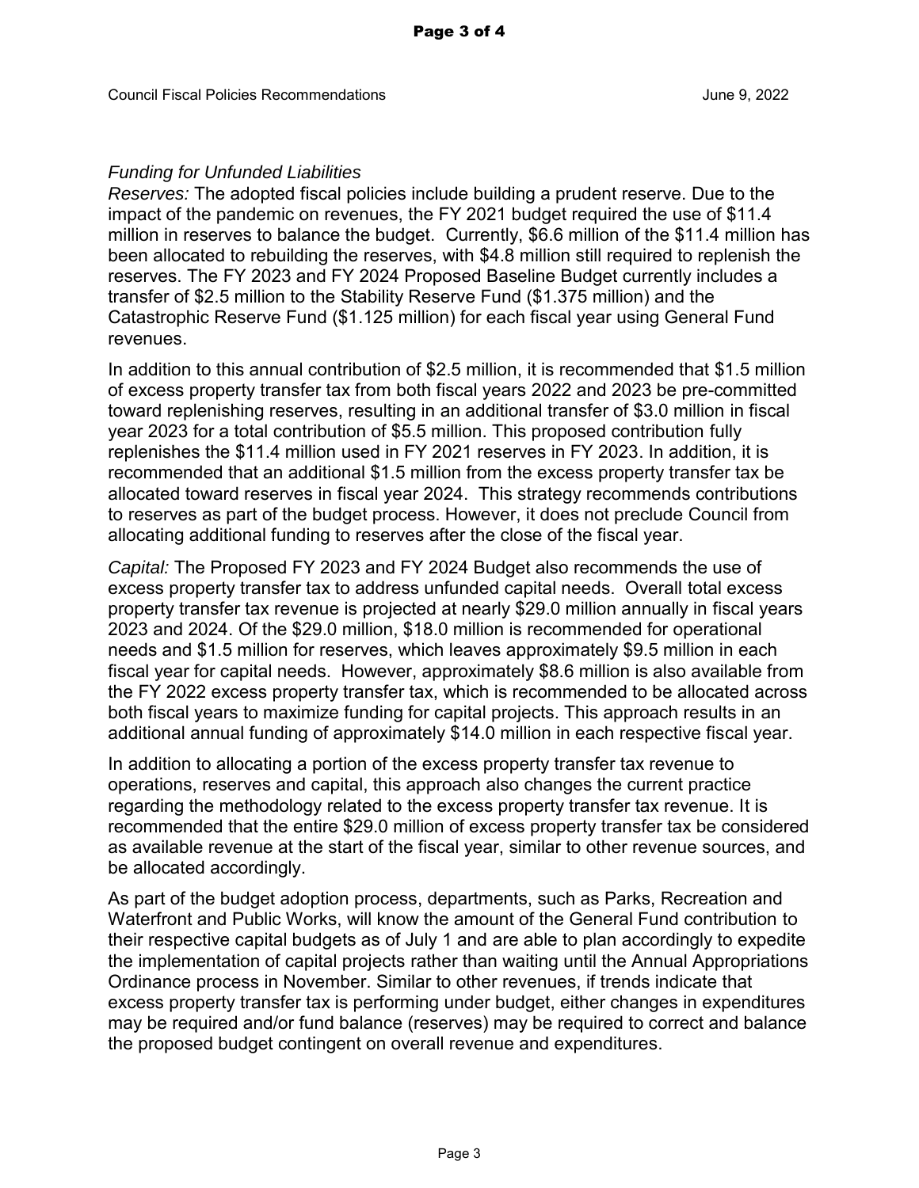*Funding for Unfunded Liabilities*

*Reserves:* The adopted fiscal policies include building a prudent reserve. Due to the impact of the pandemic on revenues, the FY 2021 budget required the use of $11.4 million in reserves to balance the budget. Currently, $6.6 million of the $11.4 million has been allocated to rebuilding the reserves, with $4.8 million still required to replenish the reserves. The FY 2023 and FY 2024 Proposed Baseline Budget currently includes a transfer of $2.5 million to the Stability Reserve Fund ($1.375 million) and the Catastrophic Reserve Fund ($1.125 million) for each fiscal year using General Fund revenues.

In addition to this annual contribution of $2.5 million, it is recommended that $1.5 million of excess property transfer tax from both fiscal years 2022 and 2023 be pre-committed toward replenishing reserves, resulting in an additional transfer of $3.0 million in fiscal year 2023 for a total contribution of $5.5 million. This proposed contribution fully replenishes the $11.4 million used in FY 2021 reserves in FY 2023. In addition, it is recommended that an additional $1.5 million from the excess property transfer tax be allocated toward reserves in fiscal year 2024. This strategy recommends contributions to reserves as part of the budget process. However, it does not preclude Council from allocating additional funding to reserves after the close of the fiscal year.

*Capital:* The Proposed FY 2023 and FY 2024 Budget also recommends the use of excess property transfer tax to address unfunded capital needs. Overall total excess property transfer tax revenue is projected at nearly $29.0 million annually in fiscal years 2023 and 2024. Of the $29.0 million, $18.0 million is recommended for operational needs and $1.5 million for reserves, which leaves approximately $9.5 million in each fiscal year for capital needs. However, approximately $8.6 million is also available from the FY 2022 excess property transfer tax, which is recommended to be allocated across both fiscal years to maximize funding for capital projects. This approach results in an additional annual funding of approximately $14.0 million in each respective fiscal year.

In addition to allocating a portion of the excess property transfer tax revenue to operations, reserves and capital, this approach also changes the current practice regarding the methodology related to the excess property transfer tax revenue. It is recommended that the entire $29.0 million of excess property transfer tax be considered as available revenue at the start of the fiscal year, similar to other revenue sources, and be allocated accordingly.

As part of the budget adoption process, departments, such as Parks, Recreation and Waterfront and Public Works, will know the amount of the General Fund contribution to their respective capital budgets as of July 1 and are able to plan accordingly to expedite the implementation of capital projects rather than waiting until the Annual Appropriations Ordinance process in November. Similar to other revenues, if trends indicate that excess property transfer tax is performing under budget, either changes in expenditures may be required and/or fund balance (reserves) may be required to correct and balance the proposed budget contingent on overall revenue and expenditures.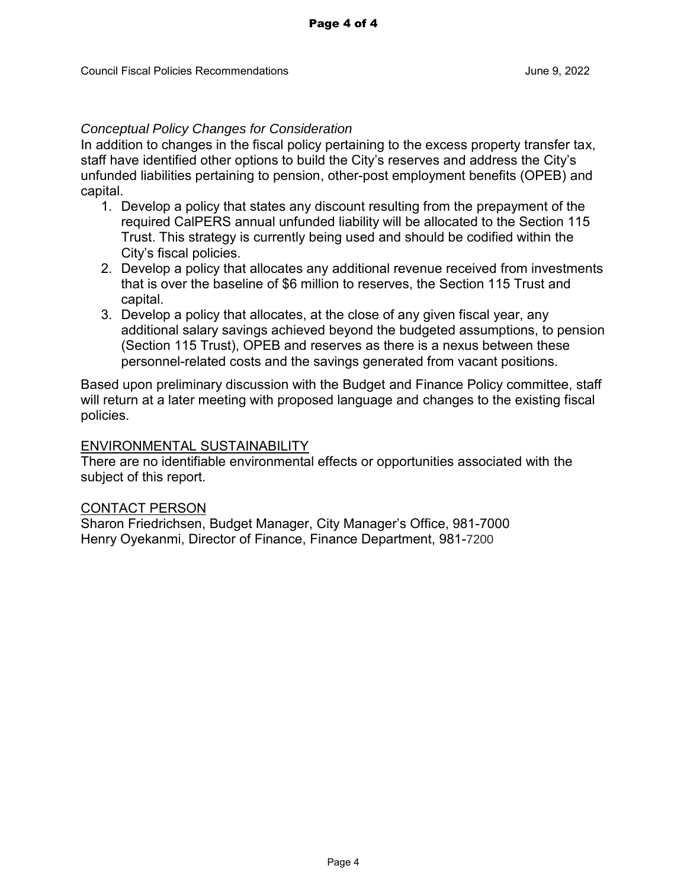*Conceptual Policy Changes for Consideration*

In addition to changes in the fiscal policy pertaining to the excess property transfer tax, staff have identified other options to build the City's reserves and address the City's unfunded liabilities pertaining to pension, other-post employment benefits (OPEB) and capital.

1. Develop a policy that states any discount resulting from the prepayment of the required CalPERS annual unfunded liability will be allocated to the Section 115 Trust. This strategy is currently being used and should be codified within the City's fiscal policies.
2. Develop a policy that allocates any additional revenue received from investments that is over the baseline of $6 million to reserves, the Section 115 Trust and capital.
3. Develop a policy that allocates, at the close of any given fiscal year, any additional salary savings achieved beyond the budgeted assumptions, to pension (Section 115 Trust), OPEB and reserves as there is a nexus between these personnel-related costs and the savings generated from vacant positions.

Based upon preliminary discussion with the Budget and Finance Policy committee, staff will return at a later meeting with proposed language and changes to the existing fiscal policies.

## ENVIRONMENTAL SUSTAINABILITY

There are no identifiable environmental effects or opportunities associated with the subject of this report.

## CONTACT PERSON

Sharon Friedrichsen, Budget Manager, City Manager's Office, 981-7000
Henry Oyekanmi, Director of Finance, Finance Department, 981-7200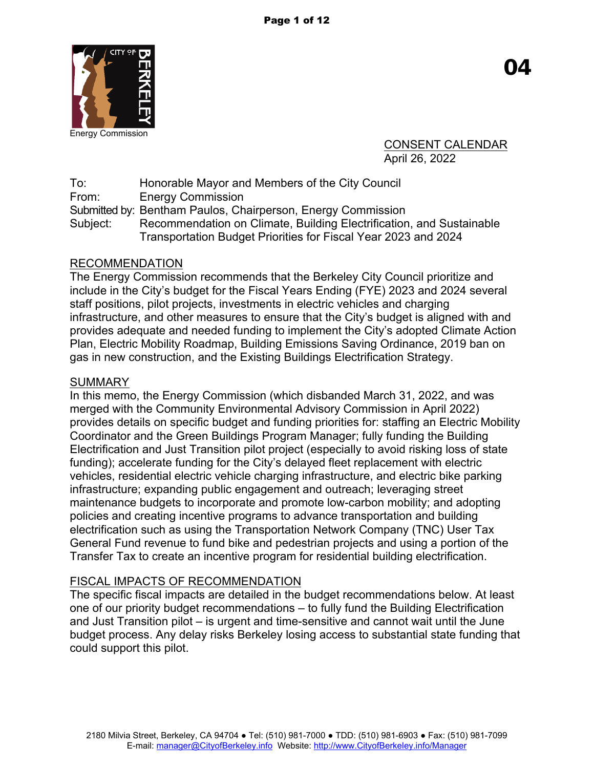Energy Commission

04

CONSENT CALENDAR
April 26, 2022

To: Honorable Mayor and Members of the City Council
From: Energy Commission
Submitted by: Bentham Paulos, Chairperson, Energy Commission
Subject: Recommendation on Climate, Building Electrification, and Sustainable Transportation Budget Priorities for Fiscal Year 2023 and 2024

## RECOMMENDATION

The Energy Commission recommends that the Berkeley City Council prioritize and include in the City's budget for the Fiscal Years Ending (FYE) 2023 and 2024 several staff positions, pilot projects, investments in electric vehicles and charging infrastructure, and other measures to ensure that the City's budget is aligned with and provides adequate and needed funding to implement the City's adopted Climate Action Plan, Electric Mobility Roadmap, Building Emissions Saving Ordinance, 2019 ban on gas in new construction, and the Existing Buildings Electrification Strategy.

## SUMMARY

In this memo, the Energy Commission (which disbanded March 31, 2022, and was merged with the Community Environmental Advisory Commission in April 2022) provides details on specific budget and funding priorities for: staffing an Electric Mobility Coordinator and the Green Buildings Program Manager; fully funding the Building Electrification and Just Transition pilot project (especially to avoid risking loss of state funding); accelerate funding for the City's delayed fleet replacement with electric vehicles, residential electric vehicle charging infrastructure, and electric bike parking infrastructure; expanding public engagement and outreach; leveraging street maintenance budgets to incorporate and promote low-carbon mobility; and adopting policies and creating incentive programs to advance transportation and building electrification such as using the Transportation Network Company (TNC) User Tax General Fund revenue to fund bike and pedestrian projects and using a portion of the Transfer Tax to create an incentive program for residential building electrification.

## FISCAL IMPACTS OF RECOMMENDATION

The specific fiscal impacts are detailed in the budget recommendations below. At least one of our priority budget recommendations – to fully fund the Building Electrification and Just Transition pilot – is urgent and time-sensitive and cannot wait until the June budget process. Any delay risks Berkeley losing access to substantial state funding that could support this pilot.

2180 Milvia Street, Berkeley, CA 94704 ● Tel: (510) 981-7000 ● TDD: (510) 981-6903 ● Fax: (510) 981-7099
E-mail: manager@CityofBerkeley.info Website: http://www.CityofBerkeley.info/Manager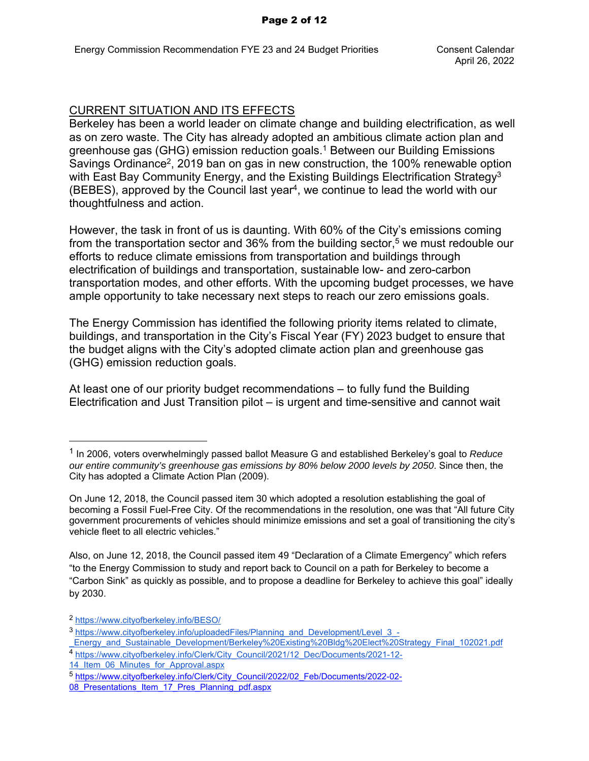## CURRENT SITUATION AND ITS EFFECTS

Berkeley has been a world leader on climate change and building electrification, as well as on zero waste. The City has already adopted an ambitious climate action plan and greenhouse gas (GHG) emission reduction goals.[1] Between our Building Emissions Savings Ordinance[2], 2019 ban on gas in new construction, the 100% renewable option with East Bay Community Energy, and the Existing Buildings Electrification Strategy[3] (BEBES), approved by the Council last year[4], we continue to lead the world with our thoughtfulness and action.

However, the task in front of us is daunting. With 60% of the City's emissions coming from the transportation sector and 36% from the building sector,[5] we must redouble our efforts to reduce climate emissions from transportation and buildings through electrification of buildings and transportation, sustainable low- and zero-carbon transportation modes, and other efforts. With the upcoming budget processes, we have ample opportunity to take necessary next steps to reach our zero emissions goals.

The Energy Commission has identified the following priority items related to climate, buildings, and transportation in the City's Fiscal Year (FY) 2023 budget to ensure that the budget aligns with the City's adopted climate action plan and greenhouse gas (GHG) emission reduction goals.

At least one of our priority budget recommendations – to fully fund the Building Electrification and Just Transition pilot – is urgent and time-sensitive and cannot wait

---

[1] In 2006, voters overwhelmingly passed ballot Measure G and established Berkeley's goal to *Reduce our entire community's greenhouse gas emissions by 80% below 2000 levels by 2050*. Since then, the City has adopted a Climate Action Plan (2009).

On June 12, 2018, the Council passed item 30 which adopted a resolution establishing the goal of becoming a Fossil Fuel-Free City. Of the recommendations in the resolution, one was that "All future City government procurements of vehicles should minimize emissions and set a goal of transitioning the city's vehicle fleet to all electric vehicles."

Also, on June 12, 2018, the Council passed item 49 "Declaration of a Climate Emergency" which refers "to the Energy Commission to study and report back to Council on a path for Berkeley to become a "Carbon Sink" as quickly as possible, and to propose a deadline for Berkeley to achieve this goal" ideally by 2030.

[2] https://www.cityofberkeley.info/BESO/

[3] https://www.cityofberkeley.info/uploadedFiles/Planning_and_Development/Level_3_-_Energy_and_Sustainable_Development/Berkeley%20Existing%20Bldg%20Elect%20Strategy_Final_102021.pdf

[4] https://www.cityofberkeley.info/Clerk/City_Council/2021/12_Dec/Documents/2021-12-14_Item_06_Minutes_for_Approval.aspx

[5] https://www.cityofberkeley.info/Clerk/City_Council/2022/02_Feb/Documents/2022-02-08_Presentations_Item_17_Pres_Planning_pdf.aspx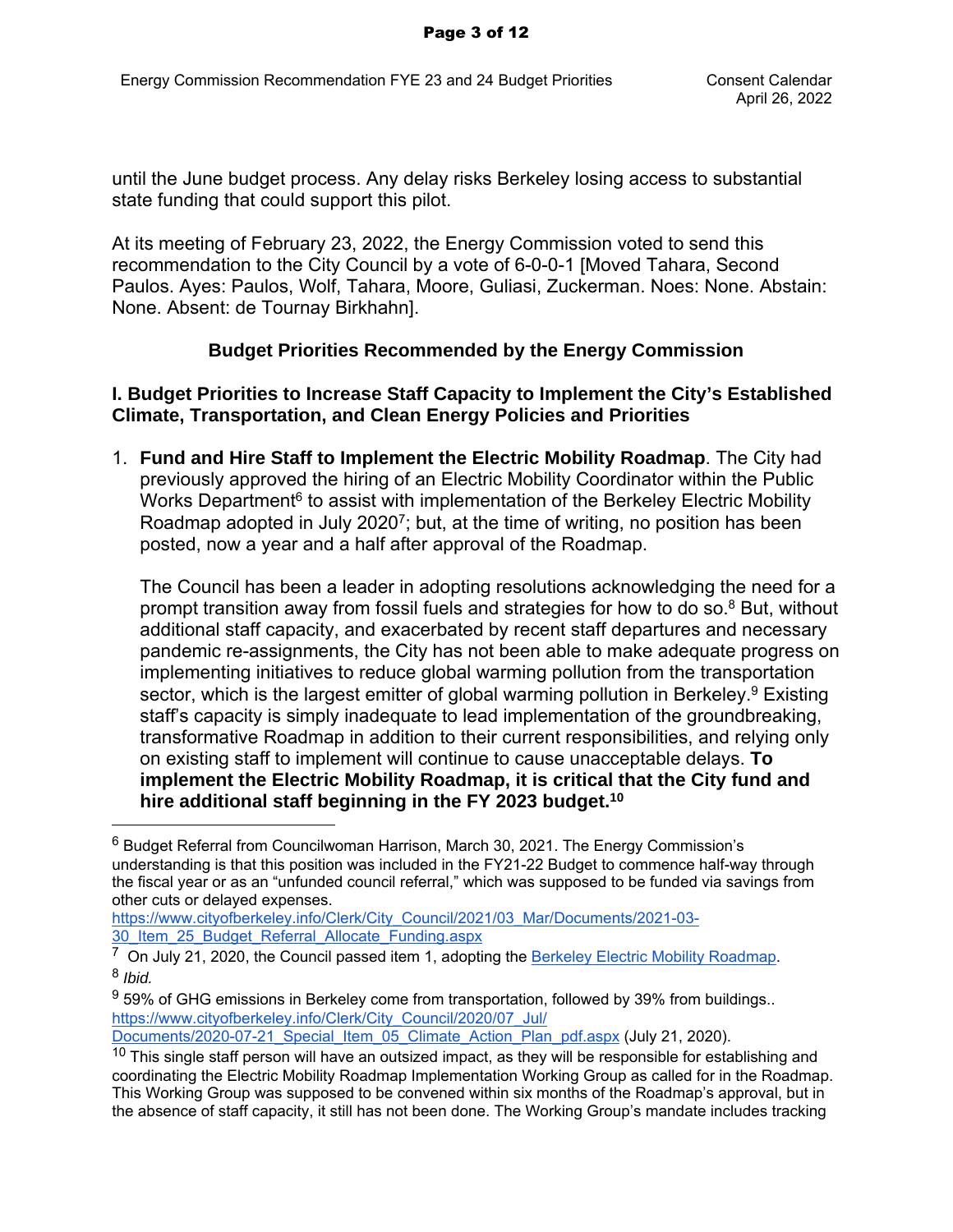until the June budget process. Any delay risks Berkeley losing access to substantial state funding that could support this pilot.

At its meeting of February 23, 2022, the Energy Commission voted to send this recommendation to the City Council by a vote of 6-0-0-1 [Moved Tahara, Second Paulos. Ayes: Paulos, Wolf, Tahara, Moore, Guliasi, Zuckerman. Noes: None. Abstain: None. Absent: de Tournay Birkhahn].

## Budget Priorities Recommended by the Energy Commission

### I. Budget Priorities to Increase Staff Capacity to Implement the City's Established Climate, Transportation, and Clean Energy Policies and Priorities

1. **Fund and Hire Staff to Implement the Electric Mobility Roadmap**. The City had previously approved the hiring of an Electric Mobility Coordinator within the Public Works Department[6] to assist with implementation of the Berkeley Electric Mobility Roadmap adopted in July 2020[7]; but, at the time of writing, no position has been posted, now a year and a half after approval of the Roadmap.

   The Council has been a leader in adopting resolutions acknowledging the need for a prompt transition away from fossil fuels and strategies for how to do so.[8] But, without additional staff capacity, and exacerbated by recent staff departures and necessary pandemic re-assignments, the City has not been able to make adequate progress on implementing initiatives to reduce global warming pollution from the transportation sector, which is the largest emitter of global warming pollution in Berkeley.[9] Existing staff's capacity is simply inadequate to lead implementation of the groundbreaking, transformative Roadmap in addition to their current responsibilities, and relying only on existing staff to implement will continue to cause unacceptable delays. **To implement the Electric Mobility Roadmap, it is critical that the City fund and hire additional staff beginning in the FY 2023 budget.[10]**

---

[6] Budget Referral from Councilwoman Harrison, March 30, 2021. The Energy Commission's understanding is that this position was included in the FY21-22 Budget to commence half-way through the fiscal year or as an "unfunded council referral," which was supposed to be funded via savings from other cuts or delayed expenses.
https://www.cityofberkeley.info/Clerk/City_Council/2021/03_Mar/Documents/2021-03-30_Item_25_Budget_Referral_Allocate_Funding.aspx

[7] On July 21, 2020, the Council passed item 1, adopting the Berkeley Electric Mobility Roadmap.

[8] *Ibid.*

[9] 59% of GHG emissions in Berkeley come from transportation, followed by 39% from buildings.. https://www.cityofberkeley.info/Clerk/City_Council/2020/07_Jul/Documents/2020-07-21_Special_Item_05_Climate_Action_Plan_pdf.aspx (July 21, 2020).

[10] This single staff person will have an outsized impact, as they will be responsible for establishing and coordinating the Electric Mobility Roadmap Implementation Working Group as called for in the Roadmap. This Working Group was supposed to be convened within six months of the Roadmap's approval, but in the absence of staff capacity, it still has not been done. The Working Group's mandate includes tracking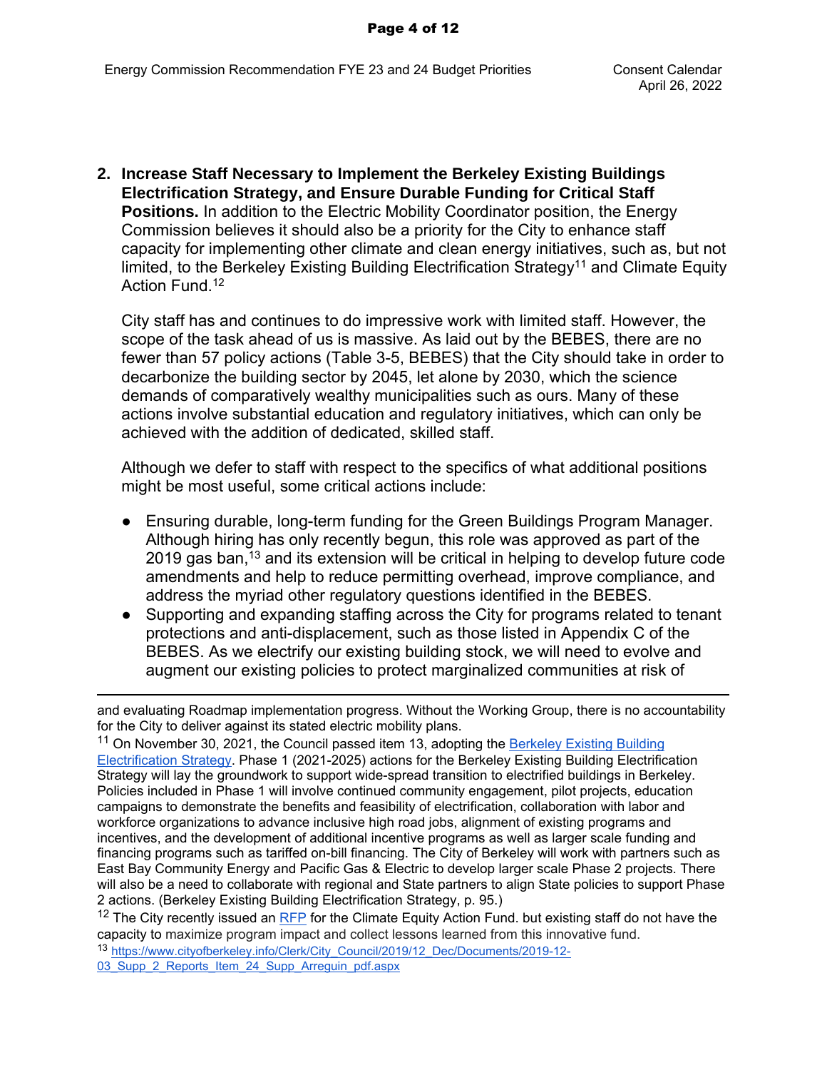2. **Increase Staff Necessary to Implement the Berkeley Existing Buildings Electrification Strategy, and Ensure Durable Funding for Critical Staff Positions.** In addition to the Electric Mobility Coordinator position, the Energy Commission believes it should also be a priority for the City to enhance staff capacity for implementing other climate and clean energy initiatives, such as, but not limited, to the Berkeley Existing Building Electrification Strategy[11] and Climate Equity Action Fund.[12]

   City staff has and continues to do impressive work with limited staff. However, the scope of the task ahead of us is massive. As laid out by the BEBES, there are no fewer than 57 policy actions (Table 3-5, BEBES) that the City should take in order to decarbonize the building sector by 2045, let alone by 2030, which the science demands of comparatively wealthy municipalities such as ours. Many of these actions involve substantial education and regulatory initiatives, which can only be achieved with the addition of dedicated, skilled staff.

   Although we defer to staff with respect to the specifics of what additional positions might be most useful, some critical actions include:

   - Ensuring durable, long-term funding for the Green Buildings Program Manager. Although hiring has only recently begun, this role was approved as part of the 2019 gas ban,[13] and its extension will be critical in helping to develop future code amendments and help to reduce permitting overhead, improve compliance, and address the myriad other regulatory questions identified in the BEBES.
   - Supporting and expanding staffing across the City for programs related to tenant protections and anti-displacement, such as those listed in Appendix C of the BEBES. As we electrify our existing building stock, we will need to evolve and augment our existing policies to protect marginalized communities at risk of

---

and evaluating Roadmap implementation progress. Without the Working Group, there is no accountability for the City to deliver against its stated electric mobility plans.

[11] On November 30, 2021, the Council passed item 13, adopting the [Berkeley Existing Building Electrification Strategy](). Phase 1 (2021-2025) actions for the Berkeley Existing Building Electrification Strategy will lay the groundwork to support wide-spread transition to electrified buildings in Berkeley. Policies included in Phase 1 will involve continued community engagement, pilot projects, education campaigns to demonstrate the benefits and feasibility of electrification, collaboration with labor and workforce organizations to advance inclusive high road jobs, alignment of existing programs and incentives, and the development of additional incentive programs as well as larger scale funding and financing programs such as tariffed on-bill financing. The City of Berkeley will work with partners such as East Bay Community Energy and Pacific Gas & Electric to develop larger scale Phase 2 projects. There will also be a need to collaborate with regional and State partners to align State policies to support Phase 2 actions. (Berkeley Existing Building Electrification Strategy, p. 95.)

[12] The City recently issued an [RFP]() for the Climate Equity Action Fund. but existing staff do not have the capacity to maximize program impact and collect lessons learned from this innovative fund.

[13] https://www.cityofberkeley.info/Clerk/City_Council/2019/12_Dec/Documents/2019-12-03_Supp_2_Reports_Item_24_Supp_Arreguin_pdf.aspx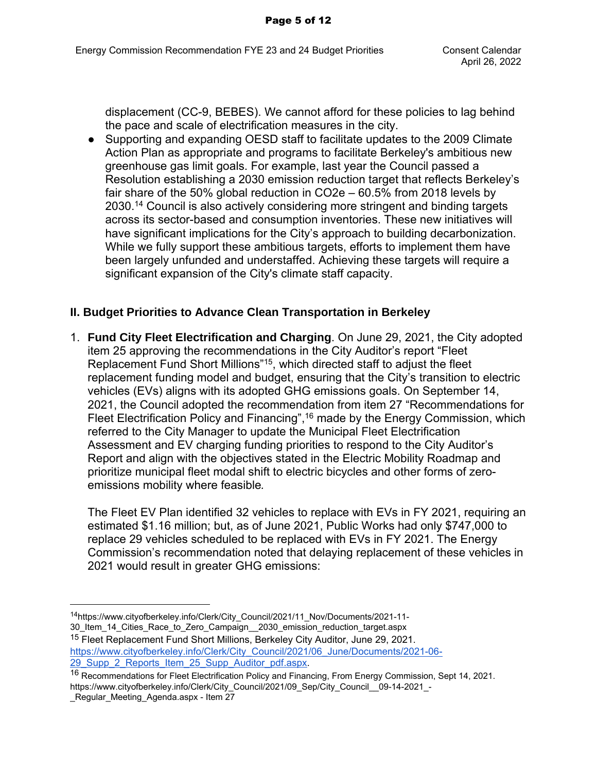displacement (CC-9, BEBES). We cannot afford for these policies to lag behind the pace and scale of electrification measures in the city.

- Supporting and expanding OESD staff to facilitate updates to the 2009 Climate Action Plan as appropriate and programs to facilitate Berkeley's ambitious new greenhouse gas limit goals. For example, last year the Council passed a Resolution establishing a 2030 emission reduction target that reflects Berkeley's fair share of the 50% global reduction in CO2e – 60.5% from 2018 levels by 2030.[14] Council is also actively considering more stringent and binding targets across its sector-based and consumption inventories. These new initiatives will have significant implications for the City's approach to building decarbonization. While we fully support these ambitious targets, efforts to implement them have been largely unfunded and understaffed. Achieving these targets will require a significant expansion of the City's climate staff capacity.

## II. Budget Priorities to Advance Clean Transportation in Berkeley

1. **Fund City Fleet Electrification and Charging**. On June 29, 2021, the City adopted item 25 approving the recommendations in the City Auditor's report "Fleet Replacement Fund Short Millions"[15], which directed staff to adjust the fleet replacement funding model and budget, ensuring that the City's transition to electric vehicles (EVs) aligns with its adopted GHG emissions goals. On September 14, 2021, the Council adopted the recommendation from item 27 "Recommendations for Fleet Electrification Policy and Financing",[16] made by the Energy Commission, which referred to the City Manager to update the Municipal Fleet Electrification Assessment and EV charging funding priorities to respond to the City Auditor's Report and align with the objectives stated in the Electric Mobility Roadmap and prioritize municipal fleet modal shift to electric bicycles and other forms of zero-emissions mobility where feasible*.*

   The Fleet EV Plan identified 32 vehicles to replace with EVs in FY 2021, requiring an estimated $1.16 million; but, as of June 2021, Public Works had only $747,000 to replace 29 vehicles scheduled to be replaced with EVs in FY 2021. The Energy Commission's recommendation noted that delaying replacement of these vehicles in 2021 would result in greater GHG emissions:

---

[14] https://www.cityofberkeley.info/Clerk/City_Council/2021/11_Nov/Documents/2021-11-30_Item_14_Cities_Race_to_Zero_Campaign__2030_emission_reduction_target.aspx

[15] Fleet Replacement Fund Short Millions, Berkeley City Auditor, June 29, 2021. https://www.cityofberkeley.info/Clerk/City_Council/2021/06_June/Documents/2021-06-29_Supp_2_Reports_Item_25_Supp_Auditor_pdf.aspx.

[16] Recommendations for Fleet Electrification Policy and Financing, From Energy Commission, Sept 14, 2021. https://www.cityofberkeley.info/Clerk/City_Council/2021/09_Sep/City_Council__09-14-2021_-_Regular_Meeting_Agenda.aspx - Item 27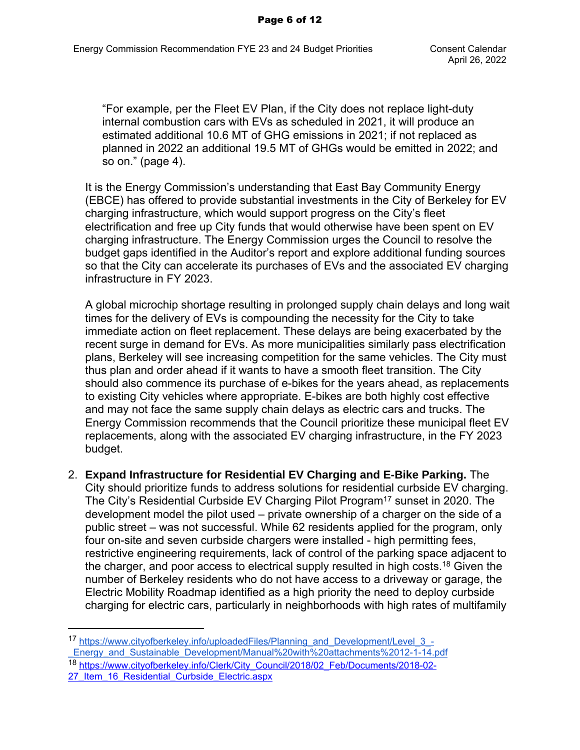"For example, per the Fleet EV Plan, if the City does not replace light-duty internal combustion cars with EVs as scheduled in 2021, it will produce an estimated additional 10.6 MT of GHG emissions in 2021; if not replaced as planned in 2022 an additional 19.5 MT of GHGs would be emitted in 2022; and so on." (page 4).

It is the Energy Commission's understanding that East Bay Community Energy (EBCE) has offered to provide substantial investments in the City of Berkeley for EV charging infrastructure, which would support progress on the City's fleet electrification and free up City funds that would otherwise have been spent on EV charging infrastructure. The Energy Commission urges the Council to resolve the budget gaps identified in the Auditor's report and explore additional funding sources so that the City can accelerate its purchases of EVs and the associated EV charging infrastructure in FY 2023.

A global microchip shortage resulting in prolonged supply chain delays and long wait times for the delivery of EVs is compounding the necessity for the City to take immediate action on fleet replacement. These delays are being exacerbated by the recent surge in demand for EVs. As more municipalities similarly pass electrification plans, Berkeley will see increasing competition for the same vehicles. The City must thus plan and order ahead if it wants to have a smooth fleet transition. The City should also commence its purchase of e-bikes for the years ahead, as replacements to existing City vehicles where appropriate. E-bikes are both highly cost effective and may not face the same supply chain delays as electric cars and trucks. The Energy Commission recommends that the Council prioritize these municipal fleet EV replacements, along with the associated EV charging infrastructure, in the FY 2023 budget.

2. **Expand Infrastructure for Residential EV Charging and E-Bike Parking.** The City should prioritize funds to address solutions for residential curbside EV charging. The City's Residential Curbside EV Charging Pilot Program[17] sunset in 2020. The development model the pilot used – private ownership of a charger on the side of a public street – was not successful. While 62 residents applied for the program, only four on-site and seven curbside chargers were installed - high permitting fees, restrictive engineering requirements, lack of control of the parking space adjacent to the charger, and poor access to electrical supply resulted in high costs.[18] Given the number of Berkeley residents who do not have access to a driveway or garage, the Electric Mobility Roadmap identified as a high priority the need to deploy curbside charging for electric cars, particularly in neighborhoods with high rates of multifamily

---

[17] https://www.cityofberkeley.info/uploadedFiles/Planning_and_Development/Level_3_-_Energy_and_Sustainable_Development/Manual%20with%20attachments%2012-1-14.pdf

[18] https://www.cityofberkeley.info/Clerk/City_Council/2018/02_Feb/Documents/2018-02-27_Item_16_Residential_Curbside_Electric.aspx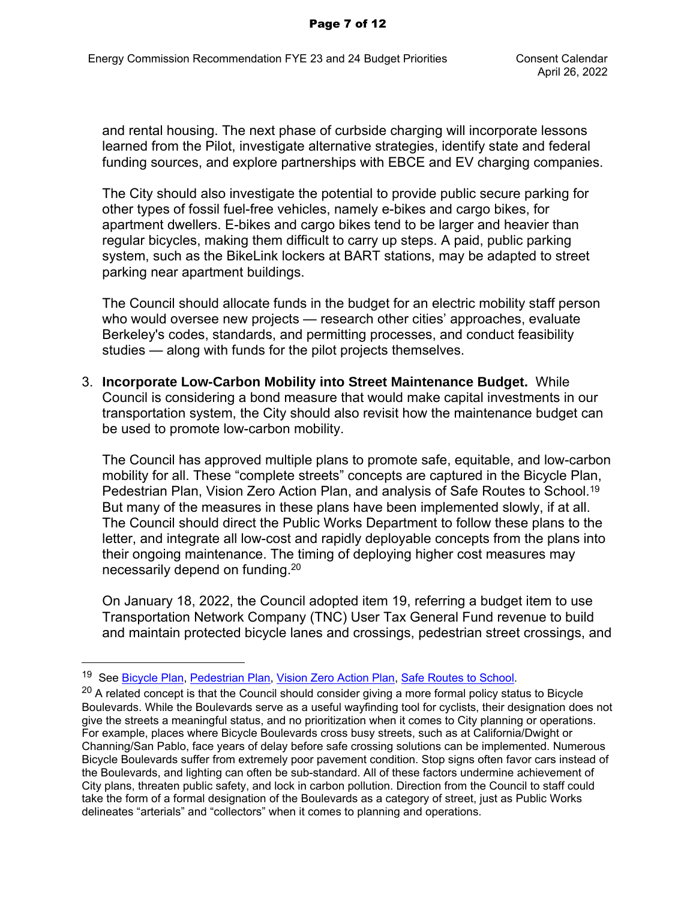and rental housing. The next phase of curbside charging will incorporate lessons learned from the Pilot, investigate alternative strategies, identify state and federal funding sources, and explore partnerships with EBCE and EV charging companies.

The City should also investigate the potential to provide public secure parking for other types of fossil fuel-free vehicles, namely e-bikes and cargo bikes, for apartment dwellers. E-bikes and cargo bikes tend to be larger and heavier than regular bicycles, making them difficult to carry up steps. A paid, public parking system, such as the BikeLink lockers at BART stations, may be adapted to street parking near apartment buildings.

The Council should allocate funds in the budget for an electric mobility staff person who would oversee new projects — research other cities' approaches, evaluate Berkeley's codes, standards, and permitting processes, and conduct feasibility studies — along with funds for the pilot projects themselves.

3. **Incorporate Low-Carbon Mobility into Street Maintenance Budget.** While Council is considering a bond measure that would make capital investments in our transportation system, the City should also revisit how the maintenance budget can be used to promote low-carbon mobility.

   The Council has approved multiple plans to promote safe, equitable, and low-carbon mobility for all. These "complete streets" concepts are captured in the Bicycle Plan, Pedestrian Plan, Vision Zero Action Plan, and analysis of Safe Routes to School.[19] But many of the measures in these plans have been implemented slowly, if at all. The Council should direct the Public Works Department to follow these plans to the letter, and integrate all low-cost and rapidly deployable concepts from the plans into their ongoing maintenance. The timing of deploying higher cost measures may necessarily depend on funding.[20]

   On January 18, 2022, the Council adopted item 19, referring a budget item to use Transportation Network Company (TNC) User Tax General Fund revenue to build and maintain protected bicycle lanes and crossings, pedestrian street crossings, and

---

[19] See Bicycle Plan, Pedestrian Plan, Vision Zero Action Plan, Safe Routes to School.

[20] A related concept is that the Council should consider giving a more formal policy status to Bicycle Boulevards. While the Boulevards serve as a useful wayfinding tool for cyclists, their designation does not give the streets a meaningful status, and no prioritization when it comes to City planning or operations. For example, places where Bicycle Boulevards cross busy streets, such as at California/Dwight or Channing/San Pablo, face years of delay before safe crossing solutions can be implemented. Numerous Bicycle Boulevards suffer from extremely poor pavement condition. Stop signs often favor cars instead of the Boulevards, and lighting can often be sub-standard. All of these factors undermine achievement of City plans, threaten public safety, and lock in carbon pollution. Direction from the Council to staff could take the form of a formal designation of the Boulevards as a category of street, just as Public Works delineates "arterials" and "collectors" when it comes to planning and operations.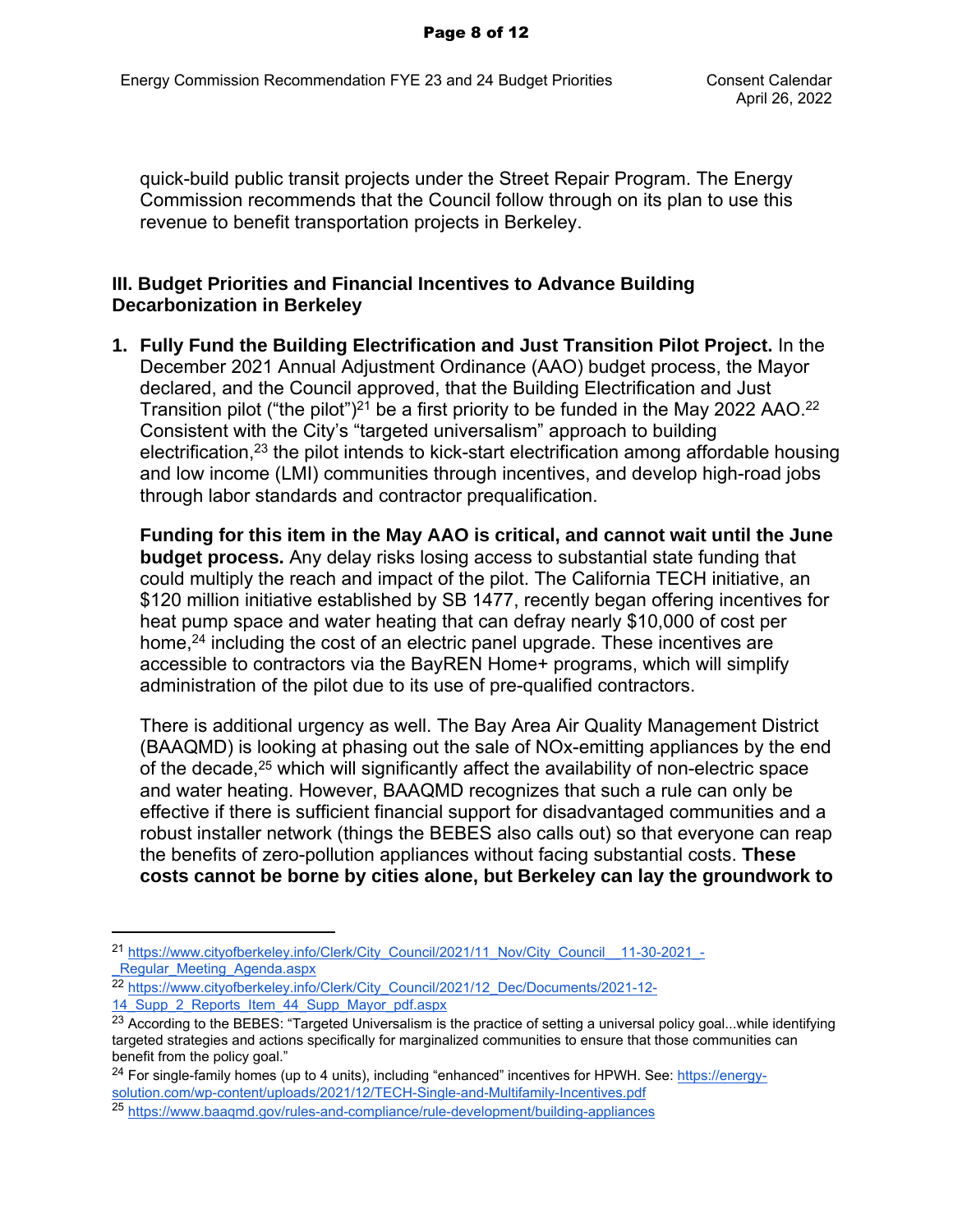quick-build public transit projects under the Street Repair Program. The Energy Commission recommends that the Council follow through on its plan to use this revenue to benefit transportation projects in Berkeley.

### III. Budget Priorities and Financial Incentives to Advance Building Decarbonization in Berkeley

1. **Fully Fund the Building Electrification and Just Transition Pilot Project.** In the December 2021 Annual Adjustment Ordinance (AAO) budget process, the Mayor declared, and the Council approved, that the Building Electrification and Just Transition pilot ("the pilot")[21] be a first priority to be funded in the May 2022 AAO.[22] Consistent with the City's "targeted universalism" approach to building electrification,[23] the pilot intends to kick-start electrification among affordable housing and low income (LMI) communities through incentives, and develop high-road jobs through labor standards and contractor prequalification.

   **Funding for this item in the May AAO is critical, and cannot wait until the June budget process.** Any delay risks losing access to substantial state funding that could multiply the reach and impact of the pilot. The California TECH initiative, an $120 million initiative established by SB 1477, recently began offering incentives for heat pump space and water heating that can defray nearly $10,000 of cost per home,[24] including the cost of an electric panel upgrade. These incentives are accessible to contractors via the BayREN Home+ programs, which will simplify administration of the pilot due to its use of pre-qualified contractors.

   There is additional urgency as well. The Bay Area Air Quality Management District (BAAQMD) is looking at phasing out the sale of NOx-emitting appliances by the end of the decade,[25] which will significantly affect the availability of non-electric space and water heating. However, BAAQMD recognizes that such a rule can only be effective if there is sufficient financial support for disadvantaged communities and a robust installer network (things the BEBES also calls out) so that everyone can reap the benefits of zero-pollution appliances without facing substantial costs. **These costs cannot be borne by cities alone, but Berkeley can lay the groundwork to**

---

[21] https://www.cityofberkeley.info/Clerk/City_Council/2021/11_Nov/City_Council__11-30-2021_-_Regular_Meeting_Agenda.aspx

[22] https://www.cityofberkeley.info/Clerk/City_Council/2021/12_Dec/Documents/2021-12-14_Supp_2_Reports_Item_44_Supp_Mayor_pdf.aspx

[23] According to the BEBES: "Targeted Universalism is the practice of setting a universal policy goal...while identifying targeted strategies and actions specifically for marginalized communities to ensure that those communities can benefit from the policy goal."

[24] For single-family homes (up to 4 units), including "enhanced" incentives for HPWH. See: https://energy-solution.com/wp-content/uploads/2021/12/TECH-Single-and-Multifamily-Incentives.pdf

[25] https://www.baaqmd.gov/rules-and-compliance/rule-development/building-appliances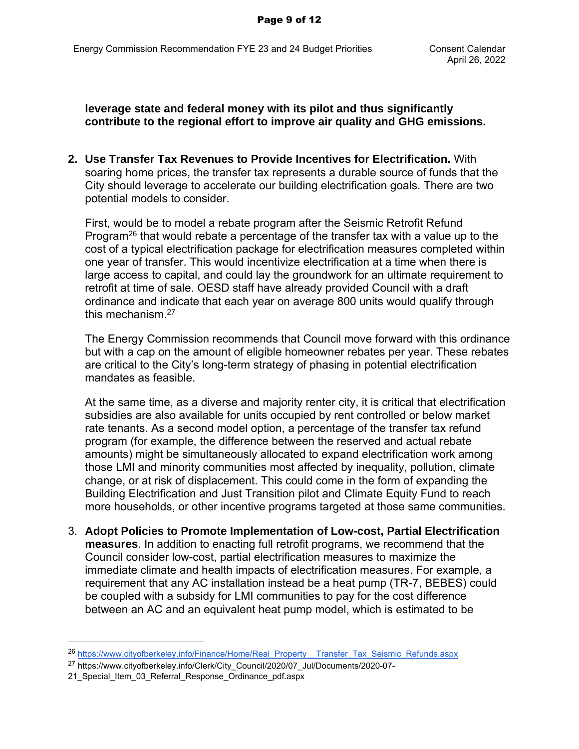**leverage state and federal money with its pilot and thus significantly contribute to the regional effort to improve air quality and GHG emissions.**

2. **Use Transfer Tax Revenues to Provide Incentives for Electrification.** With soaring home prices, the transfer tax represents a durable source of funds that the City should leverage to accelerate our building electrification goals. There are two potential models to consider.

   First, would be to model a rebate program after the Seismic Retrofit Refund Program[26] that would rebate a percentage of the transfer tax with a value up to the cost of a typical electrification package for electrification measures completed within one year of transfer. This would incentivize electrification at a time when there is large access to capital, and could lay the groundwork for an ultimate requirement to retrofit at time of sale. OESD staff have already provided Council with a draft ordinance and indicate that each year on average 800 units would qualify through this mechanism.[27]

   The Energy Commission recommends that Council move forward with this ordinance but with a cap on the amount of eligible homeowner rebates per year. These rebates are critical to the City's long-term strategy of phasing in potential electrification mandates as feasible.

   At the same time, as a diverse and majority renter city, it is critical that electrification subsidies are also available for units occupied by rent controlled or below market rate tenants. As a second model option, a percentage of the transfer tax refund program (for example, the difference between the reserved and actual rebate amounts) might be simultaneously allocated to expand electrification work among those LMI and minority communities most affected by inequality, pollution, climate change, or at risk of displacement. This could come in the form of expanding the Building Electrification and Just Transition pilot and Climate Equity Fund to reach more households, or other incentive programs targeted at those same communities.

3. **Adopt Policies to Promote Implementation of Low-cost, Partial Electrification measures**. In addition to enacting full retrofit programs, we recommend that the Council consider low-cost, partial electrification measures to maximize the immediate climate and health impacts of electrification measures. For example, a requirement that any AC installation instead be a heat pump (TR-7, BEBES) could be coupled with a subsidy for LMI communities to pay for the cost difference between an AC and an equivalent heat pump model, which is estimated to be

[26] https://www.cityofberkeley.info/Finance/Home/Real_Property__Transfer_Tax_Seismic_Refunds.aspx

[27] https://www.cityofberkeley.info/Clerk/City_Council/2020/07_Jul/Documents/2020-07-21_Special_Item_03_Referral_Response_Ordinance_pdf.aspx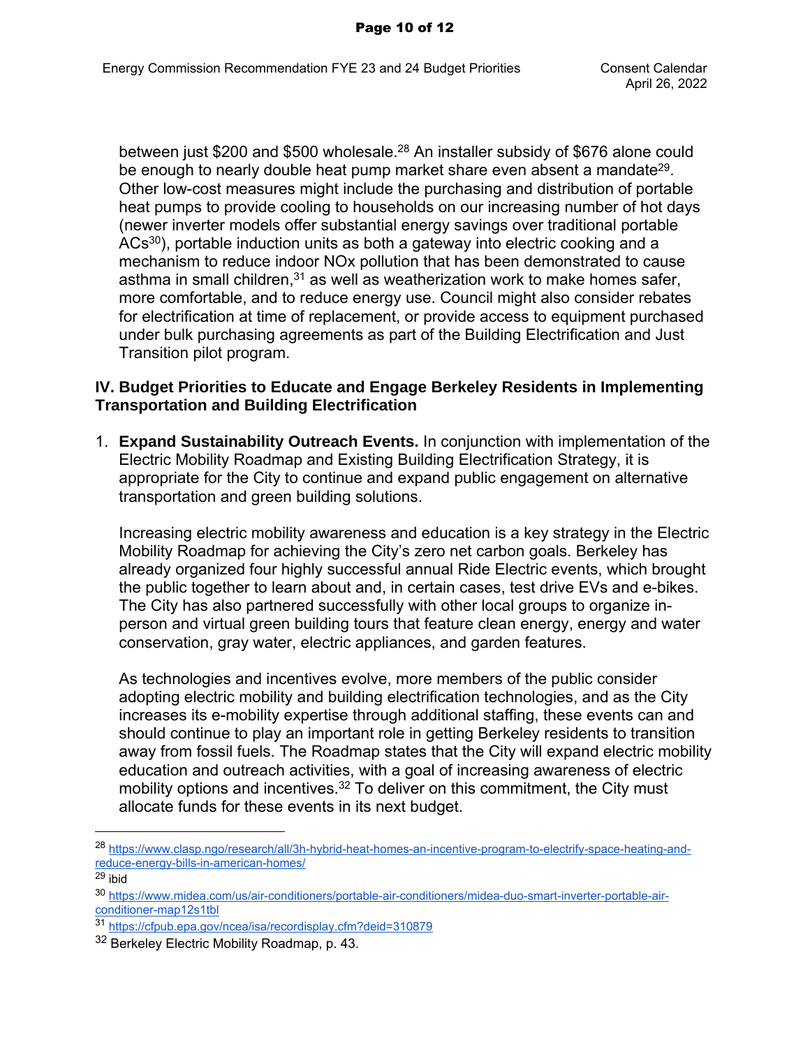between just $200 and $500 wholesale.[28] An installer subsidy of $676 alone could be enough to nearly double heat pump market share even absent a mandate[29]. Other low-cost measures might include the purchasing and distribution of portable heat pumps to provide cooling to households on our increasing number of hot days (newer inverter models offer substantial energy savings over traditional portable ACs[30]), portable induction units as both a gateway into electric cooking and a mechanism to reduce indoor NOx pollution that has been demonstrated to cause asthma in small children,[31] as well as weatherization work to make homes safer, more comfortable, and to reduce energy use. Council might also consider rebates for electrification at time of replacement, or provide access to equipment purchased under bulk purchasing agreements as part of the Building Electrification and Just Transition pilot program.

### IV. Budget Priorities to Educate and Engage Berkeley Residents in Implementing Transportation and Building Electrification

1. **Expand Sustainability Outreach Events.** In conjunction with implementation of the Electric Mobility Roadmap and Existing Building Electrification Strategy, it is appropriate for the City to continue and expand public engagement on alternative transportation and green building solutions.

   Increasing electric mobility awareness and education is a key strategy in the Electric Mobility Roadmap for achieving the City's zero net carbon goals. Berkeley has already organized four highly successful annual Ride Electric events, which brought the public together to learn about and, in certain cases, test drive EVs and e-bikes. The City has also partnered successfully with other local groups to organize in-person and virtual green building tours that feature clean energy, energy and water conservation, gray water, electric appliances, and garden features.

   As technologies and incentives evolve, more members of the public consider adopting electric mobility and building electrification technologies, and as the City increases its e-mobility expertise through additional staffing, these events can and should continue to play an important role in getting Berkeley residents to transition away from fossil fuels. The Roadmap states that the City will expand electric mobility education and outreach activities, with a goal of increasing awareness of electric mobility options and incentives.[32] To deliver on this commitment, the City must allocate funds for these events in its next budget.

---

[28] https://www.clasp.ngo/research/all/3h-hybrid-heat-homes-an-incentive-program-to-electrify-space-heating-and-reduce-energy-bills-in-american-homes/

[29] ibid

[30] https://www.midea.com/us/air-conditioners/portable-air-conditioners/midea-duo-smart-inverter-portable-air-conditioner-map12s1tbl

[31] https://cfpub.epa.gov/ncea/isa/recordisplay.cfm?deid=310879

[32] Berkeley Electric Mobility Roadmap, p. 43.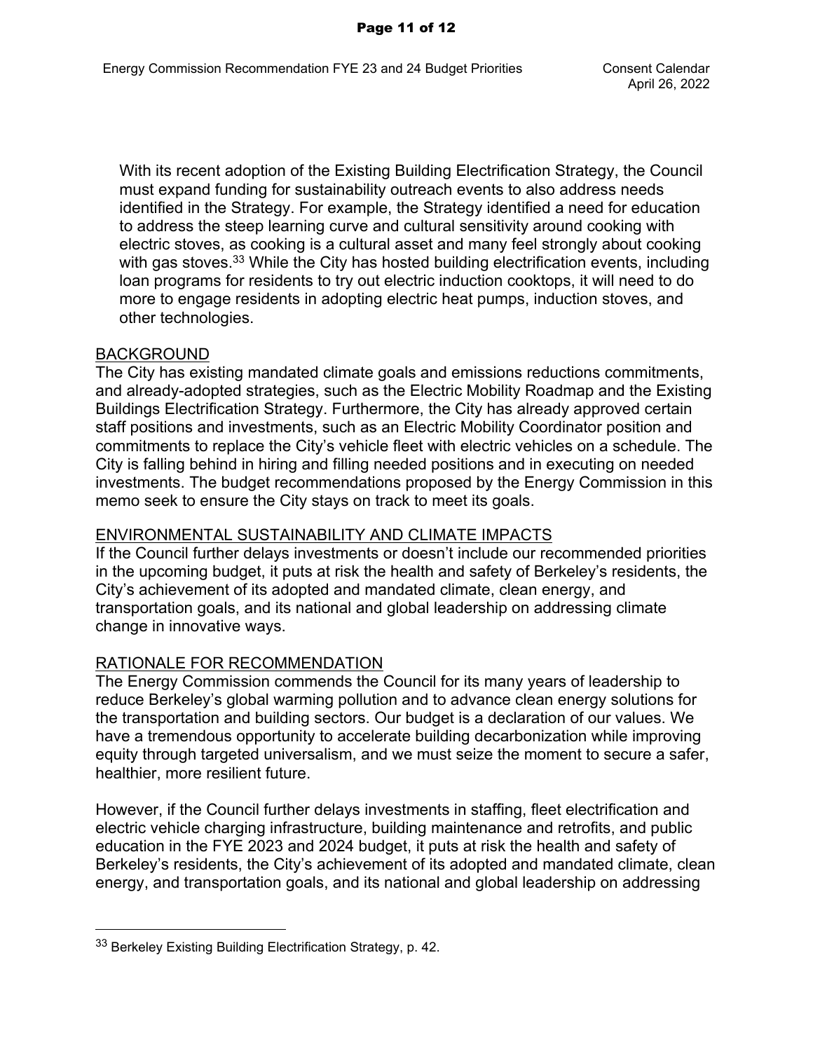With its recent adoption of the Existing Building Electrification Strategy, the Council must expand funding for sustainability outreach events to also address needs identified in the Strategy. For example, the Strategy identified a need for education to address the steep learning curve and cultural sensitivity around cooking with electric stoves, as cooking is a cultural asset and many feel strongly about cooking with gas stoves.[33] While the City has hosted building electrification events, including loan programs for residents to try out electric induction cooktops, it will need to do more to engage residents in adopting electric heat pumps, induction stoves, and other technologies.

## BACKGROUND

The City has existing mandated climate goals and emissions reductions commitments, and already-adopted strategies, such as the Electric Mobility Roadmap and the Existing Buildings Electrification Strategy. Furthermore, the City has already approved certain staff positions and investments, such as an Electric Mobility Coordinator position and commitments to replace the City's vehicle fleet with electric vehicles on a schedule. The City is falling behind in hiring and filling needed positions and in executing on needed investments. The budget recommendations proposed by the Energy Commission in this memo seek to ensure the City stays on track to meet its goals.

## ENVIRONMENTAL SUSTAINABILITY AND CLIMATE IMPACTS

If the Council further delays investments or doesn't include our recommended priorities in the upcoming budget, it puts at risk the health and safety of Berkeley's residents, the City's achievement of its adopted and mandated climate, clean energy, and transportation goals, and its national and global leadership on addressing climate change in innovative ways.

## RATIONALE FOR RECOMMENDATION

The Energy Commission commends the Council for its many years of leadership to reduce Berkeley's global warming pollution and to advance clean energy solutions for the transportation and building sectors. Our budget is a declaration of our values. We have a tremendous opportunity to accelerate building decarbonization while improving equity through targeted universalism, and we must seize the moment to secure a safer, healthier, more resilient future.

However, if the Council further delays investments in staffing, fleet electrification and electric vehicle charging infrastructure, building maintenance and retrofits, and public education in the FYE 2023 and 2024 budget, it puts at risk the health and safety of Berkeley's residents, the City's achievement of its adopted and mandated climate, clean energy, and transportation goals, and its national and global leadership on addressing

[33] Berkeley Existing Building Electrification Strategy, p. 42.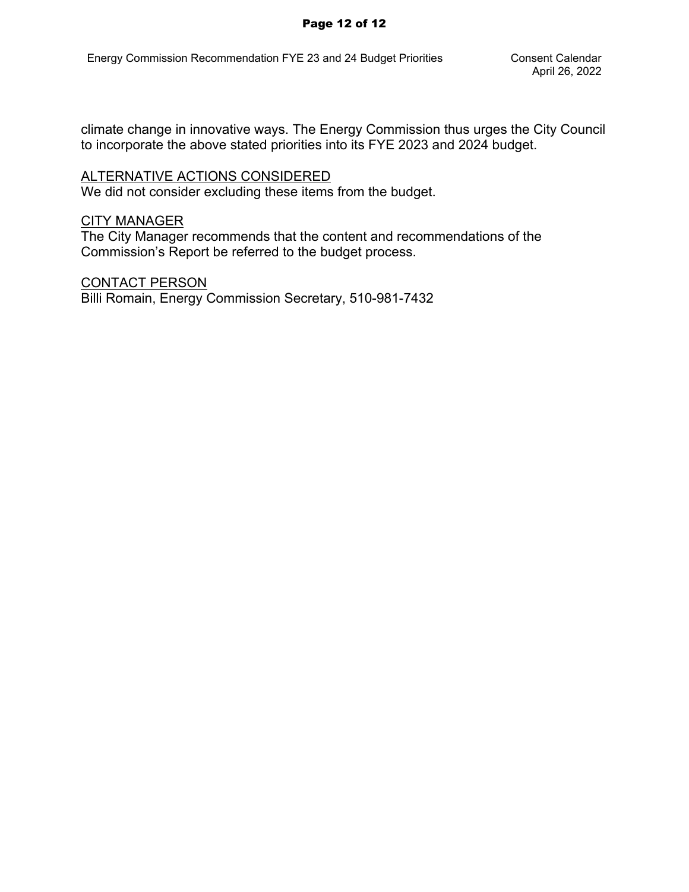climate change in innovative ways. The Energy Commission thus urges the City Council to incorporate the above stated priorities into its FYE 2023 and 2024 budget.

## ALTERNATIVE ACTIONS CONSIDERED

We did not consider excluding these items from the budget.

## CITY MANAGER

The City Manager recommends that the content and recommendations of the Commission's Report be referred to the budget process.

## CONTACT PERSON

Billi Romain, Energy Commission Secretary, 510-981-7432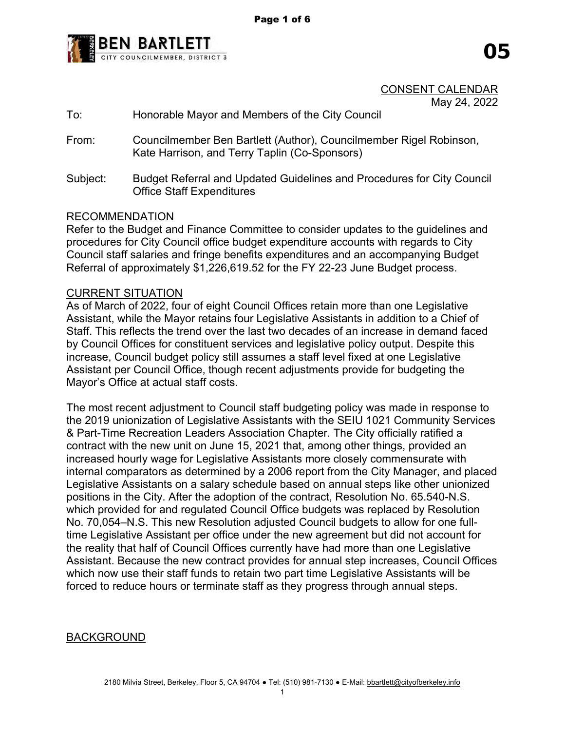05

BEN BARTLETT
CITY COUNCILMEMBER, DISTRICT 3

CONSENT CALENDAR
May 24, 2022

To: Honorable Mayor and Members of the City Council

From: Councilmember Ben Bartlett (Author), Councilmember Rigel Robinson, Kate Harrison, and Terry Taplin (Co-Sponsors)

Subject: Budget Referral and Updated Guidelines and Procedures for City Council Office Staff Expenditures

## RECOMMENDATION

Refer to the Budget and Finance Committee to consider updates to the guidelines and procedures for City Council office budget expenditure accounts with regards to City Council staff salaries and fringe benefits expenditures and an accompanying Budget Referral of approximately $1,226,619.52 for the FY 22-23 June Budget process.

## CURRENT SITUATION

As of March of 2022, four of eight Council Offices retain more than one Legislative Assistant, while the Mayor retains four Legislative Assistants in addition to a Chief of Staff. This reflects the trend over the last two decades of an increase in demand faced by Council Offices for constituent services and legislative policy output. Despite this increase, Council budget policy still assumes a staff level fixed at one Legislative Assistant per Council Office, though recent adjustments provide for budgeting the Mayor's Office at actual staff costs.

The most recent adjustment to Council staff budgeting policy was made in response to the 2019 unionization of Legislative Assistants with the SEIU 1021 Community Services & Part-Time Recreation Leaders Association Chapter. The City officially ratified a contract with the new unit on June 15, 2021 that, among other things, provided an increased hourly wage for Legislative Assistants more closely commensurate with internal comparators as determined by a 2006 report from the City Manager, and placed Legislative Assistants on a salary schedule based on annual steps like other unionized positions in the City. After the adoption of the contract, Resolution No. 65.540-N.S. which provided for and regulated Council Office budgets was replaced by Resolution No. 70,054–N.S. This new Resolution adjusted Council budgets to allow for one full-time Legislative Assistant per office under the new agreement but did not account for the reality that half of Council Offices currently have had more than one Legislative Assistant. Because the new contract provides for annual step increases, Council Offices which now use their staff funds to retain two part time Legislative Assistants will be forced to reduce hours or terminate staff as they progress through annual steps.

## BACKGROUND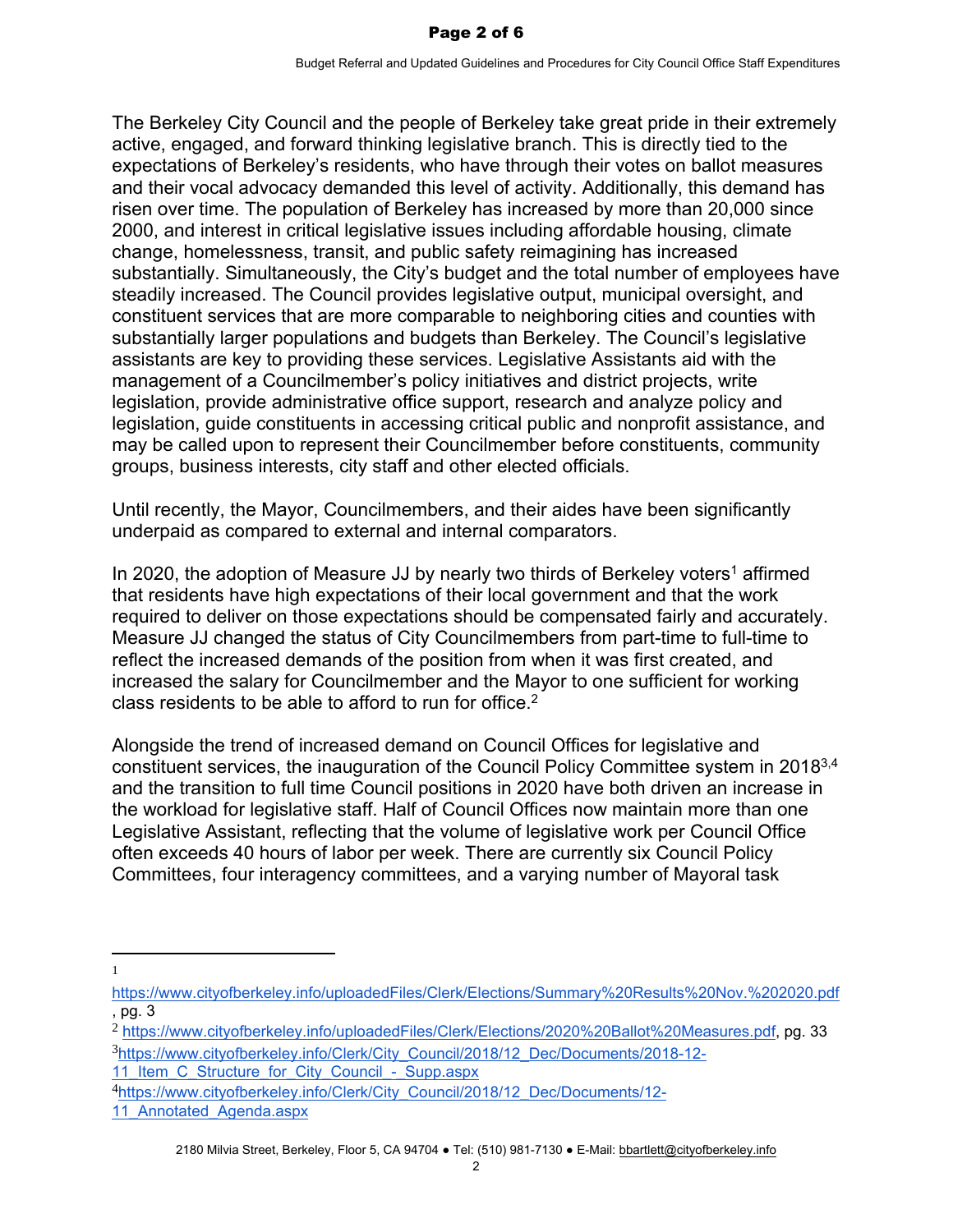The Berkeley City Council and the people of Berkeley take great pride in their extremely active, engaged, and forward thinking legislative branch. This is directly tied to the expectations of Berkeley's residents, who have through their votes on ballot measures and their vocal advocacy demanded this level of activity. Additionally, this demand has risen over time. The population of Berkeley has increased by more than 20,000 since 2000, and interest in critical legislative issues including affordable housing, climate change, homelessness, transit, and public safety reimagining has increased substantially. Simultaneously, the City's budget and the total number of employees have steadily increased. The Council provides legislative output, municipal oversight, and constituent services that are more comparable to neighboring cities and counties with substantially larger populations and budgets than Berkeley. The Council's legislative assistants are key to providing these services. Legislative Assistants aid with the management of a Councilmember's policy initiatives and district projects, write legislation, provide administrative office support, research and analyze policy and legislation, guide constituents in accessing critical public and nonprofit assistance, and may be called upon to represent their Councilmember before constituents, community groups, business interests, city staff and other elected officials.

Until recently, the Mayor, Councilmembers, and their aides have been significantly underpaid as compared to external and internal comparators.

In 2020, the adoption of Measure JJ by nearly two thirds of Berkeley voters[1] affirmed that residents have high expectations of their local government and that the work required to deliver on those expectations should be compensated fairly and accurately. Measure JJ changed the status of City Councilmembers from part-time to full-time to reflect the increased demands of the position from when it was first created, and increased the salary for Councilmember and the Mayor to one sufficient for working class residents to be able to afford to run for office.[2]

Alongside the trend of increased demand on Council Offices for legislative and constituent services, the inauguration of the Council Policy Committee system in 2018[3,4] and the transition to full time Council positions in 2020 have both driven an increase in the workload for legislative staff. Half of Council Offices now maintain more than one Legislative Assistant, reflecting that the volume of legislative work per Council Office often exceeds 40 hours of labor per week. There are currently six Council Policy Committees, four interagency committees, and a varying number of Mayoral task

---

[1] https://www.cityofberkeley.info/uploadedFiles/Clerk/Elections/Summary%20Results%20Nov.%202020.pdf, pg. 3

[2] https://www.cityofberkeley.info/uploadedFiles/Clerk/Elections/2020%20Ballot%20Measures.pdf, pg. 33

[3] https://www.cityofberkeley.info/Clerk/City_Council/2018/12_Dec/Documents/2018-12-11_Item_C_Structure_for_City_Council_-_Supp.aspx

[4] https://www.cityofberkeley.info/Clerk/City_Council/2018/12_Dec/Documents/12-11_Annotated_Agenda.aspx

2180 Milvia Street, Berkeley, Floor 5, CA 94704 ● Tel: (510) 981-7130 ● E-Mail: bbartlett@cityofberkeley.info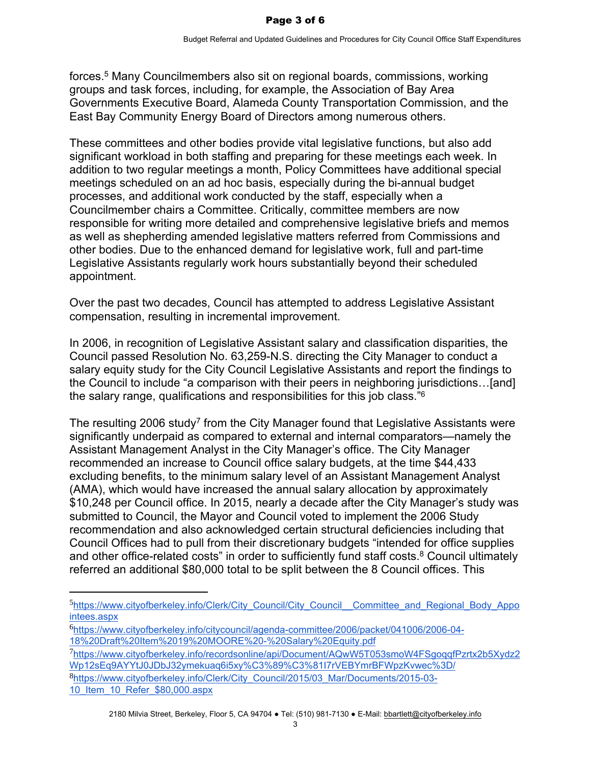forces.[5] Many Councilmembers also sit on regional boards, commissions, working groups and task forces, including, for example, the Association of Bay Area Governments Executive Board, Alameda County Transportation Commission, and the East Bay Community Energy Board of Directors among numerous others.

These committees and other bodies provide vital legislative functions, but also add significant workload in both staffing and preparing for these meetings each week. In addition to two regular meetings a month, Policy Committees have additional special meetings scheduled on an ad hoc basis, especially during the bi-annual budget processes, and additional work conducted by the staff, especially when a Councilmember chairs a Committee. Critically, committee members are now responsible for writing more detailed and comprehensive legislative briefs and memos as well as shepherding amended legislative matters referred from Commissions and other bodies. Due to the enhanced demand for legislative work, full and part-time Legislative Assistants regularly work hours substantially beyond their scheduled appointment.

Over the past two decades, Council has attempted to address Legislative Assistant compensation, resulting in incremental improvement.

In 2006, in recognition of Legislative Assistant salary and classification disparities, the Council passed Resolution No. 63,259-N.S. directing the City Manager to conduct a salary equity study for the City Council Legislative Assistants and report the findings to the Council to include "a comparison with their peers in neighboring jurisdictions…[and] the salary range, qualifications and responsibilities for this job class."[6]

The resulting 2006 study[7] from the City Manager found that Legislative Assistants were significantly underpaid as compared to external and internal comparators—namely the Assistant Management Analyst in the City Manager's office. The City Manager recommended an increase to Council office salary budgets, at the time $44,433 excluding benefits, to the minimum salary level of an Assistant Management Analyst (AMA), which would have increased the annual salary allocation by approximately $10,248 per Council office. In 2015, nearly a decade after the City Manager's study was submitted to Council, the Mayor and Council voted to implement the 2006 Study recommendation and also acknowledged certain structural deficiencies including that Council Offices had to pull from their discretionary budgets "intended for office supplies and other office-related costs" in order to sufficiently fund staff costs.[8] Council ultimately referred an additional $80,000 total to be split between the 8 Council offices. This

---

[5] https://www.cityofberkeley.info/Clerk/City_Council/City_Council__Committee_and_Regional_Body_Appointees.aspx

[6] https://www.cityofberkeley.info/citycouncil/agenda-committee/2006/packet/041006/2006-04-18%20Draft%20Item%2019%20MOORE%20-%20Salary%20Equity.pdf

[7] https://www.cityofberkeley.info/recordsonline/api/Document/AQwW5T053smoW4FSgoqqfPzrtx2b5Xydz2Wp12sEq9AYYtJ0JDbJ32ymekuaq6i5xy%C3%89%C3%81I7rVEBYmrBFWpzKvwec%3D/

[8] https://www.cityofberkeley.info/Clerk/City_Council/2015/03_Mar/Documents/2015-03-10_Item_10_Refer_$80,000.aspx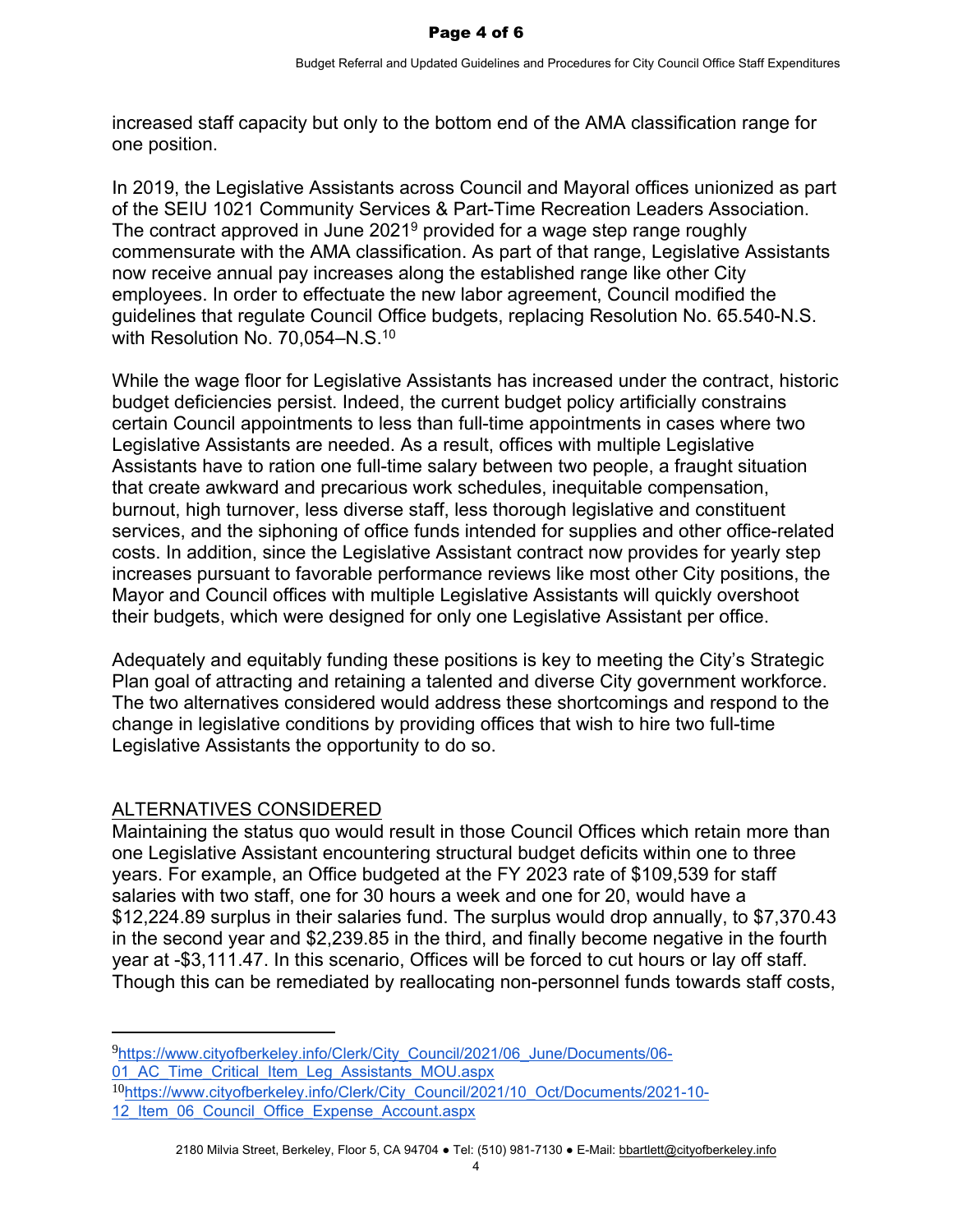increased staff capacity but only to the bottom end of the AMA classification range for one position.

In 2019, the Legislative Assistants across Council and Mayoral offices unionized as part of the SEIU 1021 Community Services & Part-Time Recreation Leaders Association. The contract approved in June 2021[9] provided for a wage step range roughly commensurate with the AMA classification. As part of that range, Legislative Assistants now receive annual pay increases along the established range like other City employees. In order to effectuate the new labor agreement, Council modified the guidelines that regulate Council Office budgets, replacing Resolution No. 65.540-N.S. with Resolution No. 70,054–N.S.[10]

While the wage floor for Legislative Assistants has increased under the contract, historic budget deficiencies persist. Indeed, the current budget policy artificially constrains certain Council appointments to less than full-time appointments in cases where two Legislative Assistants are needed. As a result, offices with multiple Legislative Assistants have to ration one full-time salary between two people, a fraught situation that create awkward and precarious work schedules, inequitable compensation, burnout, high turnover, less diverse staff, less thorough legislative and constituent services, and the siphoning of office funds intended for supplies and other office-related costs. In addition, since the Legislative Assistant contract now provides for yearly step increases pursuant to favorable performance reviews like most other City positions, the Mayor and Council offices with multiple Legislative Assistants will quickly overshoot their budgets, which were designed for only one Legislative Assistant per office.

Adequately and equitably funding these positions is key to meeting the City's Strategic Plan goal of attracting and retaining a talented and diverse City government workforce. The two alternatives considered would address these shortcomings and respond to the change in legislative conditions by providing offices that wish to hire two full-time Legislative Assistants the opportunity to do so.

## ALTERNATIVES CONSIDERED

Maintaining the status quo would result in those Council Offices which retain more than one Legislative Assistant encountering structural budget deficits within one to three years. For example, an Office budgeted at the FY 2023 rate of $109,539 for staff salaries with two staff, one for 30 hours a week and one for 20, would have a $12,224.89 surplus in their salaries fund. The surplus would drop annually, to $7,370.43 in the second year and $2,239.85 in the third, and finally become negative in the fourth year at -$3,111.47. In this scenario, Offices will be forced to cut hours or lay off staff. Though this can be remediated by reallocating non-personnel funds towards staff costs,

---

[9] https://www.cityofberkeley.info/Clerk/City_Council/2021/06_June/Documents/06-01_AC_Time_Critical_Item_Leg_Assistants_MOU.aspx

[10] https://www.cityofberkeley.info/Clerk/City_Council/2021/10_Oct/Documents/2021-10-12_Item_06_Council_Office_Expense_Account.aspx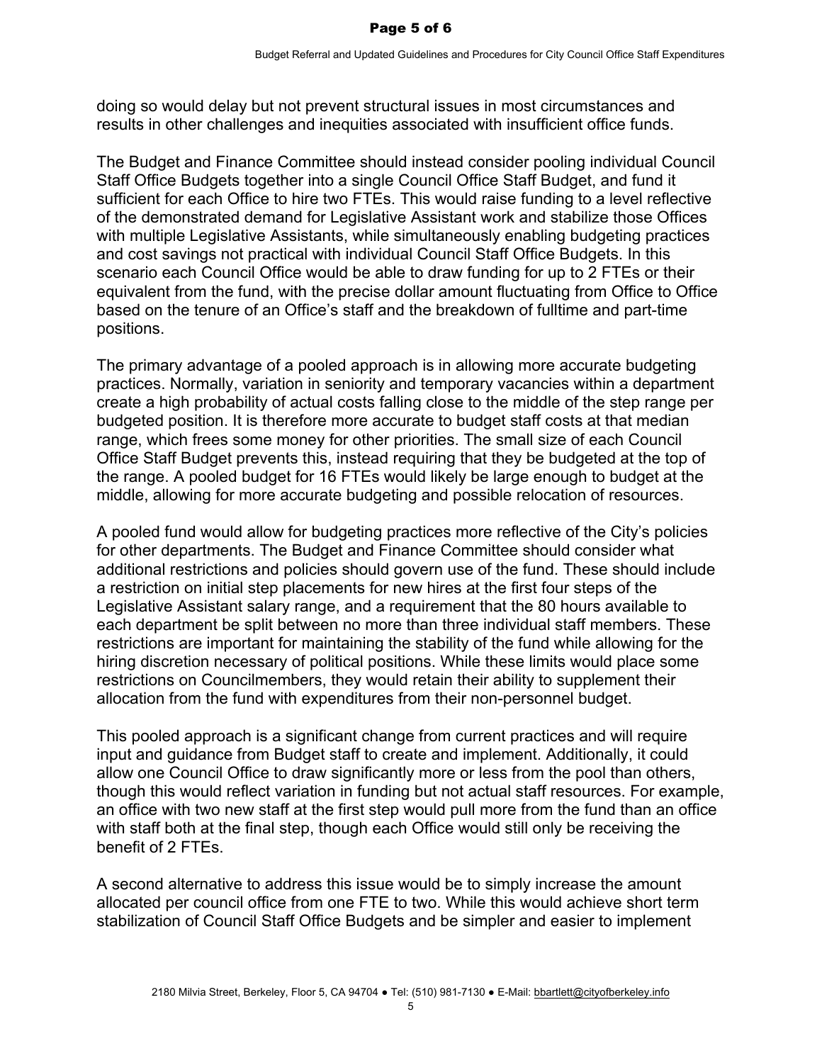doing so would delay but not prevent structural issues in most circumstances and results in other challenges and inequities associated with insufficient office funds.

The Budget and Finance Committee should instead consider pooling individual Council Staff Office Budgets together into a single Council Office Staff Budget, and fund it sufficient for each Office to hire two FTEs. This would raise funding to a level reflective of the demonstrated demand for Legislative Assistant work and stabilize those Offices with multiple Legislative Assistants, while simultaneously enabling budgeting practices and cost savings not practical with individual Council Staff Office Budgets. In this scenario each Council Office would be able to draw funding for up to 2 FTEs or their equivalent from the fund, with the precise dollar amount fluctuating from Office to Office based on the tenure of an Office's staff and the breakdown of fulltime and part-time positions.

The primary advantage of a pooled approach is in allowing more accurate budgeting practices. Normally, variation in seniority and temporary vacancies within a department create a high probability of actual costs falling close to the middle of the step range per budgeted position. It is therefore more accurate to budget staff costs at that median range, which frees some money for other priorities. The small size of each Council Office Staff Budget prevents this, instead requiring that they be budgeted at the top of the range. A pooled budget for 16 FTEs would likely be large enough to budget at the middle, allowing for more accurate budgeting and possible relocation of resources.

A pooled fund would allow for budgeting practices more reflective of the City's policies for other departments. The Budget and Finance Committee should consider what additional restrictions and policies should govern use of the fund. These should include a restriction on initial step placements for new hires at the first four steps of the Legislative Assistant salary range, and a requirement that the 80 hours available to each department be split between no more than three individual staff members. These restrictions are important for maintaining the stability of the fund while allowing for the hiring discretion necessary of political positions. While these limits would place some restrictions on Councilmembers, they would retain their ability to supplement their allocation from the fund with expenditures from their non-personnel budget.

This pooled approach is a significant change from current practices and will require input and guidance from Budget staff to create and implement. Additionally, it could allow one Council Office to draw significantly more or less from the pool than others, though this would reflect variation in funding but not actual staff resources. For example, an office with two new staff at the first step would pull more from the fund than an office with staff both at the final step, though each Office would still only be receiving the benefit of 2 FTEs.

A second alternative to address this issue would be to simply increase the amount allocated per council office from one FTE to two. While this would achieve short term stabilization of Council Staff Office Budgets and be simpler and easier to implement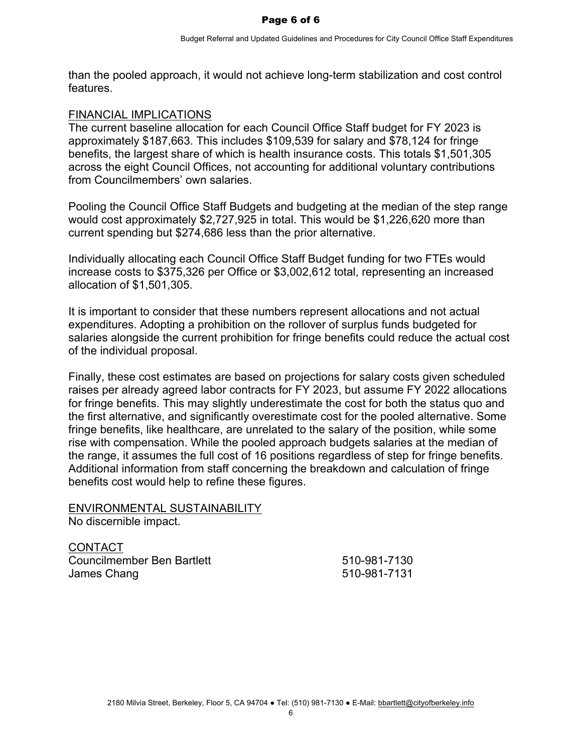than the pooled approach, it would not achieve long-term stabilization and cost control features.

## FINANCIAL IMPLICATIONS

The current baseline allocation for each Council Office Staff budget for FY 2023 is approximately $187,663. This includes $109,539 for salary and $78,124 for fringe benefits, the largest share of which is health insurance costs. This totals $1,501,305 across the eight Council Offices, not accounting for additional voluntary contributions from Councilmembers' own salaries.

Pooling the Council Office Staff Budgets and budgeting at the median of the step range would cost approximately $2,727,925 in total. This would be $1,226,620 more than current spending but $274,686 less than the prior alternative.

Individually allocating each Council Office Staff Budget funding for two FTEs would increase costs to $375,326 per Office or $3,002,612 total, representing an increased allocation of $1,501,305.

It is important to consider that these numbers represent allocations and not actual expenditures. Adopting a prohibition on the rollover of surplus funds budgeted for salaries alongside the current prohibition for fringe benefits could reduce the actual cost of the individual proposal.

Finally, these cost estimates are based on projections for salary costs given scheduled raises per already agreed labor contracts for FY 2023, but assume FY 2022 allocations for fringe benefits. This may slightly underestimate the cost for both the status quo and the first alternative, and significantly overestimate cost for the pooled alternative. Some fringe benefits, like healthcare, are unrelated to the salary of the position, while some rise with compensation. While the pooled approach budgets salaries at the median of the range, it assumes the full cost of 16 positions regardless of step for fringe benefits. Additional information from staff concerning the breakdown and calculation of fringe benefits cost would help to refine these figures.

## ENVIRONMENTAL SUSTAINABILITY

No discernible impact.

## CONTACT

Councilmember Ben Bartlett 510-981-7130
James Chang 510-981-7131

2180 Milvia Street, Berkeley, Floor 5, CA 94704 ● Tel: (510) 981-7130 ● E-Mail: bbartlett@cityofberkeley.info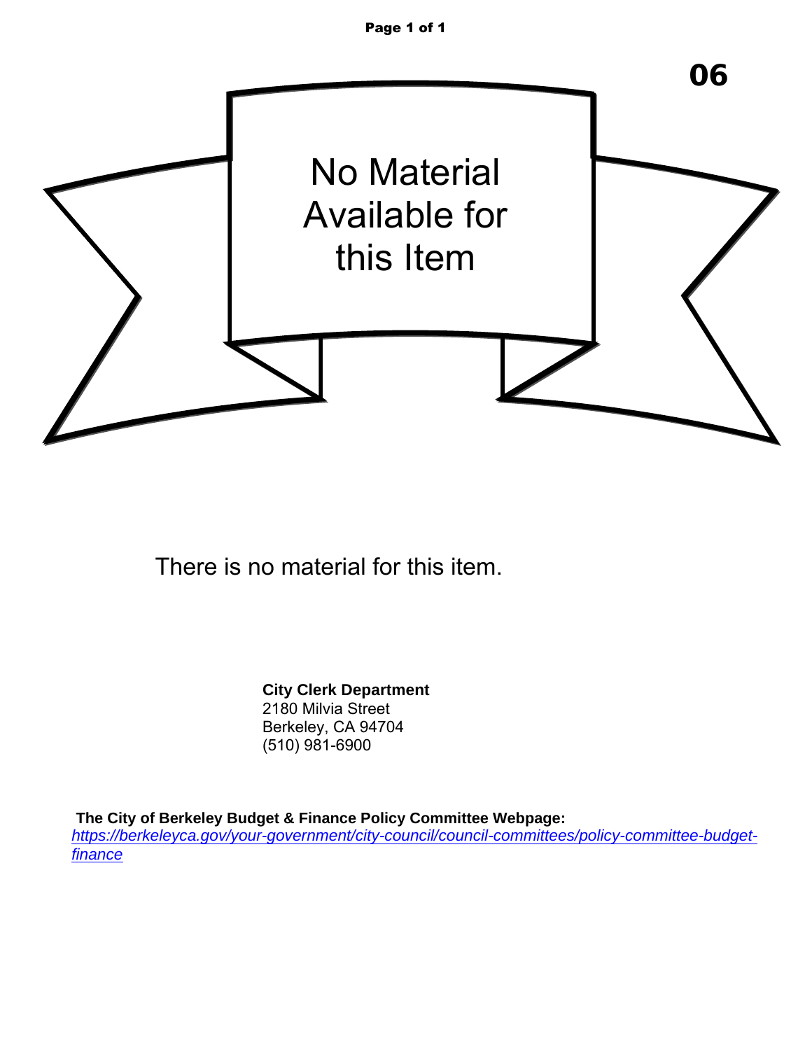06

# No Material Available for this Item

There is no material for this item.

**City Clerk Department**
2180 Milvia Street
Berkeley, CA 94704
(510) 981-6900

**The City of Berkeley Budget & Finance Policy Committee Webpage:**
https://berkeleyca.gov/your-government/city-council/council-committees/policy-committee-budget-finance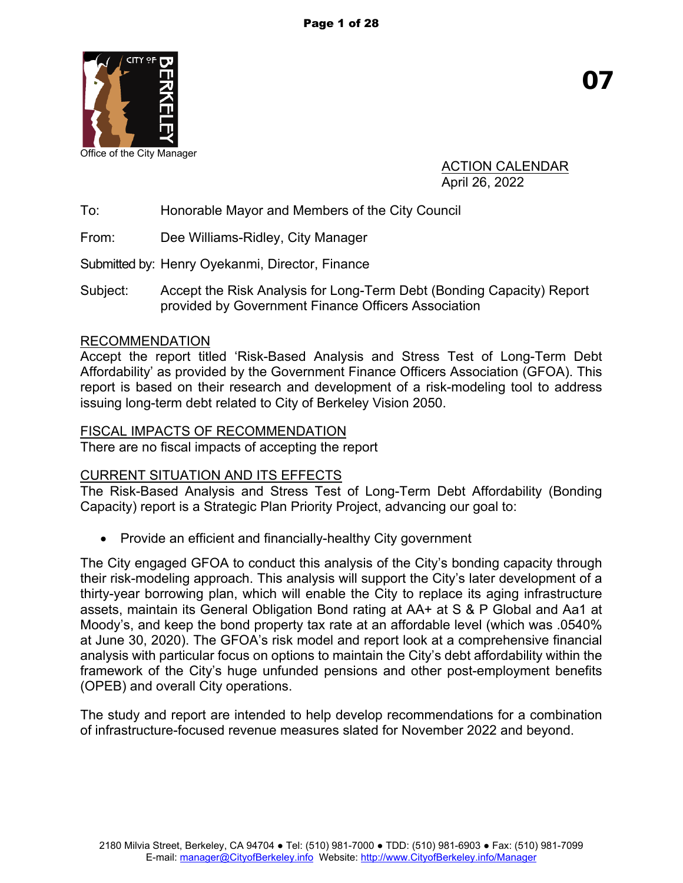07

Office of the City Manager

ACTION CALENDAR
April 26, 2022

To: Honorable Mayor and Members of the City Council

From: Dee Williams-Ridley, City Manager

Submitted by: Henry Oyekanmi, Director, Finance

Subject: Accept the Risk Analysis for Long-Term Debt (Bonding Capacity) Report provided by Government Finance Officers Association

## RECOMMENDATION

Accept the report titled 'Risk-Based Analysis and Stress Test of Long-Term Debt Affordability' as provided by the Government Finance Officers Association (GFOA). This report is based on their research and development of a risk-modeling tool to address issuing long-term debt related to City of Berkeley Vision 2050.

## FISCAL IMPACTS OF RECOMMENDATION

There are no fiscal impacts of accepting the report

## CURRENT SITUATION AND ITS EFFECTS

The Risk-Based Analysis and Stress Test of Long-Term Debt Affordability (Bonding Capacity) report is a Strategic Plan Priority Project, advancing our goal to:

- Provide an efficient and financially-healthy City government

The City engaged GFOA to conduct this analysis of the City's bonding capacity through their risk-modeling approach. This analysis will support the City's later development of a thirty-year borrowing plan, which will enable the City to replace its aging infrastructure assets, maintain its General Obligation Bond rating at AA+ at S & P Global and Aa1 at Moody's, and keep the bond property tax rate at an affordable level (which was .0540% at June 30, 2020). The GFOA's risk model and report look at a comprehensive financial analysis with particular focus on options to maintain the City's debt affordability within the framework of the City's huge unfunded pensions and other post-employment benefits (OPEB) and overall City operations.

The study and report are intended to help develop recommendations for a combination of infrastructure-focused revenue measures slated for November 2022 and beyond.

2180 Milvia Street, Berkeley, CA 94704 ● Tel: (510) 981-7000 ● TDD: (510) 981-6903 ● Fax: (510) 981-7099
E-mail: manager@CityofBerkeley.info Website: http://www.CityofBerkeley.info/Manager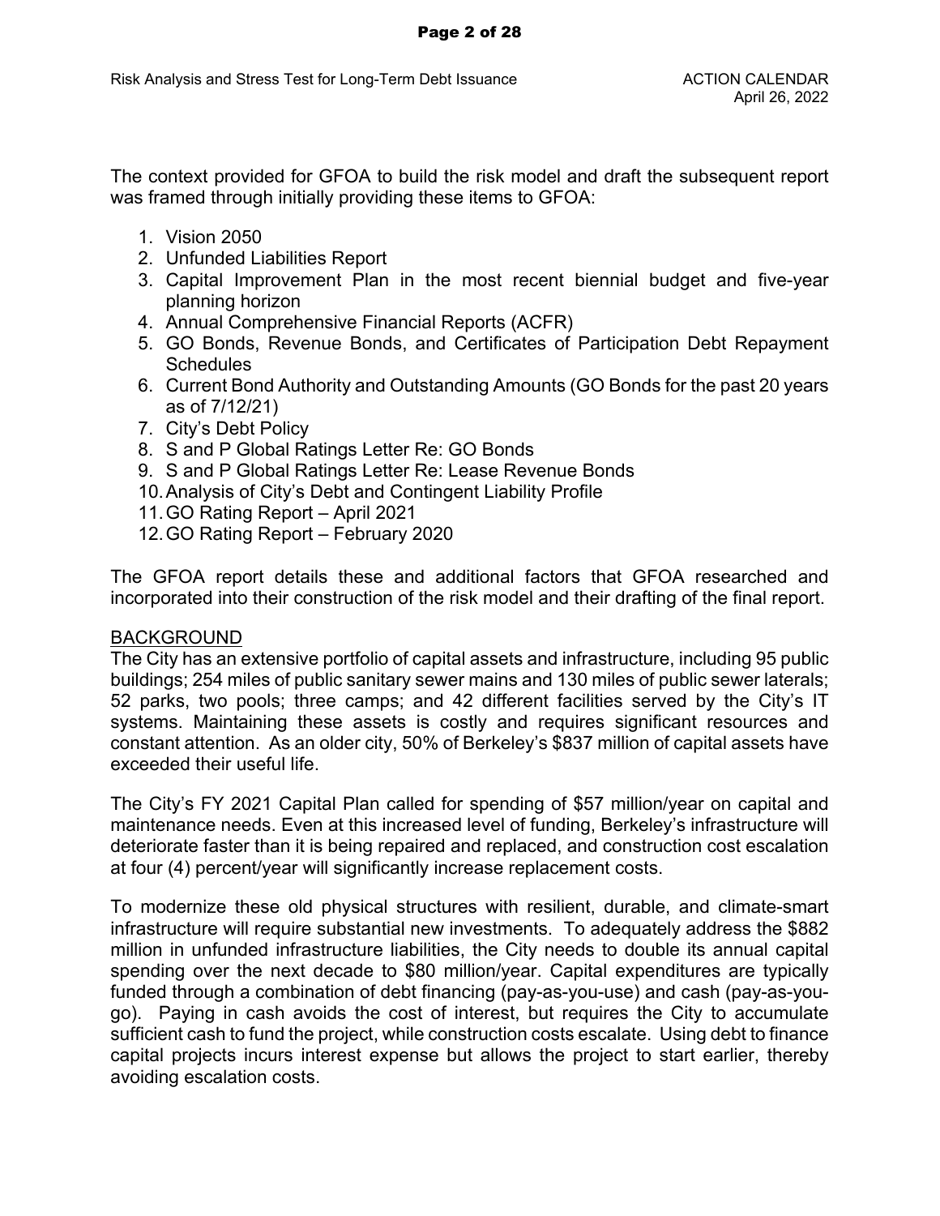The context provided for GFOA to build the risk model and draft the subsequent report was framed through initially providing these items to GFOA:

1. Vision 2050
2. Unfunded Liabilities Report
3. Capital Improvement Plan in the most recent biennial budget and five-year planning horizon
4. Annual Comprehensive Financial Reports (ACFR)
5. GO Bonds, Revenue Bonds, and Certificates of Participation Debt Repayment Schedules
6. Current Bond Authority and Outstanding Amounts (GO Bonds for the past 20 years as of 7/12/21)
7. City's Debt Policy
8. S and P Global Ratings Letter Re: GO Bonds
9. S and P Global Ratings Letter Re: Lease Revenue Bonds
10. Analysis of City's Debt and Contingent Liability Profile
11. GO Rating Report – April 2021
12. GO Rating Report – February 2020

The GFOA report details these and additional factors that GFOA researched and incorporated into their construction of the risk model and their drafting of the final report.

## BACKGROUND

The City has an extensive portfolio of capital assets and infrastructure, including 95 public buildings; 254 miles of public sanitary sewer mains and 130 miles of public sewer laterals; 52 parks, two pools; three camps; and 42 different facilities served by the City's IT systems. Maintaining these assets is costly and requires significant resources and constant attention. As an older city, 50% of Berkeley's $837 million of capital assets have exceeded their useful life.

The City's FY 2021 Capital Plan called for spending of $57 million/year on capital and maintenance needs. Even at this increased level of funding, Berkeley's infrastructure will deteriorate faster than it is being repaired and replaced, and construction cost escalation at four (4) percent/year will significantly increase replacement costs.

To modernize these old physical structures with resilient, durable, and climate-smart infrastructure will require substantial new investments. To adequately address the $882 million in unfunded infrastructure liabilities, the City needs to double its annual capital spending over the next decade to $80 million/year. Capital expenditures are typically funded through a combination of debt financing (pay-as-you-use) and cash (pay-as-you-go). Paying in cash avoids the cost of interest, but requires the City to accumulate sufficient cash to fund the project, while construction costs escalate. Using debt to finance capital projects incurs interest expense but allows the project to start earlier, thereby avoiding escalation costs.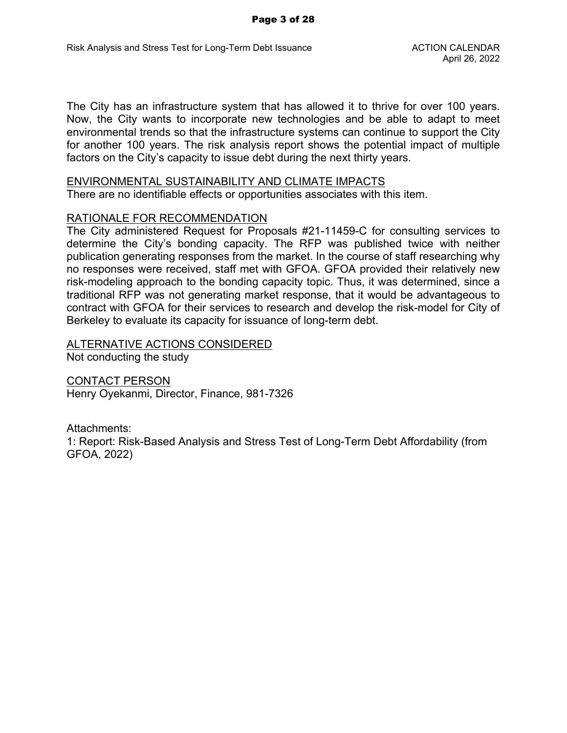The City has an infrastructure system that has allowed it to thrive for over 100 years. Now, the City wants to incorporate new technologies and be able to adapt to meet environmental trends so that the infrastructure systems can continue to support the City for another 100 years. The risk analysis report shows the potential impact of multiple factors on the City's capacity to issue debt during the next thirty years.

## ENVIRONMENTAL SUSTAINABILITY AND CLIMATE IMPACTS

There are no identifiable effects or opportunities associates with this item.

## RATIONALE FOR RECOMMENDATION

The City administered Request for Proposals #21-11459-C for consulting services to determine the City's bonding capacity. The RFP was published twice with neither publication generating responses from the market. In the course of staff researching why no responses were received, staff met with GFOA. GFOA provided their relatively new risk-modeling approach to the bonding capacity topic. Thus, it was determined, since a traditional RFP was not generating market response, that it would be advantageous to contract with GFOA for their services to research and develop the risk-model for City of Berkeley to evaluate its capacity for issuance of long-term debt.

## ALTERNATIVE ACTIONS CONSIDERED

Not conducting the study

## CONTACT PERSON

Henry Oyekanmi, Director, Finance, 981-7326

Attachments:

1: Report: Risk-Based Analysis and Stress Test of Long-Term Debt Affordability (from GFOA, 2022)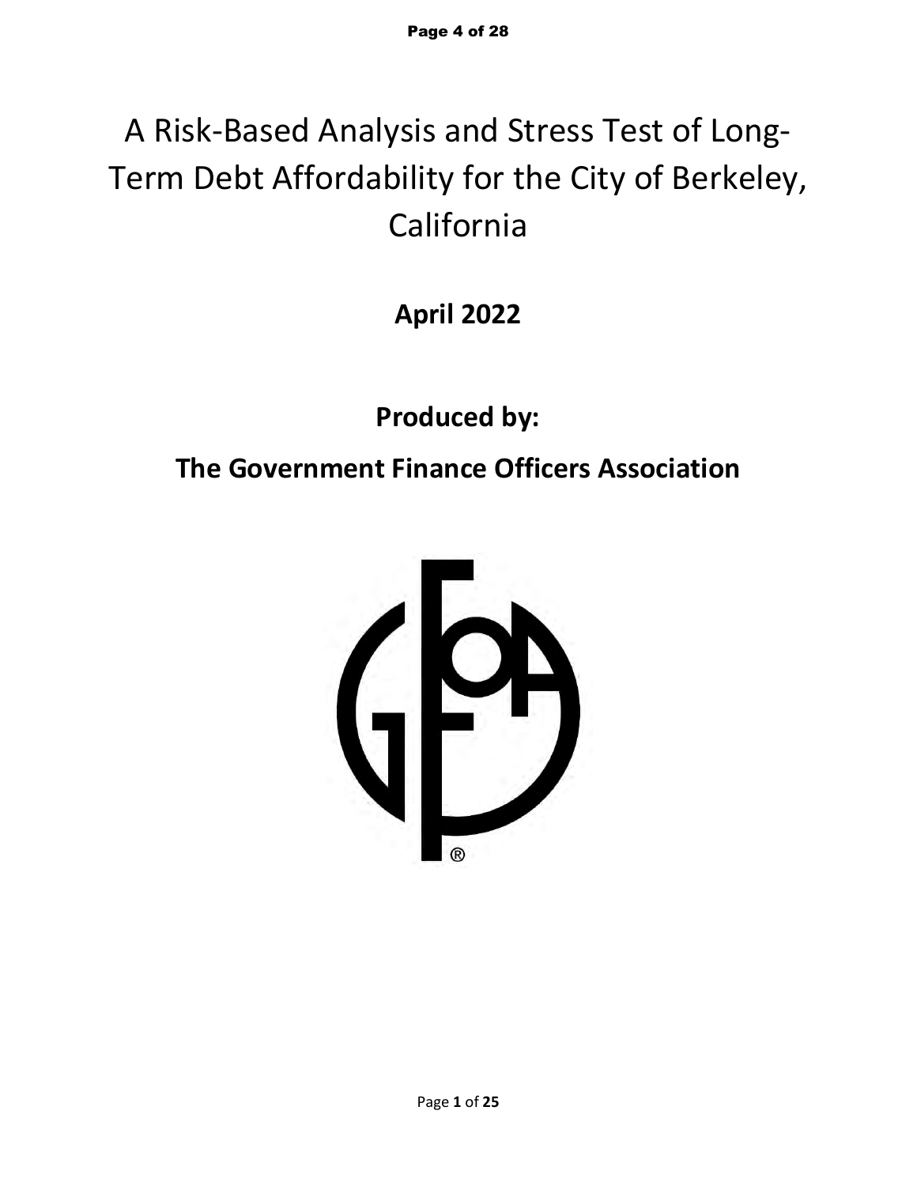# A Risk-Based Analysis and Stress Test of Long-Term Debt Affordability for the City of Berkeley, California

**April 2022**

**Produced by:**

**The Government Finance Officers Association**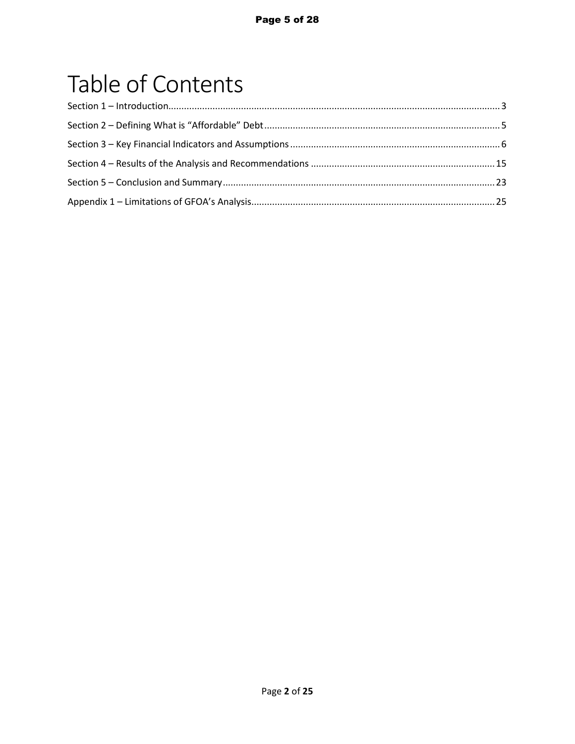# Table of Contents

Section 1 – Introduction................................................................................................................................3

Section 2 – Defining What is "Affordable" Debt............................................................................................5

Section 3 – Key Financial Indicators and Assumptions..................................................................................6

Section 4 – Results of the Analysis and Recommendations ........................................................................15

Section 5 – Conclusion and Summary..........................................................................................................23

Appendix 1 – Limitations of GFOA's Analysis...............................................................................................25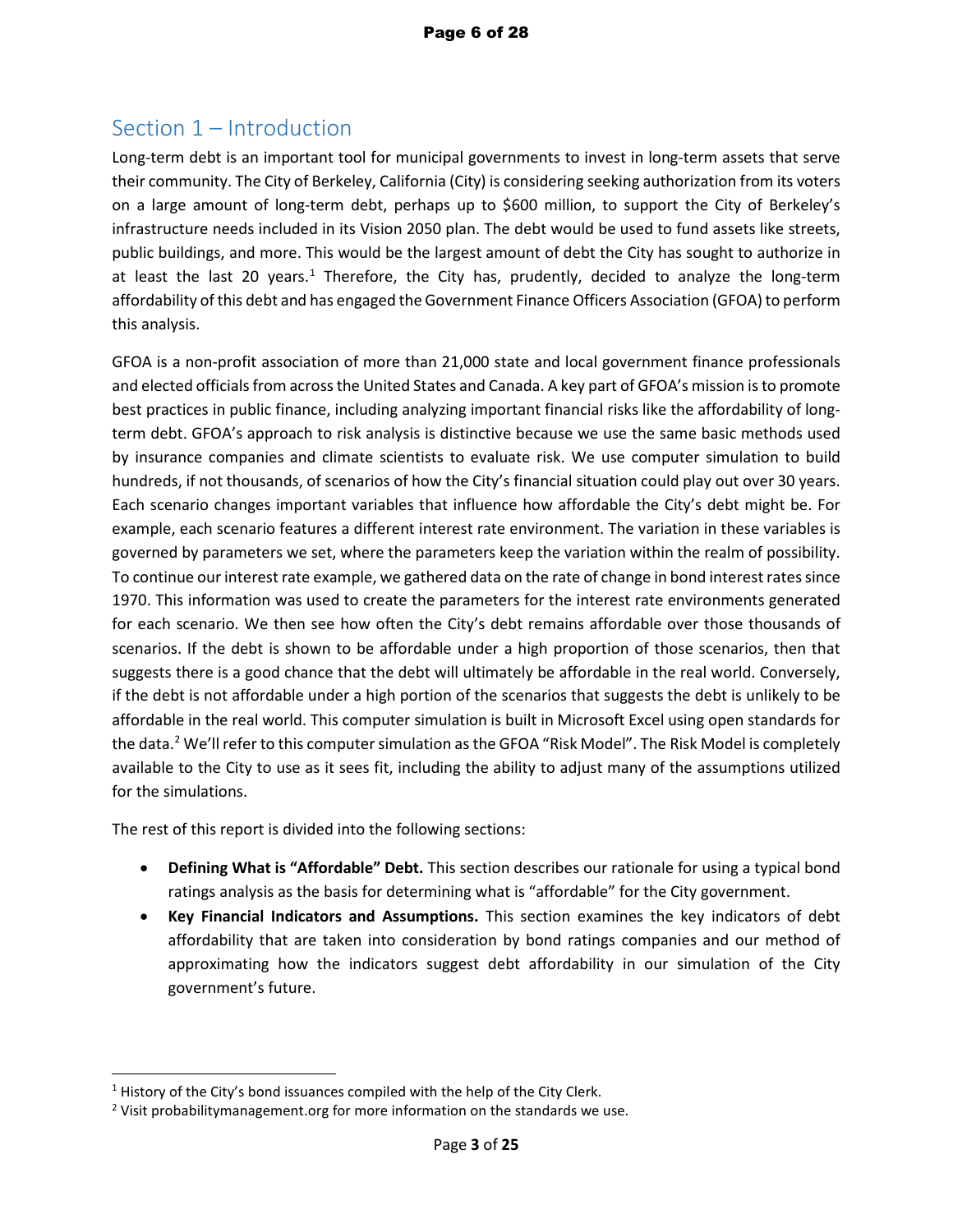## Section 1 – Introduction

Long-term debt is an important tool for municipal governments to invest in long-term assets that serve their community. The City of Berkeley, California (City) is considering seeking authorization from its voters on a large amount of long-term debt, perhaps up to $600 million, to support the City of Berkeley's infrastructure needs included in its Vision 2050 plan. The debt would be used to fund assets like streets, public buildings, and more. This would be the largest amount of debt the City has sought to authorize in at least the last 20 years.[1] Therefore, the City has, prudently, decided to analyze the long-term affordability of this debt and has engaged the Government Finance Officers Association (GFOA) to perform this analysis.

GFOA is a non-profit association of more than 21,000 state and local government finance professionals and elected officials from across the United States and Canada. A key part of GFOA's mission is to promote best practices in public finance, including analyzing important financial risks like the affordability of long-term debt. GFOA's approach to risk analysis is distinctive because we use the same basic methods used by insurance companies and climate scientists to evaluate risk. We use computer simulation to build hundreds, if not thousands, of scenarios of how the City's financial situation could play out over 30 years. Each scenario changes important variables that influence how affordable the City's debt might be. For example, each scenario features a different interest rate environment. The variation in these variables is governed by parameters we set, where the parameters keep the variation within the realm of possibility. To continue our interest rate example, we gathered data on the rate of change in bond interest rates since 1970. This information was used to create the parameters for the interest rate environments generated for each scenario. We then see how often the City's debt remains affordable over those thousands of scenarios. If the debt is shown to be affordable under a high proportion of those scenarios, then that suggests there is a good chance that the debt will ultimately be affordable in the real world. Conversely, if the debt is not affordable under a high portion of the scenarios that suggests the debt is unlikely to be affordable in the real world. This computer simulation is built in Microsoft Excel using open standards for the data.[2] We'll refer to this computer simulation as the GFOA "Risk Model". The Risk Model is completely available to the City to use as it sees fit, including the ability to adjust many of the assumptions utilized for the simulations.

The rest of this report is divided into the following sections:

- **Defining What is "Affordable" Debt.** This section describes our rationale for using a typical bond ratings analysis as the basis for determining what is "affordable" for the City government.
- **Key Financial Indicators and Assumptions.** This section examines the key indicators of debt affordability that are taken into consideration by bond ratings companies and our method of approximating how the indicators suggest debt affordability in our simulation of the City government's future.

[1] History of the City's bond issuances compiled with the help of the City Clerk.

[2] Visit probabilitymanagement.org for more information on the standards we use.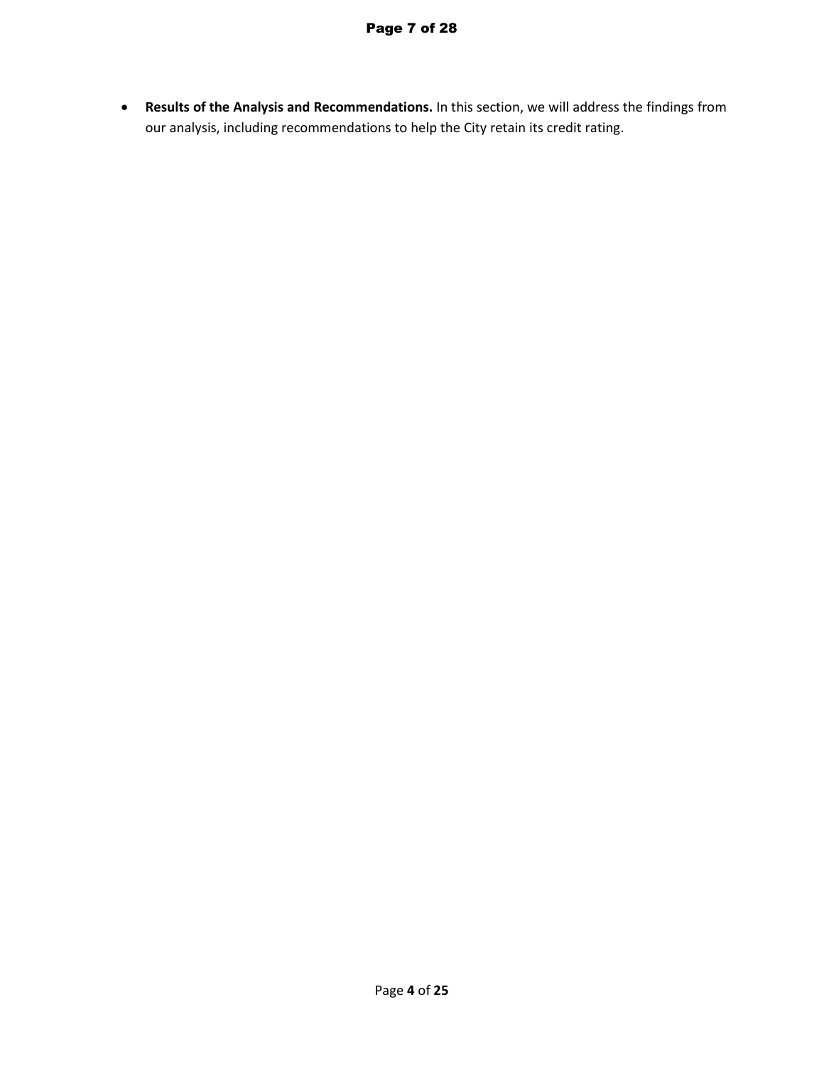- **Results of the Analysis and Recommendations.** In this section, we will address the findings from our analysis, including recommendations to help the City retain its credit rating.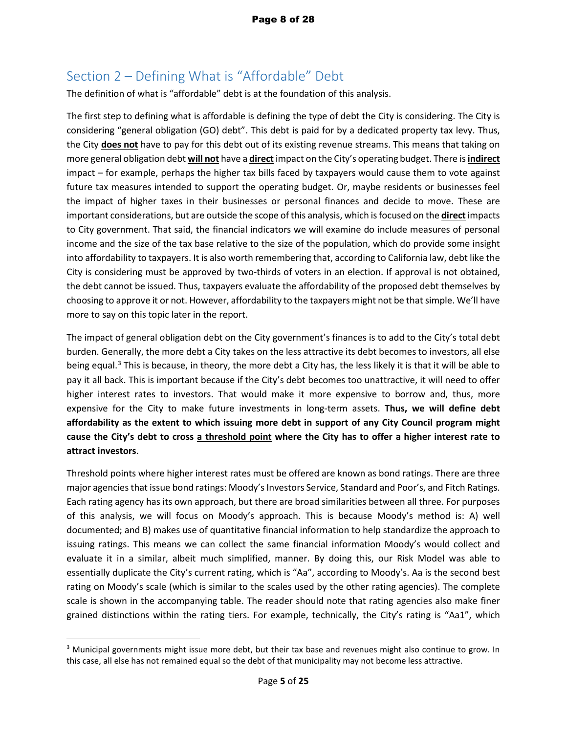## Section 2 – Defining What is "Affordable" Debt

The definition of what is "affordable" debt is at the foundation of this analysis.

The first step to defining what is affordable is defining the type of debt the City is considering. The City is considering "general obligation (GO) debt". This debt is paid for by a dedicated property tax levy. Thus, the City **does not** have to pay for this debt out of its existing revenue streams. This means that taking on more general obligation debt **will not** have a **direct** impact on the City's operating budget. There is **indirect** impact – for example, perhaps the higher tax bills faced by taxpayers would cause them to vote against future tax measures intended to support the operating budget. Or, maybe residents or businesses feel the impact of higher taxes in their businesses or personal finances and decide to move. These are important considerations, but are outside the scope of this analysis, which is focused on the **direct** impacts to City government. That said, the financial indicators we will examine do include measures of personal income and the size of the tax base relative to the size of the population, which do provide some insight into affordability to taxpayers. It is also worth remembering that, according to California law, debt like the City is considering must be approved by two-thirds of voters in an election. If approval is not obtained, the debt cannot be issued. Thus, taxpayers evaluate the affordability of the proposed debt themselves by choosing to approve it or not. However, affordability to the taxpayers might not be that simple. We'll have more to say on this topic later in the report.

The impact of general obligation debt on the City government's finances is to add to the City's total debt burden. Generally, the more debt a City takes on the less attractive its debt becomes to investors, all else being equal.[3] This is because, in theory, the more debt a City has, the less likely it is that it will be able to pay it all back. This is important because if the City's debt becomes too unattractive, it will need to offer higher interest rates to investors. That would make it more expensive to borrow and, thus, more expensive for the City to make future investments in long-term assets. **Thus, we will define debt affordability as the extent to which issuing more debt in support of any City Council program might cause the City's debt to cross a threshold point where the City has to offer a higher interest rate to attract investors**.

Threshold points where higher interest rates must be offered are known as bond ratings. There are three major agencies that issue bond ratings: Moody's Investors Service, Standard and Poor's, and Fitch Ratings. Each rating agency has its own approach, but there are broad similarities between all three. For purposes of this analysis, we will focus on Moody's approach. This is because Moody's method is: A) well documented; and B) makes use of quantitative financial information to help standardize the approach to issuing ratings. This means we can collect the same financial information Moody's would collect and evaluate it in a similar, albeit much simplified, manner. By doing this, our Risk Model was able to essentially duplicate the City's current rating, which is "Aa", according to Moody's. Aa is the second best rating on Moody's scale (which is similar to the scales used by the other rating agencies). The complete scale is shown in the accompanying table. The reader should note that rating agencies also make finer grained distinctions within the rating tiers. For example, technically, the City's rating is "Aa1", which

[3] Municipal governments might issue more debt, but their tax base and revenues might also continue to grow. In this case, all else has not remained equal so the debt of that municipality may not become less attractive.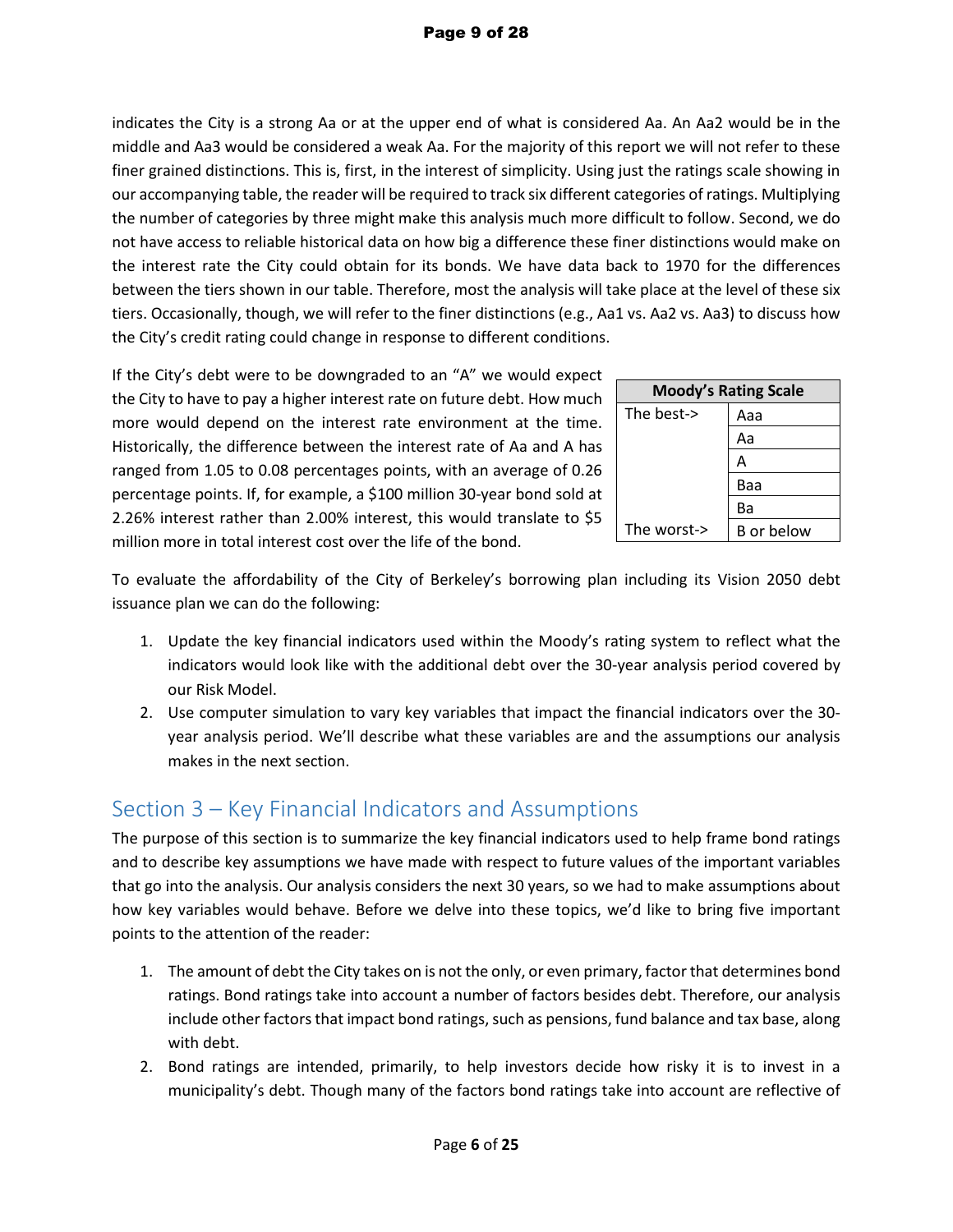indicates the City is a strong Aa or at the upper end of what is considered Aa. An Aa2 would be in the middle and Aa3 would be considered a weak Aa. For the majority of this report we will not refer to these finer grained distinctions. This is, first, in the interest of simplicity. Using just the ratings scale showing in our accompanying table, the reader will be required to track six different categories of ratings. Multiplying the number of categories by three might make this analysis much more difficult to follow. Second, we do not have access to reliable historical data on how big a difference these finer distinctions would make on the interest rate the City could obtain for its bonds. We have data back to 1970 for the differences between the tiers shown in our table. Therefore, most the analysis will take place at the level of these six tiers. Occasionally, though, we will refer to the finer distinctions (e.g., Aa1 vs. Aa2 vs. Aa3) to discuss how the City's credit rating could change in response to different conditions.

If the City's debt were to be downgraded to an "A" we would expect the City to have to pay a higher interest rate on future debt. How much more would depend on the interest rate environment at the time. Historically, the difference between the interest rate of Aa and A has ranged from 1.05 to 0.08 percentages points, with an average of 0.26 percentage points. If, for example, a $100 million 30-year bond sold at 2.26% interest rather than 2.00% interest, this would translate to $5 million more in total interest cost over the life of the bond.

| Moody's Rating Scale | |
|---|---|
| The best-> | Aaa |
| | Aa |
| | A |
| | Baa |
| | Ba |
| The worst-> | B or below |

To evaluate the affordability of the City of Berkeley's borrowing plan including its Vision 2050 debt issuance plan we can do the following:

1. Update the key financial indicators used within the Moody's rating system to reflect what the indicators would look like with the additional debt over the 30-year analysis period covered by our Risk Model.
2. Use computer simulation to vary key variables that impact the financial indicators over the 30-year analysis period. We'll describe what these variables are and the assumptions our analysis makes in the next section.

## Section 3 – Key Financial Indicators and Assumptions

The purpose of this section is to summarize the key financial indicators used to help frame bond ratings and to describe key assumptions we have made with respect to future values of the important variables that go into the analysis. Our analysis considers the next 30 years, so we had to make assumptions about how key variables would behave. Before we delve into these topics, we'd like to bring five important points to the attention of the reader:

1. The amount of debt the City takes on is not the only, or even primary, factor that determines bond ratings. Bond ratings take into account a number of factors besides debt. Therefore, our analysis include other factors that impact bond ratings, such as pensions, fund balance and tax base, along with debt.
2. Bond ratings are intended, primarily, to help investors decide how risky it is to invest in a municipality's debt. Though many of the factors bond ratings take into account are reflective of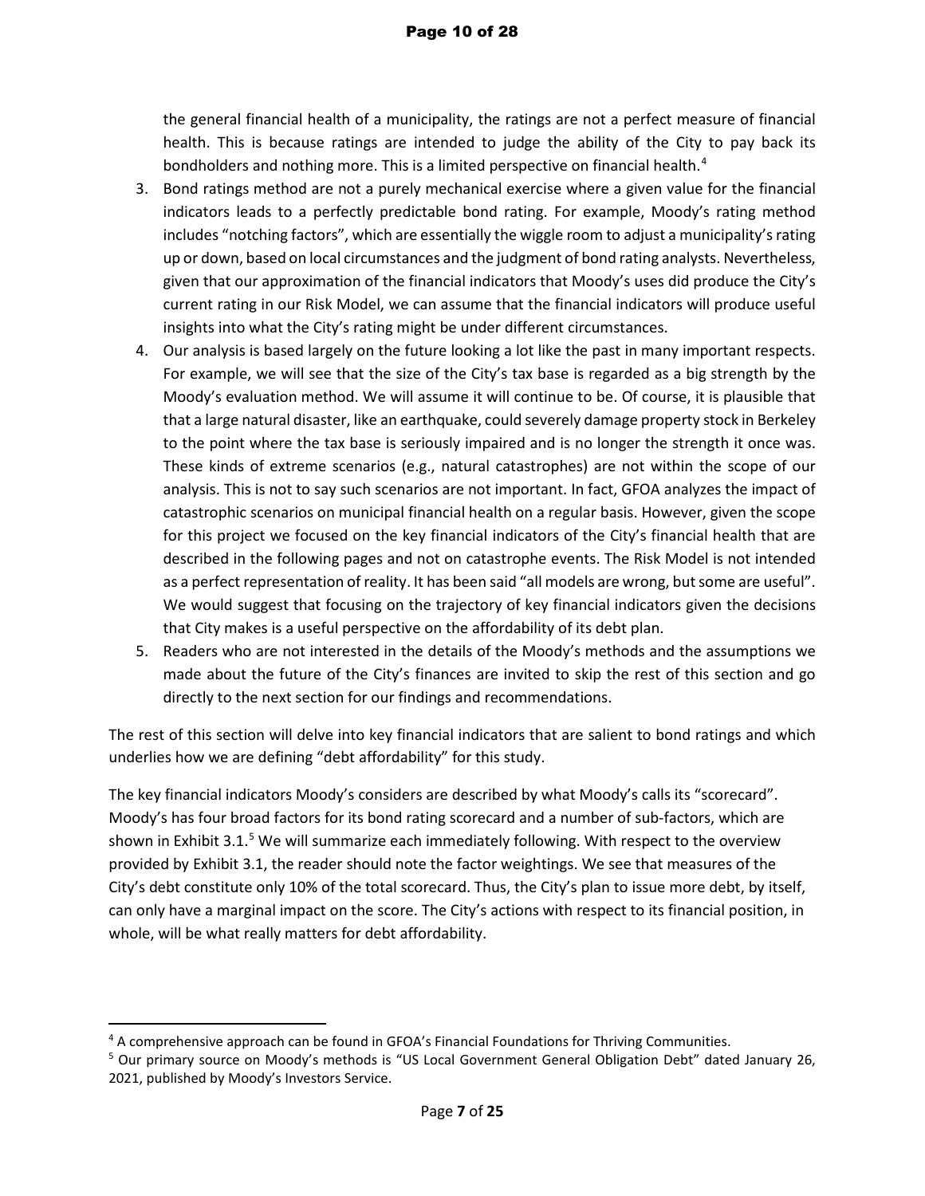the general financial health of a municipality, the ratings are not a perfect measure of financial health. This is because ratings are intended to judge the ability of the City to pay back its bondholders and nothing more. This is a limited perspective on financial health.[4]

3. Bond ratings method are not a purely mechanical exercise where a given value for the financial indicators leads to a perfectly predictable bond rating. For example, Moody's rating method includes "notching factors", which are essentially the wiggle room to adjust a municipality's rating up or down, based on local circumstances and the judgment of bond rating analysts. Nevertheless, given that our approximation of the financial indicators that Moody's uses did produce the City's current rating in our Risk Model, we can assume that the financial indicators will produce useful insights into what the City's rating might be under different circumstances.
4. Our analysis is based largely on the future looking a lot like the past in many important respects. For example, we will see that the size of the City's tax base is regarded as a big strength by the Moody's evaluation method. We will assume it will continue to be. Of course, it is plausible that that a large natural disaster, like an earthquake, could severely damage property stock in Berkeley to the point where the tax base is seriously impaired and is no longer the strength it once was. These kinds of extreme scenarios (e.g., natural catastrophes) are not within the scope of our analysis. This is not to say such scenarios are not important. In fact, GFOA analyzes the impact of catastrophic scenarios on municipal financial health on a regular basis. However, given the scope for this project we focused on the key financial indicators of the City's financial health that are described in the following pages and not on catastrophe events. The Risk Model is not intended as a perfect representation of reality. It has been said "all models are wrong, but some are useful". We would suggest that focusing on the trajectory of key financial indicators given the decisions that City makes is a useful perspective on the affordability of its debt plan.
5. Readers who are not interested in the details of the Moody's methods and the assumptions we made about the future of the City's finances are invited to skip the rest of this section and go directly to the next section for our findings and recommendations.

The rest of this section will delve into key financial indicators that are salient to bond ratings and which underlies how we are defining "debt affordability" for this study.

The key financial indicators Moody's considers are described by what Moody's calls its "scorecard". Moody's has four broad factors for its bond rating scorecard and a number of sub-factors, which are shown in Exhibit 3.1.[5] We will summarize each immediately following. With respect to the overview provided by Exhibit 3.1, the reader should note the factor weightings. We see that measures of the City's debt constitute only 10% of the total scorecard. Thus, the City's plan to issue more debt, by itself, can only have a marginal impact on the score. The City's actions with respect to its financial position, in whole, will be what really matters for debt affordability.

---

[4] A comprehensive approach can be found in GFOA's Financial Foundations for Thriving Communities.

[5] Our primary source on Moody's methods is "US Local Government General Obligation Debt" dated January 26, 2021, published by Moody's Investors Service.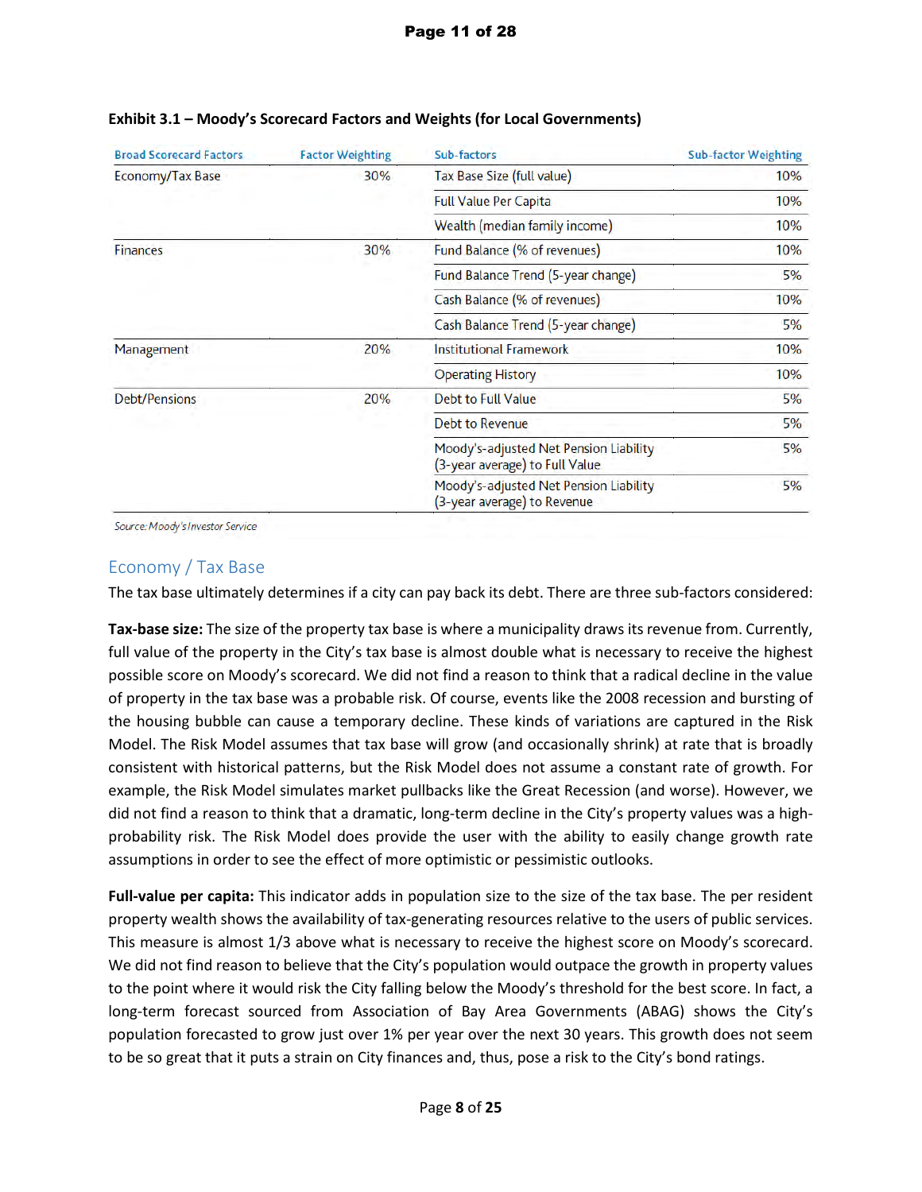**Exhibit 3.1 – Moody's Scorecard Factors and Weights (for Local Governments)**

| Broad Scorecard Factors | Factor Weighting | Sub-factors | Sub-factor Weighting |
|---|---|---|---|
| Economy/Tax Base | 30% | Tax Base Size (full value) | 10% |
| | | Full Value Per Capita | 10% |
| | | Wealth (median family income) | 10% |
| Finances | 30% | Fund Balance (% of revenues) | 10% |
| | | Fund Balance Trend (5-year change) | 5% |
| | | Cash Balance (% of revenues) | 10% |
| | | Cash Balance Trend (5-year change) | 5% |
| Management | 20% | Institutional Framework | 10% |
| | | Operating History | 10% |
| Debt/Pensions | 20% | Debt to Full Value | 5% |
| | | Debt to Revenue | 5% |
| | | Moody's-adjusted Net Pension Liability (3-year average) to Full Value | 5% |
| | | Moody's-adjusted Net Pension Liability (3-year average) to Revenue | 5% |

*Source: Moody's Investor Service*

## Economy / Tax Base

The tax base ultimately determines if a city can pay back its debt. There are three sub-factors considered:

**Tax-base size:** The size of the property tax base is where a municipality draws its revenue from. Currently, full value of the property in the City's tax base is almost double what is necessary to receive the highest possible score on Moody's scorecard. We did not find a reason to think that a radical decline in the value of property in the tax base was a probable risk. Of course, events like the 2008 recession and bursting of the housing bubble can cause a temporary decline. These kinds of variations are captured in the Risk Model. The Risk Model assumes that tax base will grow (and occasionally shrink) at rate that is broadly consistent with historical patterns, but the Risk Model does not assume a constant rate of growth. For example, the Risk Model simulates market pullbacks like the Great Recession (and worse). However, we did not find a reason to think that a dramatic, long-term decline in the City's property values was a high-probability risk. The Risk Model does provide the user with the ability to easily change growth rate assumptions in order to see the effect of more optimistic or pessimistic outlooks.

**Full-value per capita:** This indicator adds in population size to the size of the tax base. The per resident property wealth shows the availability of tax-generating resources relative to the users of public services. This measure is almost 1/3 above what is necessary to receive the highest score on Moody's scorecard. We did not find reason to believe that the City's population would outpace the growth in property values to the point where it would risk the City falling below the Moody's threshold for the best score. In fact, a long-term forecast sourced from Association of Bay Area Governments (ABAG) shows the City's population forecasted to grow just over 1% per year over the next 30 years. This growth does not seem to be so great that it puts a strain on City finances and, thus, pose a risk to the City's bond ratings.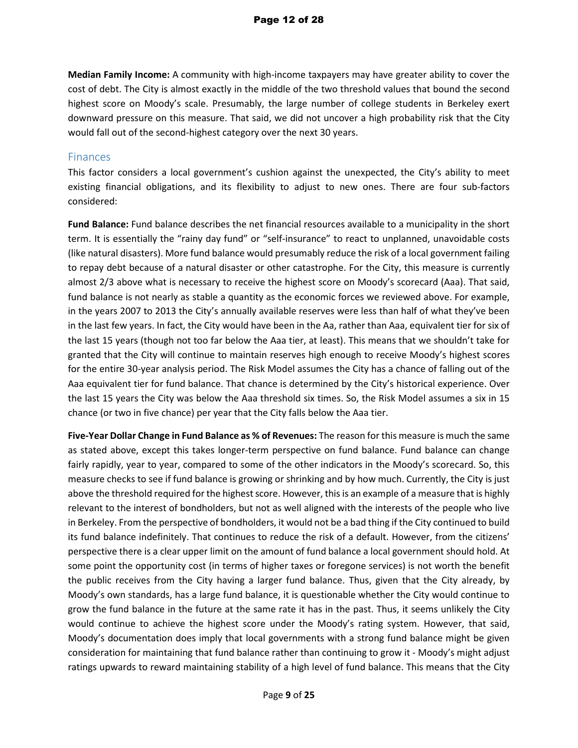**Median Family Income:** A community with high-income taxpayers may have greater ability to cover the cost of debt. The City is almost exactly in the middle of the two threshold values that bound the second highest score on Moody's scale. Presumably, the large number of college students in Berkeley exert downward pressure on this measure. That said, we did not uncover a high probability risk that the City would fall out of the second-highest category over the next 30 years.

## Finances

This factor considers a local government's cushion against the unexpected, the City's ability to meet existing financial obligations, and its flexibility to adjust to new ones. There are four sub-factors considered:

**Fund Balance:** Fund balance describes the net financial resources available to a municipality in the short term. It is essentially the "rainy day fund" or "self-insurance" to react to unplanned, unavoidable costs (like natural disasters). More fund balance would presumably reduce the risk of a local government failing to repay debt because of a natural disaster or other catastrophe. For the City, this measure is currently almost 2/3 above what is necessary to receive the highest score on Moody's scorecard (Aaa). That said, fund balance is not nearly as stable a quantity as the economic forces we reviewed above. For example, in the years 2007 to 2013 the City's annually available reserves were less than half of what they've been in the last few years. In fact, the City would have been in the Aa, rather than Aaa, equivalent tier for six of the last 15 years (though not too far below the Aaa tier, at least). This means that we shouldn't take for granted that the City will continue to maintain reserves high enough to receive Moody's highest scores for the entire 30-year analysis period. The Risk Model assumes the City has a chance of falling out of the Aaa equivalent tier for fund balance. That chance is determined by the City's historical experience. Over the last 15 years the City was below the Aaa threshold six times. So, the Risk Model assumes a six in 15 chance (or two in five chance) per year that the City falls below the Aaa tier.

**Five-Year Dollar Change in Fund Balance as % of Revenues:** The reason for this measure is much the same as stated above, except this takes longer-term perspective on fund balance. Fund balance can change fairly rapidly, year to year, compared to some of the other indicators in the Moody's scorecard. So, this measure checks to see if fund balance is growing or shrinking and by how much. Currently, the City is just above the threshold required for the highest score. However, this is an example of a measure that is highly relevant to the interest of bondholders, but not as well aligned with the interests of the people who live in Berkeley. From the perspective of bondholders, it would not be a bad thing if the City continued to build its fund balance indefinitely. That continues to reduce the risk of a default. However, from the citizens' perspective there is a clear upper limit on the amount of fund balance a local government should hold. At some point the opportunity cost (in terms of higher taxes or foregone services) is not worth the benefit the public receives from the City having a larger fund balance. Thus, given that the City already, by Moody's own standards, has a large fund balance, it is questionable whether the City would continue to grow the fund balance in the future at the same rate it has in the past. Thus, it seems unlikely the City would continue to achieve the highest score under the Moody's rating system. However, that said, Moody's documentation does imply that local governments with a strong fund balance might be given consideration for maintaining that fund balance rather than continuing to grow it - Moody's might adjust ratings upwards to reward maintaining stability of a high level of fund balance. This means that the City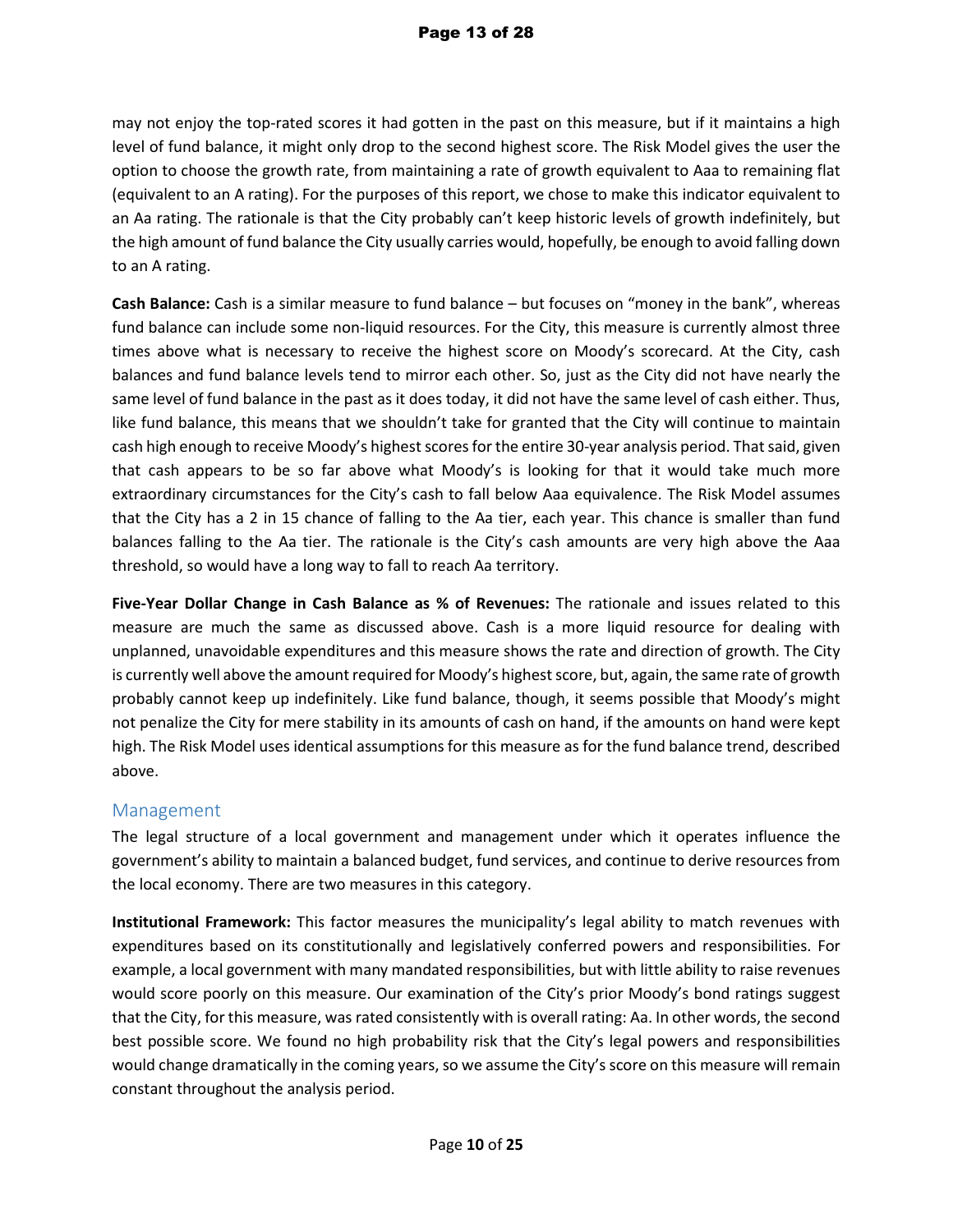may not enjoy the top-rated scores it had gotten in the past on this measure, but if it maintains a high level of fund balance, it might only drop to the second highest score. The Risk Model gives the user the option to choose the growth rate, from maintaining a rate of growth equivalent to Aaa to remaining flat (equivalent to an A rating). For the purposes of this report, we chose to make this indicator equivalent to an Aa rating. The rationale is that the City probably can't keep historic levels of growth indefinitely, but the high amount of fund balance the City usually carries would, hopefully, be enough to avoid falling down to an A rating.

**Cash Balance:** Cash is a similar measure to fund balance – but focuses on "money in the bank", whereas fund balance can include some non-liquid resources. For the City, this measure is currently almost three times above what is necessary to receive the highest score on Moody's scorecard. At the City, cash balances and fund balance levels tend to mirror each other. So, just as the City did not have nearly the same level of fund balance in the past as it does today, it did not have the same level of cash either. Thus, like fund balance, this means that we shouldn't take for granted that the City will continue to maintain cash high enough to receive Moody's highest scores for the entire 30-year analysis period. That said, given that cash appears to be so far above what Moody's is looking for that it would take much more extraordinary circumstances for the City's cash to fall below Aaa equivalence. The Risk Model assumes that the City has a 2 in 15 chance of falling to the Aa tier, each year. This chance is smaller than fund balances falling to the Aa tier. The rationale is the City's cash amounts are very high above the Aaa threshold, so would have a long way to fall to reach Aa territory.

**Five-Year Dollar Change in Cash Balance as % of Revenues:** The rationale and issues related to this measure are much the same as discussed above. Cash is a more liquid resource for dealing with unplanned, unavoidable expenditures and this measure shows the rate and direction of growth. The City is currently well above the amount required for Moody's highest score, but, again, the same rate of growth probably cannot keep up indefinitely. Like fund balance, though, it seems possible that Moody's might not penalize the City for mere stability in its amounts of cash on hand, if the amounts on hand were kept high. The Risk Model uses identical assumptions for this measure as for the fund balance trend, described above.

## Management

The legal structure of a local government and management under which it operates influence the government's ability to maintain a balanced budget, fund services, and continue to derive resources from the local economy. There are two measures in this category.

**Institutional Framework:** This factor measures the municipality's legal ability to match revenues with expenditures based on its constitutionally and legislatively conferred powers and responsibilities. For example, a local government with many mandated responsibilities, but with little ability to raise revenues would score poorly on this measure. Our examination of the City's prior Moody's bond ratings suggest that the City, for this measure, was rated consistently with is overall rating: Aa. In other words, the second best possible score. We found no high probability risk that the City's legal powers and responsibilities would change dramatically in the coming years, so we assume the City's score on this measure will remain constant throughout the analysis period.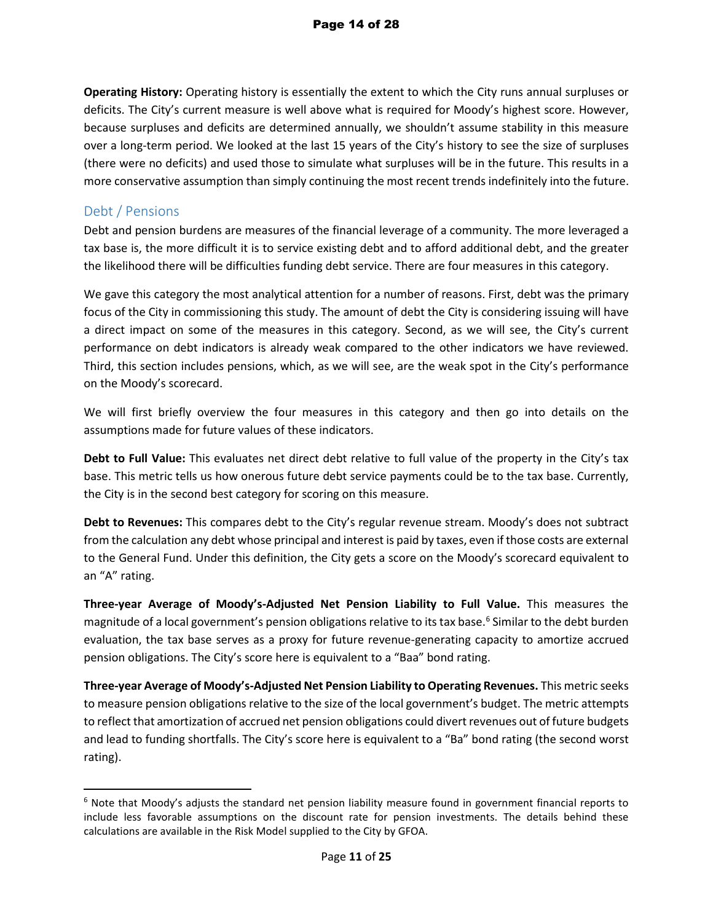**Operating History:** Operating history is essentially the extent to which the City runs annual surpluses or deficits. The City's current measure is well above what is required for Moody's highest score. However, because surpluses and deficits are determined annually, we shouldn't assume stability in this measure over a long-term period. We looked at the last 15 years of the City's history to see the size of surpluses (there were no deficits) and used those to simulate what surpluses will be in the future. This results in a more conservative assumption than simply continuing the most recent trends indefinitely into the future.

## Debt / Pensions

Debt and pension burdens are measures of the financial leverage of a community. The more leveraged a tax base is, the more difficult it is to service existing debt and to afford additional debt, and the greater the likelihood there will be difficulties funding debt service. There are four measures in this category.

We gave this category the most analytical attention for a number of reasons. First, debt was the primary focus of the City in commissioning this study. The amount of debt the City is considering issuing will have a direct impact on some of the measures in this category. Second, as we will see, the City's current performance on debt indicators is already weak compared to the other indicators we have reviewed. Third, this section includes pensions, which, as we will see, are the weak spot in the City's performance on the Moody's scorecard.

We will first briefly overview the four measures in this category and then go into details on the assumptions made for future values of these indicators.

**Debt to Full Value:** This evaluates net direct debt relative to full value of the property in the City's tax base. This metric tells us how onerous future debt service payments could be to the tax base. Currently, the City is in the second best category for scoring on this measure.

**Debt to Revenues:** This compares debt to the City's regular revenue stream. Moody's does not subtract from the calculation any debt whose principal and interest is paid by taxes, even if those costs are external to the General Fund. Under this definition, the City gets a score on the Moody's scorecard equivalent to an "A" rating.

**Three-year Average of Moody's-Adjusted Net Pension Liability to Full Value.** This measures the magnitude of a local government's pension obligations relative to its tax base.[6] Similar to the debt burden evaluation, the tax base serves as a proxy for future revenue-generating capacity to amortize accrued pension obligations. The City's score here is equivalent to a "Baa" bond rating.

**Three-year Average of Moody's-Adjusted Net Pension Liability to Operating Revenues.** This metric seeks to measure pension obligations relative to the size of the local government's budget. The metric attempts to reflect that amortization of accrued net pension obligations could divert revenues out of future budgets and lead to funding shortfalls. The City's score here is equivalent to a "Ba" bond rating (the second worst rating).

[6] Note that Moody's adjusts the standard net pension liability measure found in government financial reports to include less favorable assumptions on the discount rate for pension investments. The details behind these calculations are available in the Risk Model supplied to the City by GFOA.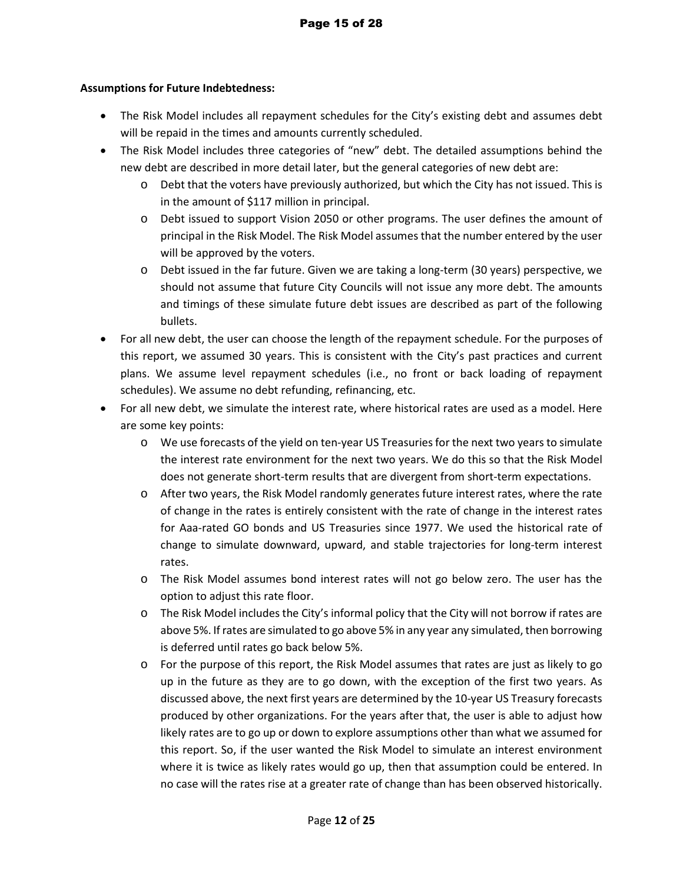**Assumptions for Future Indebtedness:**

- The Risk Model includes all repayment schedules for the City's existing debt and assumes debt will be repaid in the times and amounts currently scheduled.
- The Risk Model includes three categories of "new" debt. The detailed assumptions behind the new debt are described in more detail later, but the general categories of new debt are:
  - Debt that the voters have previously authorized, but which the City has not issued. This is in the amount of $117 million in principal.
  - Debt issued to support Vision 2050 or other programs. The user defines the amount of principal in the Risk Model. The Risk Model assumes that the number entered by the user will be approved by the voters.
  - Debt issued in the far future. Given we are taking a long-term (30 years) perspective, we should not assume that future City Councils will not issue any more debt. The amounts and timings of these simulate future debt issues are described as part of the following bullets.
- For all new debt, the user can choose the length of the repayment schedule. For the purposes of this report, we assumed 30 years. This is consistent with the City's past practices and current plans. We assume level repayment schedules (i.e., no front or back loading of repayment schedules). We assume no debt refunding, refinancing, etc.
- For all new debt, we simulate the interest rate, where historical rates are used as a model. Here are some key points:
  - We use forecasts of the yield on ten-year US Treasuries for the next two years to simulate the interest rate environment for the next two years. We do this so that the Risk Model does not generate short-term results that are divergent from short-term expectations.
  - After two years, the Risk Model randomly generates future interest rates, where the rate of change in the rates is entirely consistent with the rate of change in the interest rates for Aaa-rated GO bonds and US Treasuries since 1977. We used the historical rate of change to simulate downward, upward, and stable trajectories for long-term interest rates.
  - The Risk Model assumes bond interest rates will not go below zero. The user has the option to adjust this rate floor.
  - The Risk Model includes the City's informal policy that the City will not borrow if rates are above 5%. If rates are simulated to go above 5% in any year any simulated, then borrowing is deferred until rates go back below 5%.
  - For the purpose of this report, the Risk Model assumes that rates are just as likely to go up in the future as they are to go down, with the exception of the first two years. As discussed above, the next first years are determined by the 10-year US Treasury forecasts produced by other organizations. For the years after that, the user is able to adjust how likely rates are to go up or down to explore assumptions other than what we assumed for this report. So, if the user wanted the Risk Model to simulate an interest environment where it is twice as likely rates would go up, then that assumption could be entered. In no case will the rates rise at a greater rate of change than has been observed historically.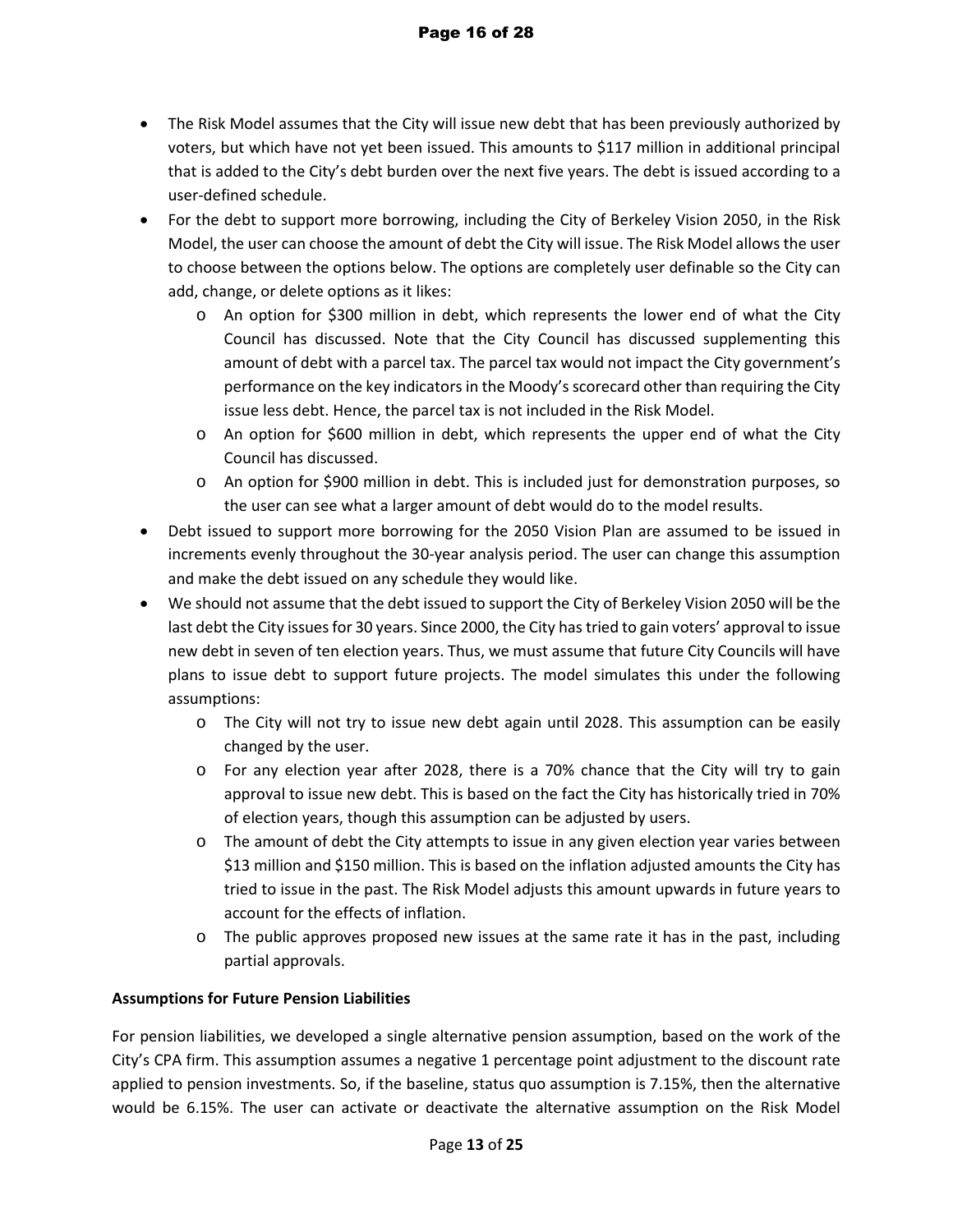- The Risk Model assumes that the City will issue new debt that has been previously authorized by voters, but which have not yet been issued. This amounts to $117 million in additional principal that is added to the City's debt burden over the next five years. The debt is issued according to a user-defined schedule.
- For the debt to support more borrowing, including the City of Berkeley Vision 2050, in the Risk Model, the user can choose the amount of debt the City will issue. The Risk Model allows the user to choose between the options below. The options are completely user definable so the City can add, change, or delete options as it likes:
  - An option for $300 million in debt, which represents the lower end of what the City Council has discussed. Note that the City Council has discussed supplementing this amount of debt with a parcel tax. The parcel tax would not impact the City government's performance on the key indicators in the Moody's scorecard other than requiring the City issue less debt. Hence, the parcel tax is not included in the Risk Model.
  - An option for $600 million in debt, which represents the upper end of what the City Council has discussed.
  - An option for $900 million in debt. This is included just for demonstration purposes, so the user can see what a larger amount of debt would do to the model results.
- Debt issued to support more borrowing for the 2050 Vision Plan are assumed to be issued in increments evenly throughout the 30-year analysis period. The user can change this assumption and make the debt issued on any schedule they would like.
- We should not assume that the debt issued to support the City of Berkeley Vision 2050 will be the last debt the City issues for 30 years. Since 2000, the City has tried to gain voters' approval to issue new debt in seven of ten election years. Thus, we must assume that future City Councils will have plans to issue debt to support future projects. The model simulates this under the following assumptions:
  - The City will not try to issue new debt again until 2028. This assumption can be easily changed by the user.
  - For any election year after 2028, there is a 70% chance that the City will try to gain approval to issue new debt. This is based on the fact the City has historically tried in 70% of election years, though this assumption can be adjusted by users.
  - The amount of debt the City attempts to issue in any given election year varies between $13 million and $150 million. This is based on the inflation adjusted amounts the City has tried to issue in the past. The Risk Model adjusts this amount upwards in future years to account for the effects of inflation.
  - The public approves proposed new issues at the same rate it has in the past, including partial approvals.

**Assumptions for Future Pension Liabilities**

For pension liabilities, we developed a single alternative pension assumption, based on the work of the City's CPA firm. This assumption assumes a negative 1 percentage point adjustment to the discount rate applied to pension investments. So, if the baseline, status quo assumption is 7.15%, then the alternative would be 6.15%. The user can activate or deactivate the alternative assumption on the Risk Model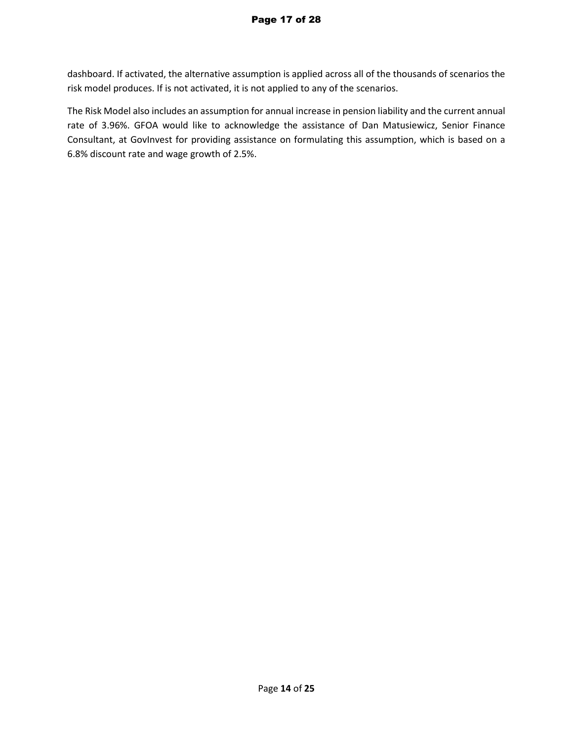dashboard. If activated, the alternative assumption is applied across all of the thousands of scenarios the risk model produces. If is not activated, it is not applied to any of the scenarios.

The Risk Model also includes an assumption for annual increase in pension liability and the current annual rate of 3.96%. GFOA would like to acknowledge the assistance of Dan Matusiewicz, Senior Finance Consultant, at GovInvest for providing assistance on formulating this assumption, which is based on a 6.8% discount rate and wage growth of 2.5%.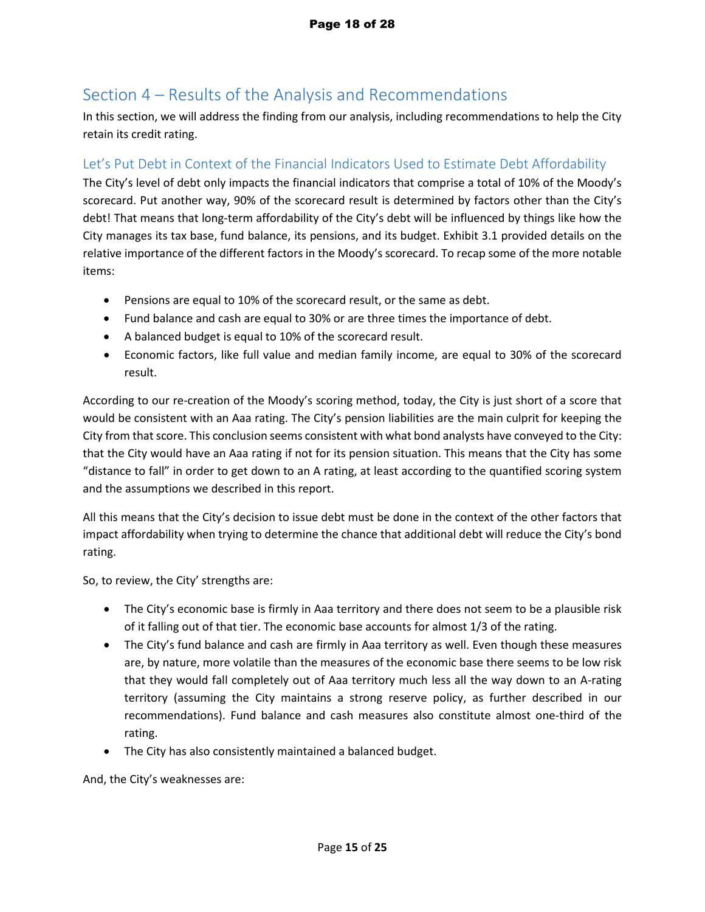## Section 4 – Results of the Analysis and Recommendations

In this section, we will address the finding from our analysis, including recommendations to help the City retain its credit rating.

### Let's Put Debt in Context of the Financial Indicators Used to Estimate Debt Affordability

The City's level of debt only impacts the financial indicators that comprise a total of 10% of the Moody's scorecard. Put another way, 90% of the scorecard result is determined by factors other than the City's debt! That means that long-term affordability of the City's debt will be influenced by things like how the City manages its tax base, fund balance, its pensions, and its budget. Exhibit 3.1 provided details on the relative importance of the different factors in the Moody's scorecard. To recap some of the more notable items:

- Pensions are equal to 10% of the scorecard result, or the same as debt.
- Fund balance and cash are equal to 30% or are three times the importance of debt.
- A balanced budget is equal to 10% of the scorecard result.
- Economic factors, like full value and median family income, are equal to 30% of the scorecard result.

According to our re-creation of the Moody's scoring method, today, the City is just short of a score that would be consistent with an Aaa rating. The City's pension liabilities are the main culprit for keeping the City from that score. This conclusion seems consistent with what bond analysts have conveyed to the City: that the City would have an Aaa rating if not for its pension situation. This means that the City has some "distance to fall" in order to get down to an A rating, at least according to the quantified scoring system and the assumptions we described in this report.

All this means that the City's decision to issue debt must be done in the context of the other factors that impact affordability when trying to determine the chance that additional debt will reduce the City's bond rating.

So, to review, the City' strengths are:

- The City's economic base is firmly in Aaa territory and there does not seem to be a plausible risk of it falling out of that tier. The economic base accounts for almost 1/3 of the rating.
- The City's fund balance and cash are firmly in Aaa territory as well. Even though these measures are, by nature, more volatile than the measures of the economic base there seems to be low risk that they would fall completely out of Aaa territory much less all the way down to an A-rating territory (assuming the City maintains a strong reserve policy, as further described in our recommendations). Fund balance and cash measures also constitute almost one-third of the rating.
- The City has also consistently maintained a balanced budget.

And, the City's weaknesses are: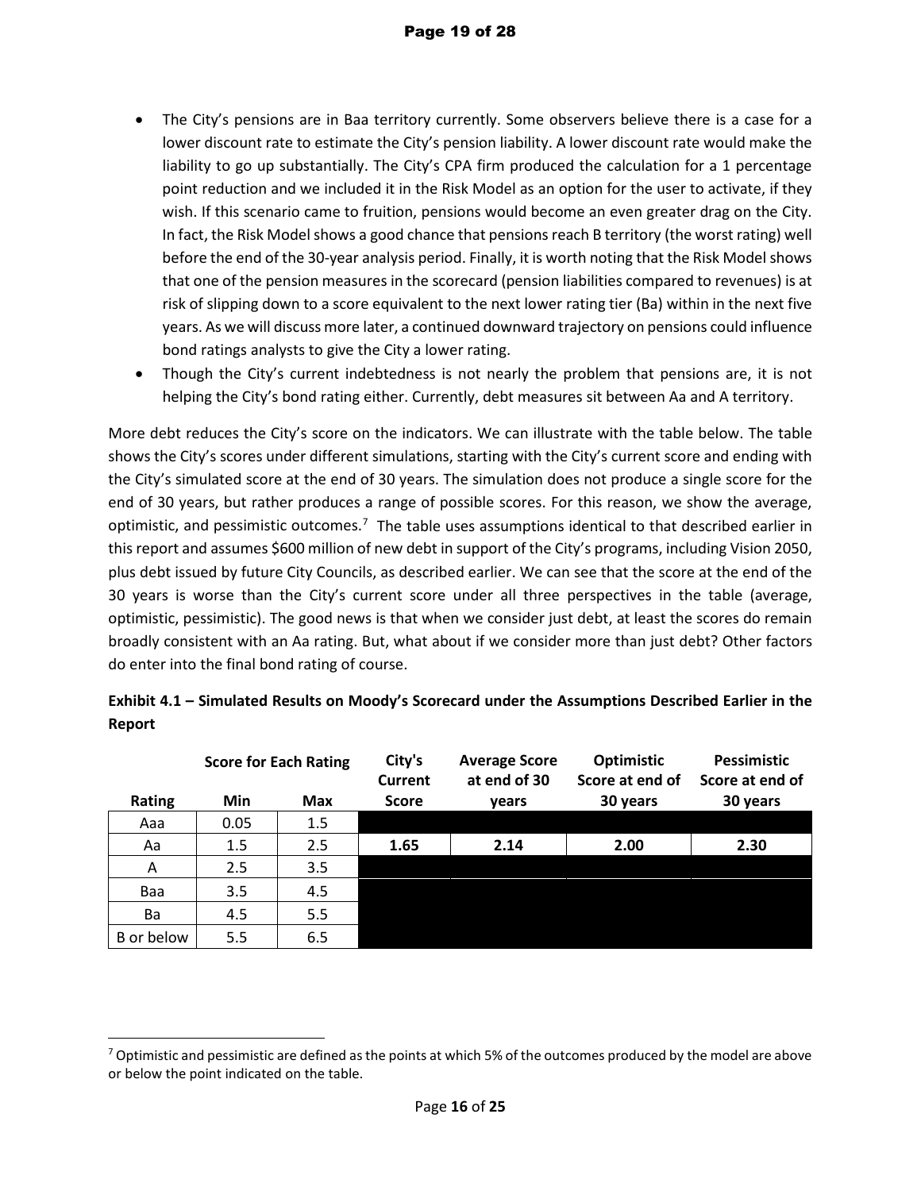- The City's pensions are in Baa territory currently. Some observers believe there is a case for a lower discount rate to estimate the City's pension liability. A lower discount rate would make the liability to go up substantially. The City's CPA firm produced the calculation for a 1 percentage point reduction and we included it in the Risk Model as an option for the user to activate, if they wish. If this scenario came to fruition, pensions would become an even greater drag on the City. In fact, the Risk Model shows a good chance that pensions reach B territory (the worst rating) well before the end of the 30-year analysis period. Finally, it is worth noting that the Risk Model shows that one of the pension measures in the scorecard (pension liabilities compared to revenues) is at risk of slipping down to a score equivalent to the next lower rating tier (Ba) within in the next five years. As we will discuss more later, a continued downward trajectory on pensions could influence bond ratings analysts to give the City a lower rating.
- Though the City's current indebtedness is not nearly the problem that pensions are, it is not helping the City's bond rating either. Currently, debt measures sit between Aa and A territory.

More debt reduces the City's score on the indicators. We can illustrate with the table below. The table shows the City's scores under different simulations, starting with the City's current score and ending with the City's simulated score at the end of 30 years. The simulation does not produce a single score for the end of 30 years, but rather produces a range of possible scores. For this reason, we show the average, optimistic, and pessimistic outcomes.[7] The table uses assumptions identical to that described earlier in this report and assumes $600 million of new debt in support of the City's programs, including Vision 2050, plus debt issued by future City Councils, as described earlier. We can see that the score at the end of the 30 years is worse than the City's current score under all three perspectives in the table (average, optimistic, pessimistic). The good news is that when we consider just debt, at least the scores do remain broadly consistent with an Aa rating. But, what about if we consider more than just debt? Other factors do enter into the final bond rating of course.

**Exhibit 4.1 – Simulated Results on Moody's Scorecard under the Assumptions Described Earlier in the Report**

| | Score for Each Rating | | City's Current | Average Score at end of 30 | Optimistic Score at end of | Pessimistic Score at end of |
|---|---|---|---|---|---|---|
| Rating | Min | Max | Score | years | 30 years | 30 years |
| Aaa | 0.05 | 1.5 | | | | |
| Aa | 1.5 | 2.5 | **1.65** | **2.14** | **2.00** | **2.30** |
| A | 2.5 | 3.5 | | | | |
| Baa | 3.5 | 4.5 | | | | |
| Ba | 4.5 | 5.5 | | | | |
| B or below | 5.5 | 6.5 | | | | |

[7] Optimistic and pessimistic are defined as the points at which 5% of the outcomes produced by the model are above or below the point indicated on the table.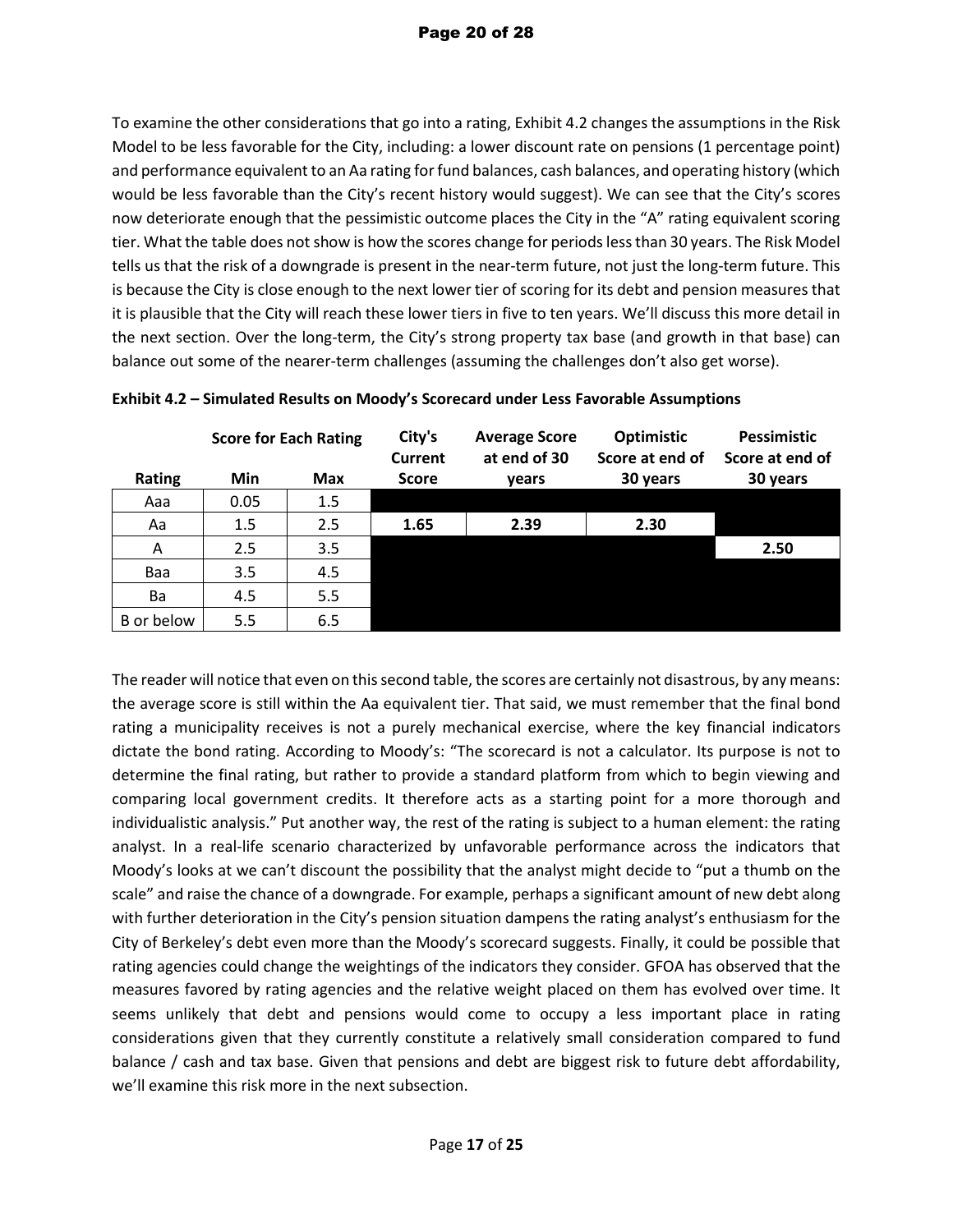To examine the other considerations that go into a rating, Exhibit 4.2 changes the assumptions in the Risk Model to be less favorable for the City, including: a lower discount rate on pensions (1 percentage point) and performance equivalent to an Aa rating for fund balances, cash balances, and operating history (which would be less favorable than the City's recent history would suggest). We can see that the City's scores now deteriorate enough that the pessimistic outcome places the City in the "A" rating equivalent scoring tier. What the table does not show is how the scores change for periods less than 30 years. The Risk Model tells us that the risk of a downgrade is present in the near-term future, not just the long-term future. This is because the City is close enough to the next lower tier of scoring for its debt and pension measures that it is plausible that the City will reach these lower tiers in five to ten years. We'll discuss this more detail in the next section. Over the long-term, the City's strong property tax base (and growth in that base) can balance out some of the nearer-term challenges (assuming the challenges don't also get worse).

**Exhibit 4.2 – Simulated Results on Moody's Scorecard under Less Favorable Assumptions**

| | Score for Each Rating | | City's Current | Average Score at end of 30 | Optimistic Score at end of | Pessimistic Score at end of |
|---|---|---|---|---|---|---|
| Rating | Min | Max | Score | years | 30 years | 30 years |
| Aaa | 0.05 | 1.5 | | | | |
| Aa | 1.5 | 2.5 | **1.65** | **2.39** | **2.30** | |
| A | 2.5 | 3.5 | | | | **2.50** |
| Baa | 3.5 | 4.5 | | | | |
| Ba | 4.5 | 5.5 | | | | |
| B or below | 5.5 | 6.5 | | | | |

The reader will notice that even on this second table, the scores are certainly not disastrous, by any means: the average score is still within the Aa equivalent tier. That said, we must remember that the final bond rating a municipality receives is not a purely mechanical exercise, where the key financial indicators dictate the bond rating. According to Moody's: "The scorecard is not a calculator. Its purpose is not to determine the final rating, but rather to provide a standard platform from which to begin viewing and comparing local government credits. It therefore acts as a starting point for a more thorough and individualistic analysis." Put another way, the rest of the rating is subject to a human element: the rating analyst. In a real-life scenario characterized by unfavorable performance across the indicators that Moody's looks at we can't discount the possibility that the analyst might decide to "put a thumb on the scale" and raise the chance of a downgrade. For example, perhaps a significant amount of new debt along with further deterioration in the City's pension situation dampens the rating analyst's enthusiasm for the City of Berkeley's debt even more than the Moody's scorecard suggests. Finally, it could be possible that rating agencies could change the weightings of the indicators they consider. GFOA has observed that the measures favored by rating agencies and the relative weight placed on them has evolved over time. It seems unlikely that debt and pensions would come to occupy a less important place in rating considerations given that they currently constitute a relatively small consideration compared to fund balance / cash and tax base. Given that pensions and debt are biggest risk to future debt affordability, we'll examine this risk more in the next subsection.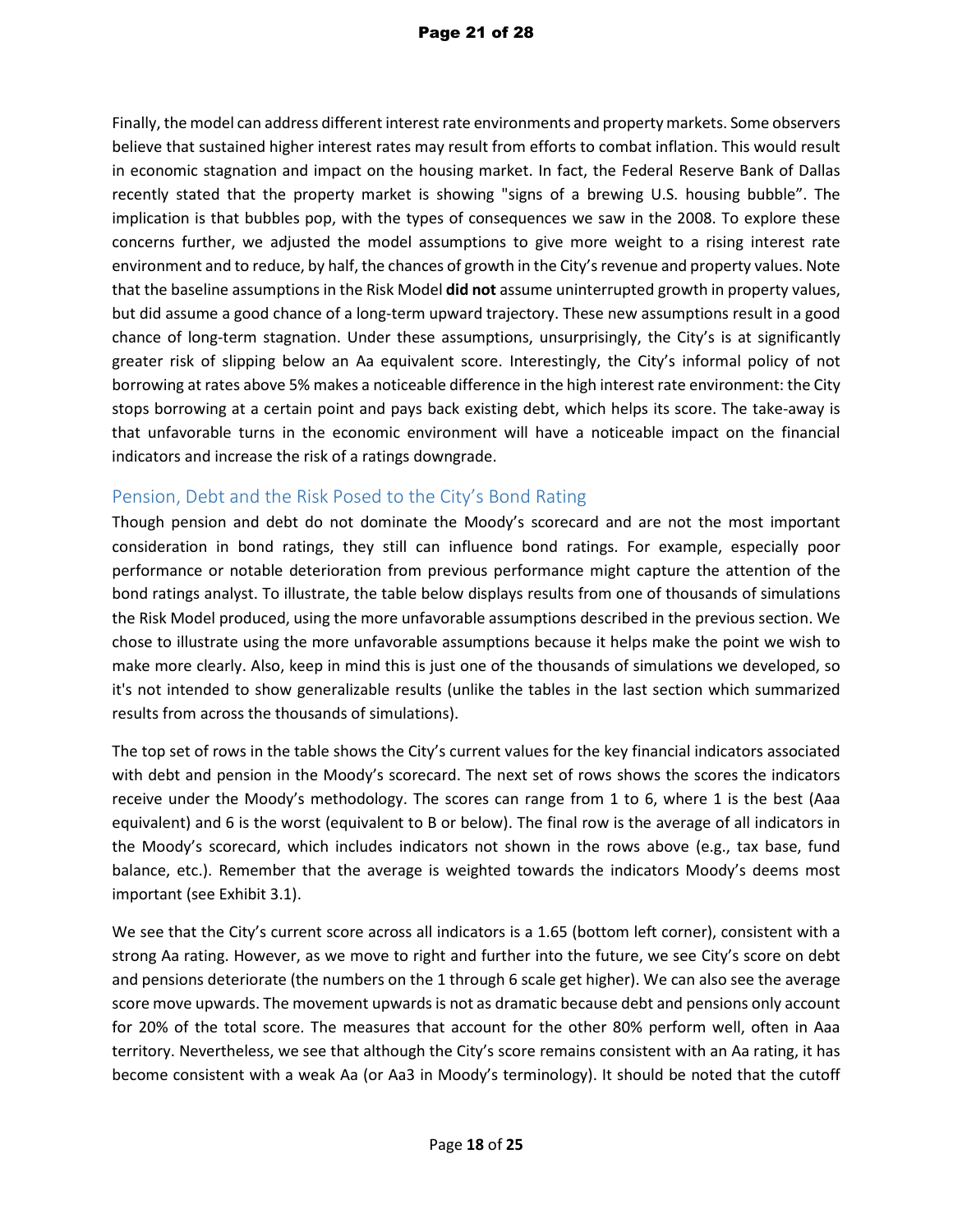Finally, the model can address different interest rate environments and property markets. Some observers believe that sustained higher interest rates may result from efforts to combat inflation. This would result in economic stagnation and impact on the housing market. In fact, the Federal Reserve Bank of Dallas recently stated that the property market is showing "signs of a brewing U.S. housing bubble". The implication is that bubbles pop, with the types of consequences we saw in the 2008. To explore these concerns further, we adjusted the model assumptions to give more weight to a rising interest rate environment and to reduce, by half, the chances of growth in the City's revenue and property values. Note that the baseline assumptions in the Risk Model **did not** assume uninterrupted growth in property values, but did assume a good chance of a long-term upward trajectory. These new assumptions result in a good chance of long-term stagnation. Under these assumptions, unsurprisingly, the City's is at significantly greater risk of slipping below an Aa equivalent score. Interestingly, the City's informal policy of not borrowing at rates above 5% makes a noticeable difference in the high interest rate environment: the City stops borrowing at a certain point and pays back existing debt, which helps its score. The take-away is that unfavorable turns in the economic environment will have a noticeable impact on the financial indicators and increase the risk of a ratings downgrade.

## Pension, Debt and the Risk Posed to the City's Bond Rating

Though pension and debt do not dominate the Moody's scorecard and are not the most important consideration in bond ratings, they still can influence bond ratings. For example, especially poor performance or notable deterioration from previous performance might capture the attention of the bond ratings analyst. To illustrate, the table below displays results from one of thousands of simulations the Risk Model produced, using the more unfavorable assumptions described in the previous section. We chose to illustrate using the more unfavorable assumptions because it helps make the point we wish to make more clearly. Also, keep in mind this is just one of the thousands of simulations we developed, so it's not intended to show generalizable results (unlike the tables in the last section which summarized results from across the thousands of simulations).

The top set of rows in the table shows the City's current values for the key financial indicators associated with debt and pension in the Moody's scorecard. The next set of rows shows the scores the indicators receive under the Moody's methodology. The scores can range from 1 to 6, where 1 is the best (Aaa equivalent) and 6 is the worst (equivalent to B or below). The final row is the average of all indicators in the Moody's scorecard, which includes indicators not shown in the rows above (e.g., tax base, fund balance, etc.). Remember that the average is weighted towards the indicators Moody's deems most important (see Exhibit 3.1).

We see that the City's current score across all indicators is a 1.65 (bottom left corner), consistent with a strong Aa rating. However, as we move to right and further into the future, we see City's score on debt and pensions deteriorate (the numbers on the 1 through 6 scale get higher). We can also see the average score move upwards. The movement upwards is not as dramatic because debt and pensions only account for 20% of the total score. The measures that account for the other 80% perform well, often in Aaa territory. Nevertheless, we see that although the City's score remains consistent with an Aa rating, it has become consistent with a weak Aa (or Aa3 in Moody's terminology). It should be noted that the cutoff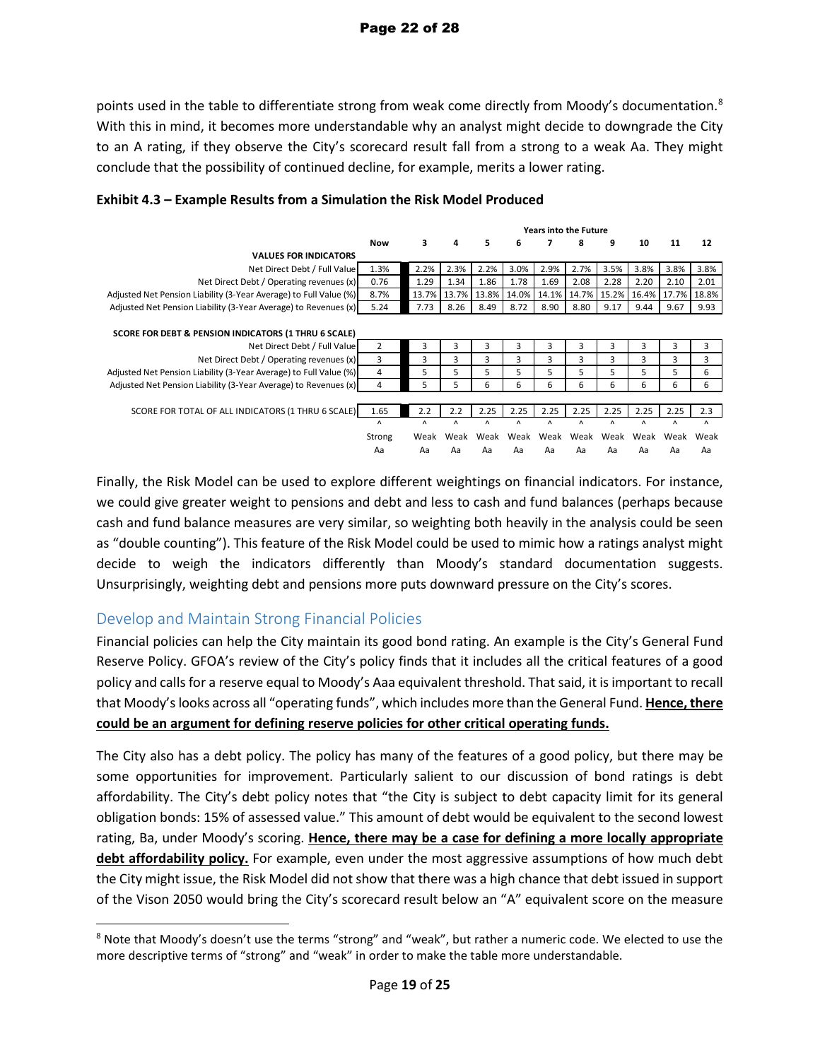points used in the table to differentiate strong from weak come directly from Moody's documentation.[8] With this in mind, it becomes more understandable why an analyst might decide to downgrade the City to an A rating, if they observe the City's scorecard result fall from a strong to a weak Aa. They might conclude that the possibility of continued decline, for example, merits a lower rating.

**Exhibit 4.3 – Example Results from a Simulation the Risk Model Produced**

| | | Years into the Future | | | | | | | | | |
|---|---|---|---|---|---|---|---|---|---|---|---|
| | Now | 3 | 4 | 5 | 6 | 7 | 8 | 9 | 10 | 11 | 12 |
| **VALUES FOR INDICATORS** | | | | | | | | | | | |
| Net Direct Debt / Full Value | 1.3% | 2.2% | 2.3% | 2.2% | 3.0% | 2.9% | 2.7% | 3.5% | 3.8% | 3.8% | 3.8% |
| Net Direct Debt / Operating revenues (x) | 0.76 | 1.29 | 1.34 | 1.86 | 1.78 | 1.69 | 2.08 | 2.28 | 2.20 | 2.10 | 2.01 |
| Adjusted Net Pension Liability (3-Year Average) to Full Value (%) | 8.7% | 13.7% | 13.7% | 13.8% | 14.0% | 14.1% | 14.7% | 15.2% | 16.4% | 17.7% | 18.8% |
| Adjusted Net Pension Liability (3-Year Average) to Revenues (x) | 5.24 | 7.73 | 8.26 | 8.49 | 8.72 | 8.90 | 8.80 | 9.17 | 9.44 | 9.67 | 9.93 |
| **SCORE FOR DEBT & PENSION INDICATORS (1 THRU 6 SCALE)** | | | | | | | | | | | |
| Net Direct Debt / Full Value | 2 | 3 | 3 | 3 | 3 | 3 | 3 | 3 | 3 | 3 | 3 |
| Net Direct Debt / Operating revenues (x) | 3 | 3 | 3 | 3 | 3 | 3 | 3 | 3 | 3 | 3 | 3 |
| Adjusted Net Pension Liability (3-Year Average) to Full Value (%) | 4 | 5 | 5 | 5 | 5 | 5 | 5 | 5 | 5 | 5 | 6 |
| Adjusted Net Pension Liability (3-Year Average) to Revenues (x) | 4 | 5 | 5 | 6 | 6 | 6 | 6 | 6 | 6 | 6 | 6 |
| SCORE FOR TOTAL OF ALL INDICATORS (1 THRU 6 SCALE) | 1.65 | 2.2 | 2.2 | 2.25 | 2.25 | 2.25 | 2.25 | 2.25 | 2.25 | 2.25 | 2.3 |
| | ^ | ^ | ^ | ^ | ^ | ^ | ^ | ^ | ^ | ^ | ^ |
| | Strong Aa | Weak Aa | Weak Aa | Weak Aa | Weak Aa | Weak Aa | Weak Aa | Weak Aa | Weak Aa | Weak Aa | Weak Aa |

Finally, the Risk Model can be used to explore different weightings on financial indicators. For instance, we could give greater weight to pensions and debt and less to cash and fund balances (perhaps because cash and fund balance measures are very similar, so weighting both heavily in the analysis could be seen as "double counting"). This feature of the Risk Model could be used to mimic how a ratings analyst might decide to weigh the indicators differently than Moody's standard documentation suggests. Unsurprisingly, weighting debt and pensions more puts downward pressure on the City's scores.

## Develop and Maintain Strong Financial Policies

Financial policies can help the City maintain its good bond rating. An example is the City's General Fund Reserve Policy. GFOA's review of the City's policy finds that it includes all the critical features of a good policy and calls for a reserve equal to Moody's Aaa equivalent threshold. That said, it is important to recall that Moody's looks across all "operating funds", which includes more than the General Fund. **Hence, there could be an argument for defining reserve policies for other critical operating funds.**

The City also has a debt policy. The policy has many of the features of a good policy, but there may be some opportunities for improvement. Particularly salient to our discussion of bond ratings is debt affordability. The City's debt policy notes that "the City is subject to debt capacity limit for its general obligation bonds: 15% of assessed value." This amount of debt would be equivalent to the second lowest rating, Ba, under Moody's scoring. **Hence, there may be a case for defining a more locally appropriate debt affordability policy.** For example, even under the most aggressive assumptions of how much debt the City might issue, the Risk Model did not show that there was a high chance that debt issued in support of the Vison 2050 would bring the City's scorecard result below an "A" equivalent score on the measure

[8] Note that Moody's doesn't use the terms "strong" and "weak", but rather a numeric code. We elected to use the more descriptive terms of "strong" and "weak" in order to make the table more understandable.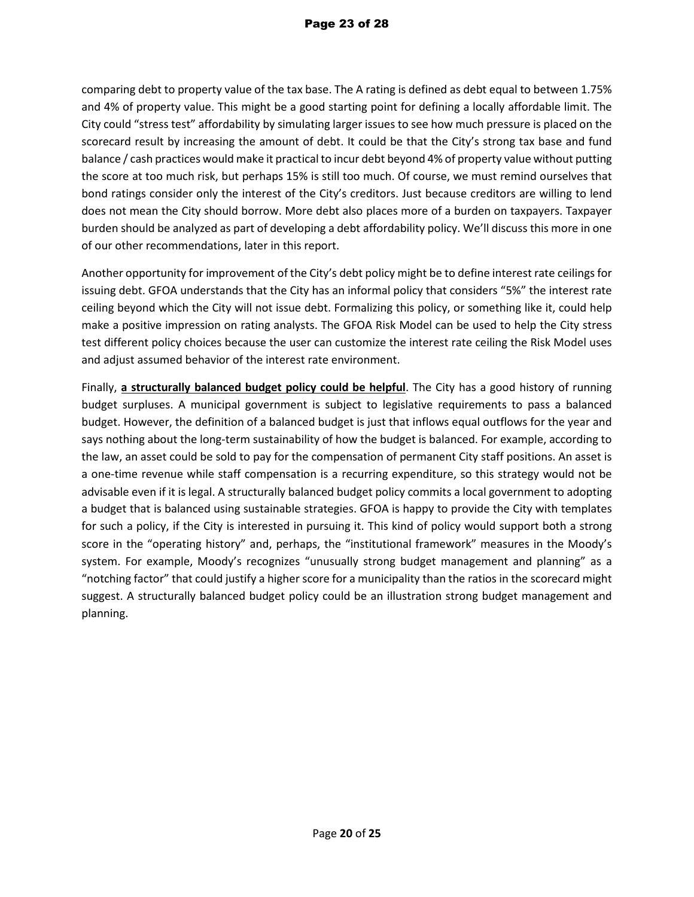comparing debt to property value of the tax base. The A rating is defined as debt equal to between 1.75% and 4% of property value. This might be a good starting point for defining a locally affordable limit. The City could "stress test" affordability by simulating larger issues to see how much pressure is placed on the scorecard result by increasing the amount of debt. It could be that the City's strong tax base and fund balance / cash practices would make it practical to incur debt beyond 4% of property value without putting the score at too much risk, but perhaps 15% is still too much. Of course, we must remind ourselves that bond ratings consider only the interest of the City's creditors. Just because creditors are willing to lend does not mean the City should borrow. More debt also places more of a burden on taxpayers. Taxpayer burden should be analyzed as part of developing a debt affordability policy. We'll discuss this more in one of our other recommendations, later in this report.

Another opportunity for improvement of the City's debt policy might be to define interest rate ceilings for issuing debt. GFOA understands that the City has an informal policy that considers "5%" the interest rate ceiling beyond which the City will not issue debt. Formalizing this policy, or something like it, could help make a positive impression on rating analysts. The GFOA Risk Model can be used to help the City stress test different policy choices because the user can customize the interest rate ceiling the Risk Model uses and adjust assumed behavior of the interest rate environment.

Finally, **a structurally balanced budget policy could be helpful**. The City has a good history of running budget surpluses. A municipal government is subject to legislative requirements to pass a balanced budget. However, the definition of a balanced budget is just that inflows equal outflows for the year and says nothing about the long-term sustainability of how the budget is balanced. For example, according to the law, an asset could be sold to pay for the compensation of permanent City staff positions. An asset is a one-time revenue while staff compensation is a recurring expenditure, so this strategy would not be advisable even if it is legal. A structurally balanced budget policy commits a local government to adopting a budget that is balanced using sustainable strategies. GFOA is happy to provide the City with templates for such a policy, if the City is interested in pursuing it. This kind of policy would support both a strong score in the "operating history" and, perhaps, the "institutional framework" measures in the Moody's system. For example, Moody's recognizes "unusually strong budget management and planning" as a "notching factor" that could justify a higher score for a municipality than the ratios in the scorecard might suggest. A structurally balanced budget policy could be an illustration strong budget management and planning.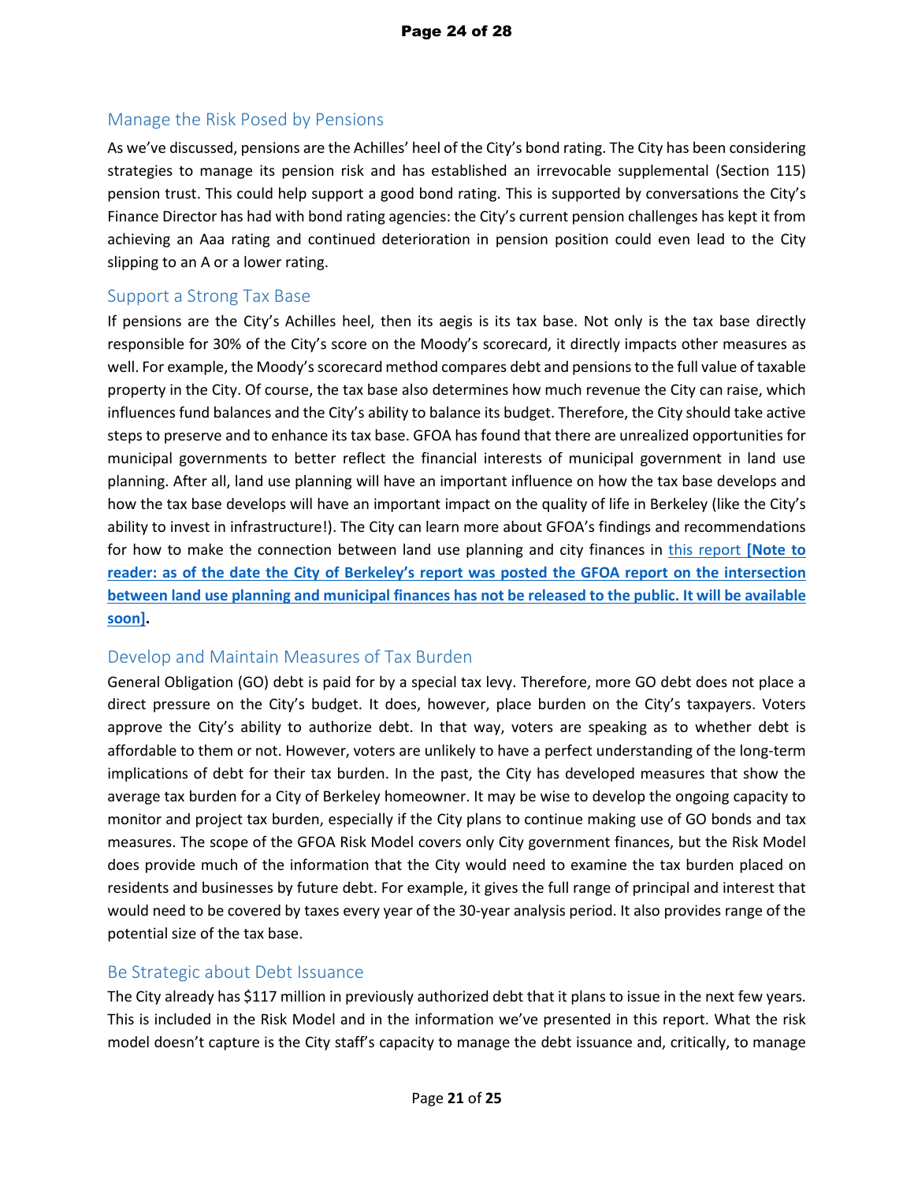## Manage the Risk Posed by Pensions

As we've discussed, pensions are the Achilles' heel of the City's bond rating. The City has been considering strategies to manage its pension risk and has established an irrevocable supplemental (Section 115) pension trust. This could help support a good bond rating. This is supported by conversations the City's Finance Director has had with bond rating agencies: the City's current pension challenges has kept it from achieving an Aaa rating and continued deterioration in pension position could even lead to the City slipping to an A or a lower rating.

## Support a Strong Tax Base

If pensions are the City's Achilles heel, then its aegis is its tax base. Not only is the tax base directly responsible for 30% of the City's score on the Moody's scorecard, it directly impacts other measures as well. For example, the Moody's scorecard method compares debt and pensions to the full value of taxable property in the City. Of course, the tax base also determines how much revenue the City can raise, which influences fund balances and the City's ability to balance its budget. Therefore, the City should take active steps to preserve and to enhance its tax base. GFOA has found that there are unrealized opportunities for municipal governments to better reflect the financial interests of municipal government in land use planning. After all, land use planning will have an important influence on how the tax base develops and how the tax base develops will have an important impact on the quality of life in Berkeley (like the City's ability to invest in infrastructure!). The City can learn more about GFOA's findings and recommendations for how to make the connection between land use planning and city finances in this report **[Note to reader: as of the date the City of Berkeley's report was posted the GFOA report on the intersection between land use planning and municipal finances has not be released to the public. It will be available soon].**

## Develop and Maintain Measures of Tax Burden

General Obligation (GO) debt is paid for by a special tax levy. Therefore, more GO debt does not place a direct pressure on the City's budget. It does, however, place burden on the City's taxpayers. Voters approve the City's ability to authorize debt. In that way, voters are speaking as to whether debt is affordable to them or not. However, voters are unlikely to have a perfect understanding of the long-term implications of debt for their tax burden. In the past, the City has developed measures that show the average tax burden for a City of Berkeley homeowner. It may be wise to develop the ongoing capacity to monitor and project tax burden, especially if the City plans to continue making use of GO bonds and tax measures. The scope of the GFOA Risk Model covers only City government finances, but the Risk Model does provide much of the information that the City would need to examine the tax burden placed on residents and businesses by future debt. For example, it gives the full range of principal and interest that would need to be covered by taxes every year of the 30-year analysis period. It also provides range of the potential size of the tax base.

## Be Strategic about Debt Issuance

The City already has $117 million in previously authorized debt that it plans to issue in the next few years. This is included in the Risk Model and in the information we've presented in this report. What the risk model doesn't capture is the City staff's capacity to manage the debt issuance and, critically, to manage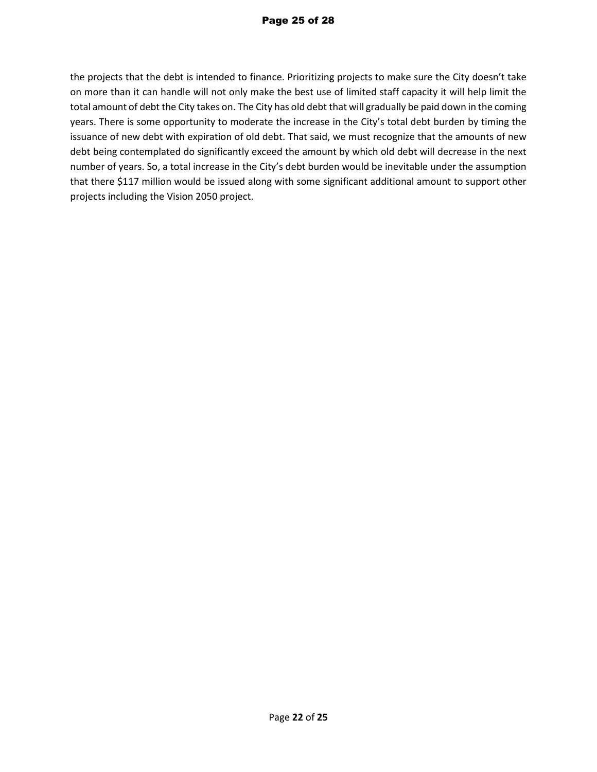the projects that the debt is intended to finance. Prioritizing projects to make sure the City doesn't take on more than it can handle will not only make the best use of limited staff capacity it will help limit the total amount of debt the City takes on. The City has old debt that will gradually be paid down in the coming years. There is some opportunity to moderate the increase in the City's total debt burden by timing the issuance of new debt with expiration of old debt. That said, we must recognize that the amounts of new debt being contemplated do significantly exceed the amount by which old debt will decrease in the next number of years. So, a total increase in the City's debt burden would be inevitable under the assumption that there $117 million would be issued along with some significant additional amount to support other projects including the Vision 2050 project.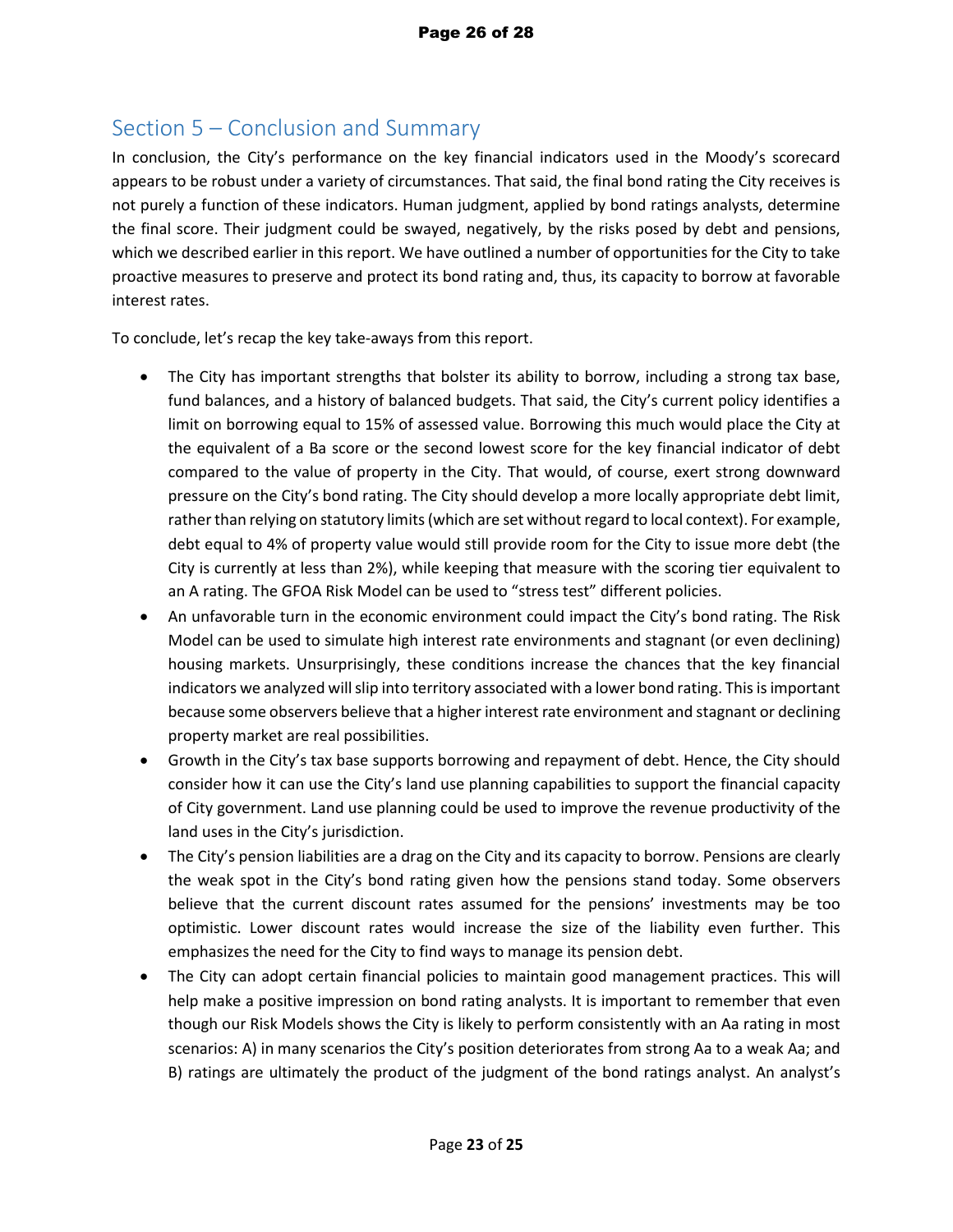## Section 5 – Conclusion and Summary

In conclusion, the City's performance on the key financial indicators used in the Moody's scorecard appears to be robust under a variety of circumstances. That said, the final bond rating the City receives is not purely a function of these indicators. Human judgment, applied by bond ratings analysts, determine the final score. Their judgment could be swayed, negatively, by the risks posed by debt and pensions, which we described earlier in this report. We have outlined a number of opportunities for the City to take proactive measures to preserve and protect its bond rating and, thus, its capacity to borrow at favorable interest rates.

To conclude, let's recap the key take-aways from this report.

- The City has important strengths that bolster its ability to borrow, including a strong tax base, fund balances, and a history of balanced budgets. That said, the City's current policy identifies a limit on borrowing equal to 15% of assessed value. Borrowing this much would place the City at the equivalent of a Ba score or the second lowest score for the key financial indicator of debt compared to the value of property in the City. That would, of course, exert strong downward pressure on the City's bond rating. The City should develop a more locally appropriate debt limit, rather than relying on statutory limits (which are set without regard to local context). For example, debt equal to 4% of property value would still provide room for the City to issue more debt (the City is currently at less than 2%), while keeping that measure with the scoring tier equivalent to an A rating. The GFOA Risk Model can be used to "stress test" different policies.
- An unfavorable turn in the economic environment could impact the City's bond rating. The Risk Model can be used to simulate high interest rate environments and stagnant (or even declining) housing markets. Unsurprisingly, these conditions increase the chances that the key financial indicators we analyzed will slip into territory associated with a lower bond rating. This is important because some observers believe that a higher interest rate environment and stagnant or declining property market are real possibilities.
- Growth in the City's tax base supports borrowing and repayment of debt. Hence, the City should consider how it can use the City's land use planning capabilities to support the financial capacity of City government. Land use planning could be used to improve the revenue productivity of the land uses in the City's jurisdiction.
- The City's pension liabilities are a drag on the City and its capacity to borrow. Pensions are clearly the weak spot in the City's bond rating given how the pensions stand today. Some observers believe that the current discount rates assumed for the pensions' investments may be too optimistic. Lower discount rates would increase the size of the liability even further. This emphasizes the need for the City to find ways to manage its pension debt.
- The City can adopt certain financial policies to maintain good management practices. This will help make a positive impression on bond rating analysts. It is important to remember that even though our Risk Models shows the City is likely to perform consistently with an Aa rating in most scenarios: A) in many scenarios the City's position deteriorates from strong Aa to a weak Aa; and B) ratings are ultimately the product of the judgment of the bond ratings analyst. An analyst's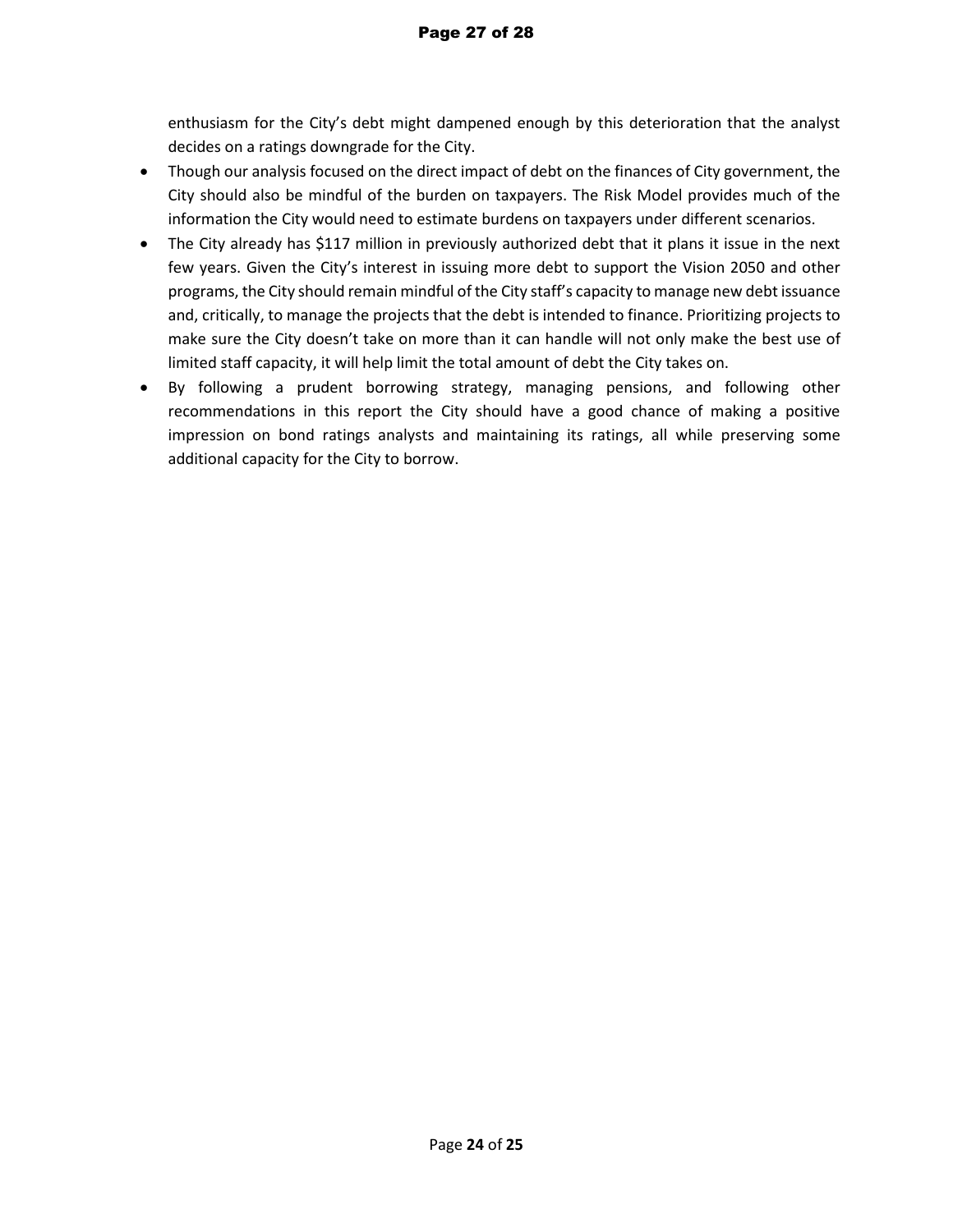enthusiasm for the City's debt might dampened enough by this deterioration that the analyst decides on a ratings downgrade for the City.

- Though our analysis focused on the direct impact of debt on the finances of City government, the City should also be mindful of the burden on taxpayers. The Risk Model provides much of the information the City would need to estimate burdens on taxpayers under different scenarios.
- The City already has $117 million in previously authorized debt that it plans it issue in the next few years. Given the City's interest in issuing more debt to support the Vision 2050 and other programs, the City should remain mindful of the City staff's capacity to manage new debt issuance and, critically, to manage the projects that the debt is intended to finance. Prioritizing projects to make sure the City doesn't take on more than it can handle will not only make the best use of limited staff capacity, it will help limit the total amount of debt the City takes on.
- By following a prudent borrowing strategy, managing pensions, and following other recommendations in this report the City should have a good chance of making a positive impression on bond ratings analysts and maintaining its ratings, all while preserving some additional capacity for the City to borrow.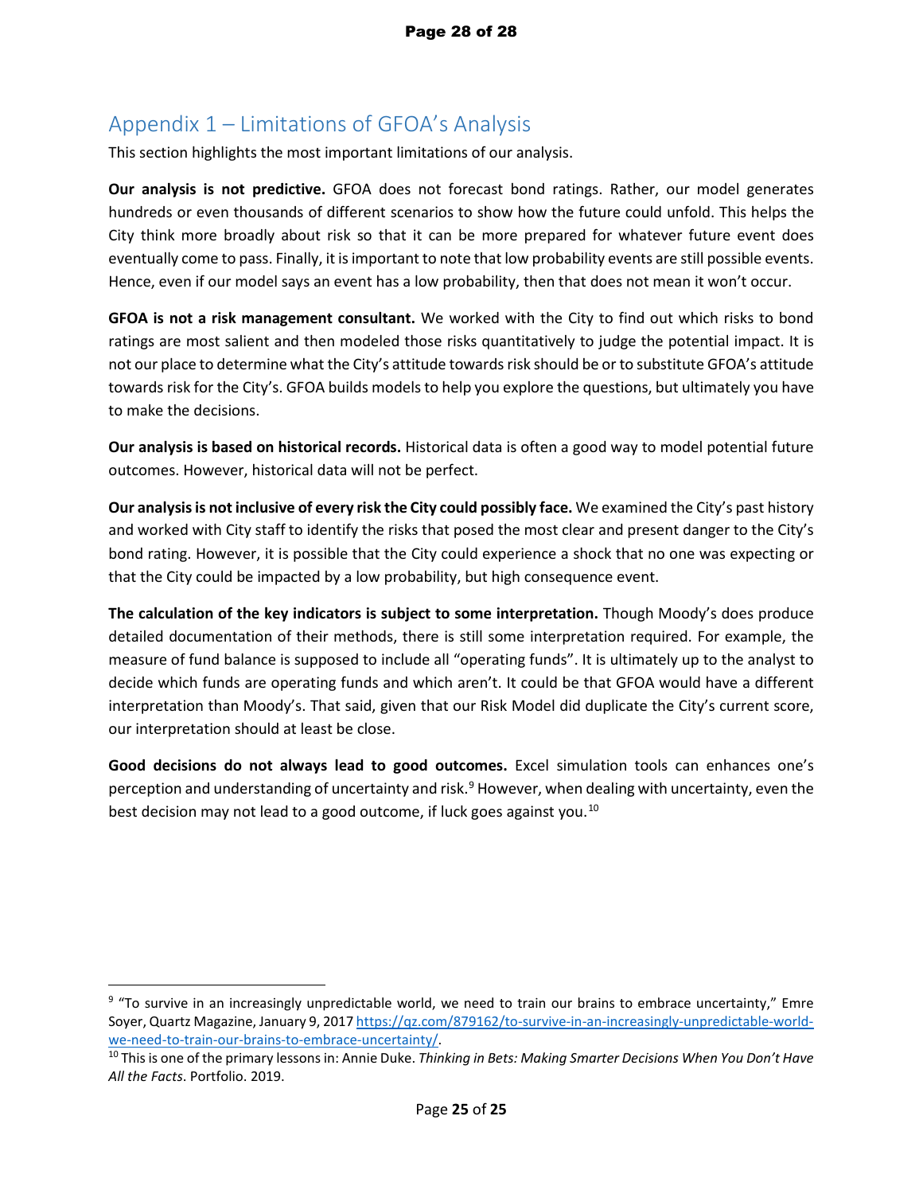## Appendix 1 – Limitations of GFOA's Analysis

This section highlights the most important limitations of our analysis.

**Our analysis is not predictive.** GFOA does not forecast bond ratings. Rather, our model generates hundreds or even thousands of different scenarios to show how the future could unfold. This helps the City think more broadly about risk so that it can be more prepared for whatever future event does eventually come to pass. Finally, it is important to note that low probability events are still possible events. Hence, even if our model says an event has a low probability, then that does not mean it won't occur.

**GFOA is not a risk management consultant.** We worked with the City to find out which risks to bond ratings are most salient and then modeled those risks quantitatively to judge the potential impact. It is not our place to determine what the City's attitude towards risk should be or to substitute GFOA's attitude towards risk for the City's. GFOA builds models to help you explore the questions, but ultimately you have to make the decisions.

**Our analysis is based on historical records.** Historical data is often a good way to model potential future outcomes. However, historical data will not be perfect.

**Our analysis is not inclusive of every risk the City could possibly face.** We examined the City's past history and worked with City staff to identify the risks that posed the most clear and present danger to the City's bond rating. However, it is possible that the City could experience a shock that no one was expecting or that the City could be impacted by a low probability, but high consequence event.

**The calculation of the key indicators is subject to some interpretation.** Though Moody's does produce detailed documentation of their methods, there is still some interpretation required. For example, the measure of fund balance is supposed to include all "operating funds". It is ultimately up to the analyst to decide which funds are operating funds and which aren't. It could be that GFOA would have a different interpretation than Moody's. That said, given that our Risk Model did duplicate the City's current score, our interpretation should at least be close.

**Good decisions do not always lead to good outcomes.** Excel simulation tools can enhances one's perception and understanding of uncertainty and risk.[9] However, when dealing with uncertainty, even the best decision may not lead to a good outcome, if luck goes against you.[10]

---

[9] "To survive in an increasingly unpredictable world, we need to train our brains to embrace uncertainty," Emre Soyer, Quartz Magazine, January 9, 2017 https://qz.com/879162/to-survive-in-an-increasingly-unpredictable-world-we-need-to-train-our-brains-to-embrace-uncertainty/.

[10] This is one of the primary lessons in: Annie Duke. *Thinking in Bets: Making Smarter Decisions When You Don't Have All the Facts*. Portfolio. 2019.